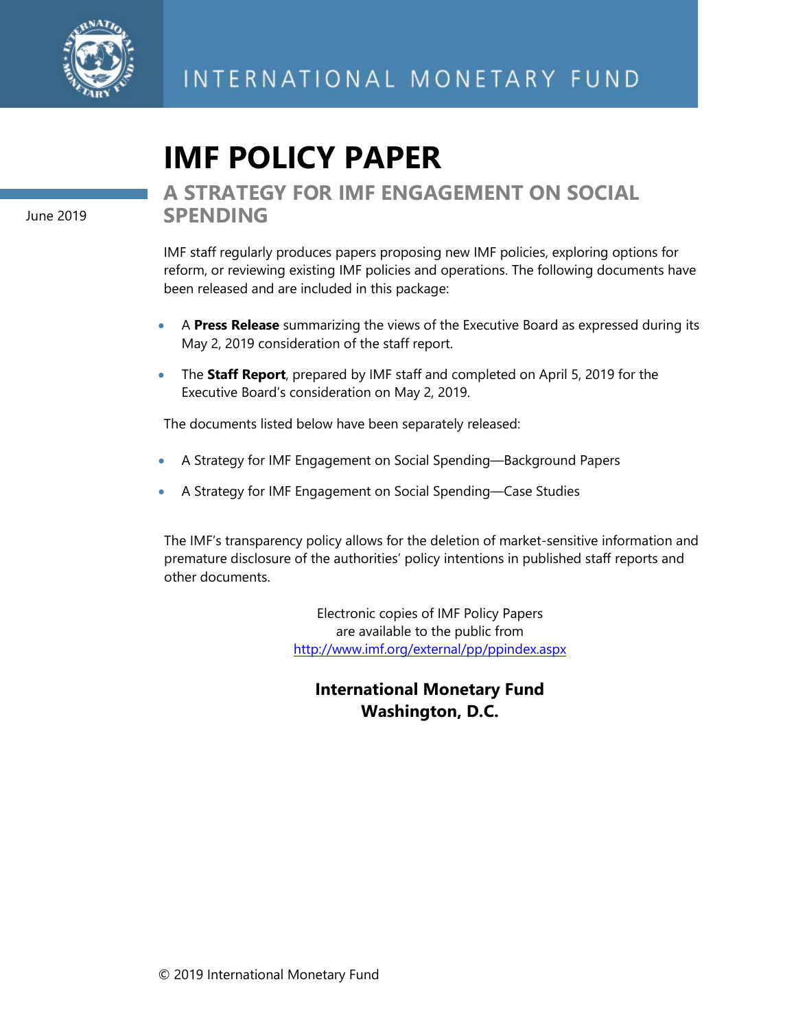INTERNATIONAL MONETARY FUND

# IMF POLICY PAPER

June 2019

## A STRATEGY FOR IMF ENGAGEMENT ON SOCIAL SPENDING

IMF staff regularly produces papers proposing new IMF policies, exploring options for reform, or reviewing existing IMF policies and operations. The following documents have been released and are included in this package:

- A **Press Release** summarizing the views of the Executive Board as expressed during its May 2, 2019 consideration of the staff report.
- The **Staff Report**, prepared by IMF staff and completed on April 5, 2019 for the Executive Board's consideration on May 2, 2019.

The documents listed below have been separately released:

- A Strategy for IMF Engagement on Social Spending—Background Papers
- A Strategy for IMF Engagement on Social Spending—Case Studies

The IMF's transparency policy allows for the deletion of market-sensitive information and premature disclosure of the authorities' policy intentions in published staff reports and other documents.

Electronic copies of IMF Policy Papers
are available to the public from
http://www.imf.org/external/pp/ppindex.aspx

**International Monetary Fund**
**Washington, D.C.**

© 2019 International Monetary Fund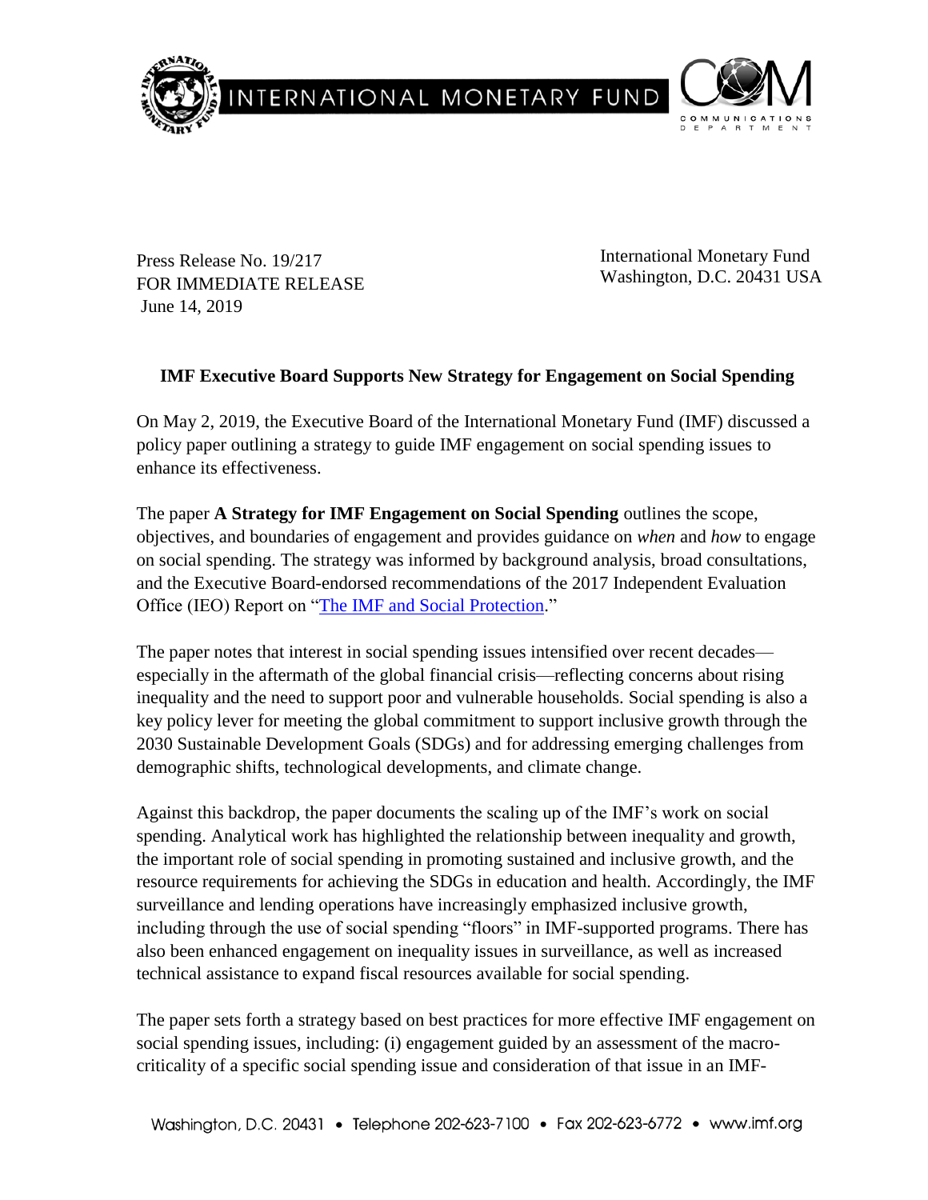Press Release No. 19/217
FOR IMMEDIATE RELEASE
June 14, 2019

International Monetary Fund
Washington, D.C. 20431 USA

**IMF Executive Board Supports New Strategy for Engagement on Social Spending**

On May 2, 2019, the Executive Board of the International Monetary Fund (IMF) discussed a policy paper outlining a strategy to guide IMF engagement on social spending issues to enhance its effectiveness.

The paper **A Strategy for IMF Engagement on Social Spending** outlines the scope, objectives, and boundaries of engagement and provides guidance on *when* and *how* to engage on social spending. The strategy was informed by background analysis, broad consultations, and the Executive Board-endorsed recommendations of the 2017 Independent Evaluation Office (IEO) Report on "[The IMF and Social Protection](The IMF and Social Protection)."

The paper notes that interest in social spending issues intensified over recent decades—especially in the aftermath of the global financial crisis—reflecting concerns about rising inequality and the need to support poor and vulnerable households. Social spending is also a key policy lever for meeting the global commitment to support inclusive growth through the 2030 Sustainable Development Goals (SDGs) and for addressing emerging challenges from demographic shifts, technological developments, and climate change.

Against this backdrop, the paper documents the scaling up of the IMF's work on social spending. Analytical work has highlighted the relationship between inequality and growth, the important role of social spending in promoting sustained and inclusive growth, and the resource requirements for achieving the SDGs in education and health. Accordingly, the IMF surveillance and lending operations have increasingly emphasized inclusive growth, including through the use of social spending "floors" in IMF-supported programs. There has also been enhanced engagement on inequality issues in surveillance, as well as increased technical assistance to expand fiscal resources available for social spending.

The paper sets forth a strategy based on best practices for more effective IMF engagement on social spending issues, including: (i) engagement guided by an assessment of the macro-criticality of a specific social spending issue and consideration of that issue in an IMF-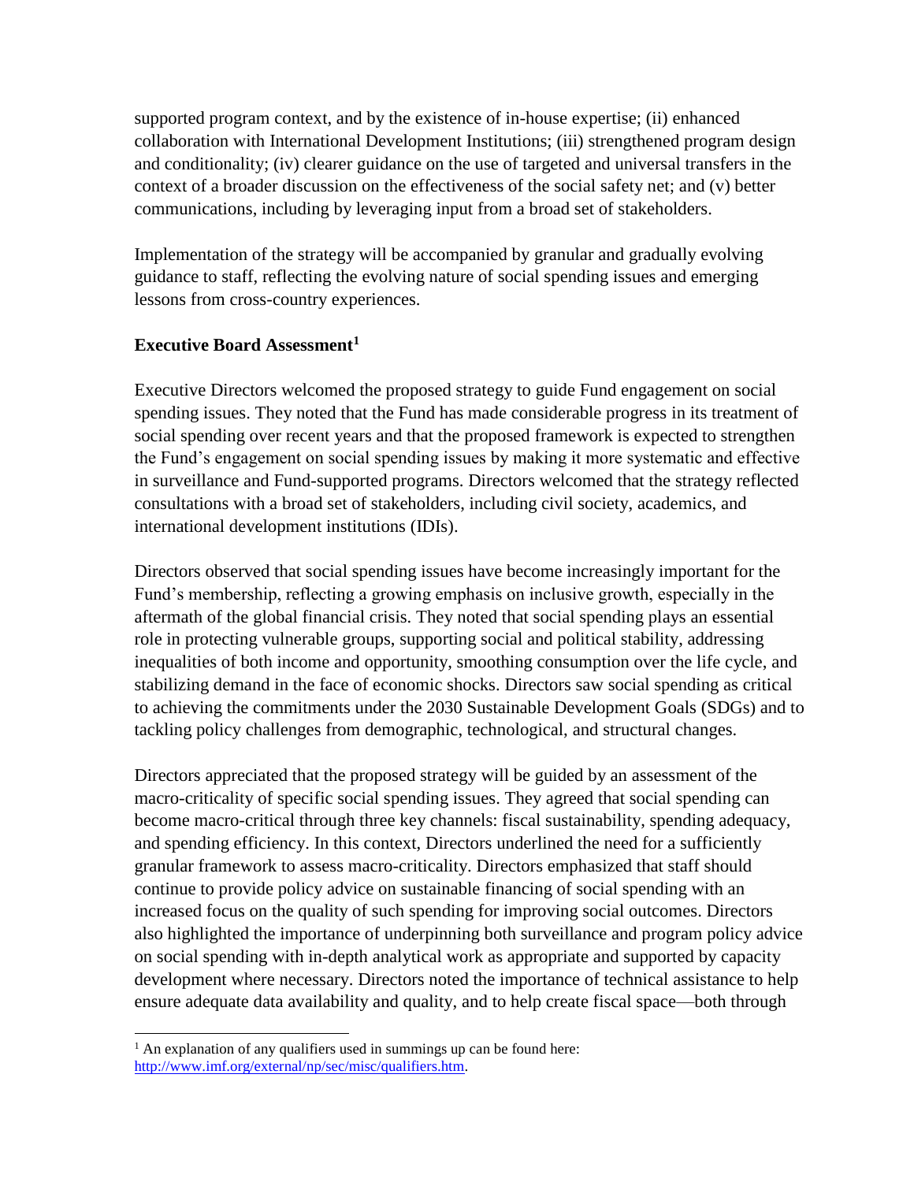supported program context, and by the existence of in-house expertise; (ii) enhanced collaboration with International Development Institutions; (iii) strengthened program design and conditionality; (iv) clearer guidance on the use of targeted and universal transfers in the context of a broader discussion on the effectiveness of the social safety net; and (v) better communications, including by leveraging input from a broad set of stakeholders.

Implementation of the strategy will be accompanied by granular and gradually evolving guidance to staff, reflecting the evolving nature of social spending issues and emerging lessons from cross-country experiences.

**Executive Board Assessment[1]**

Executive Directors welcomed the proposed strategy to guide Fund engagement on social spending issues. They noted that the Fund has made considerable progress in its treatment of social spending over recent years and that the proposed framework is expected to strengthen the Fund's engagement on social spending issues by making it more systematic and effective in surveillance and Fund-supported programs. Directors welcomed that the strategy reflected consultations with a broad set of stakeholders, including civil society, academics, and international development institutions (IDIs).

Directors observed that social spending issues have become increasingly important for the Fund's membership, reflecting a growing emphasis on inclusive growth, especially in the aftermath of the global financial crisis. They noted that social spending plays an essential role in protecting vulnerable groups, supporting social and political stability, addressing inequalities of both income and opportunity, smoothing consumption over the life cycle, and stabilizing demand in the face of economic shocks. Directors saw social spending as critical to achieving the commitments under the 2030 Sustainable Development Goals (SDGs) and to tackling policy challenges from demographic, technological, and structural changes.

Directors appreciated that the proposed strategy will be guided by an assessment of the macro-criticality of specific social spending issues. They agreed that social spending can become macro-critical through three key channels: fiscal sustainability, spending adequacy, and spending efficiency. In this context, Directors underlined the need for a sufficiently granular framework to assess macro-criticality. Directors emphasized that staff should continue to provide policy advice on sustainable financing of social spending with an increased focus on the quality of such spending for improving social outcomes. Directors also highlighted the importance of underpinning both surveillance and program policy advice on social spending with in-depth analytical work as appropriate and supported by capacity development where necessary. Directors noted the importance of technical assistance to help ensure adequate data availability and quality, and to help create fiscal space—both through

[1] An explanation of any qualifiers used in summings up can be found here: http://www.imf.org/external/np/sec/misc/qualifiers.htm.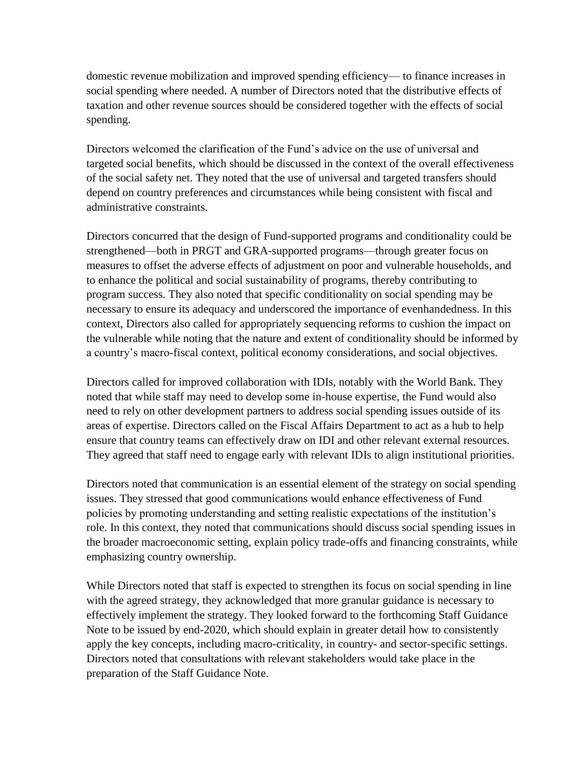domestic revenue mobilization and improved spending efficiency— to finance increases in social spending where needed. A number of Directors noted that the distributive effects of taxation and other revenue sources should be considered together with the effects of social spending.

Directors welcomed the clarification of the Fund's advice on the use of universal and targeted social benefits, which should be discussed in the context of the overall effectiveness of the social safety net. They noted that the use of universal and targeted transfers should depend on country preferences and circumstances while being consistent with fiscal and administrative constraints.

Directors concurred that the design of Fund-supported programs and conditionality could be strengthened—both in PRGT and GRA-supported programs—through greater focus on measures to offset the adverse effects of adjustment on poor and vulnerable households, and to enhance the political and social sustainability of programs, thereby contributing to program success. They also noted that specific conditionality on social spending may be necessary to ensure its adequacy and underscored the importance of evenhandedness. In this context, Directors also called for appropriately sequencing reforms to cushion the impact on the vulnerable while noting that the nature and extent of conditionality should be informed by a country's macro-fiscal context, political economy considerations, and social objectives.

Directors called for improved collaboration with IDIs, notably with the World Bank. They noted that while staff may need to develop some in-house expertise, the Fund would also need to rely on other development partners to address social spending issues outside of its areas of expertise. Directors called on the Fiscal Affairs Department to act as a hub to help ensure that country teams can effectively draw on IDI and other relevant external resources. They agreed that staff need to engage early with relevant IDIs to align institutional priorities.

Directors noted that communication is an essential element of the strategy on social spending issues. They stressed that good communications would enhance effectiveness of Fund policies by promoting understanding and setting realistic expectations of the institution's role. In this context, they noted that communications should discuss social spending issues in the broader macroeconomic setting, explain policy trade-offs and financing constraints, while emphasizing country ownership.

While Directors noted that staff is expected to strengthen its focus on social spending in line with the agreed strategy, they acknowledged that more granular guidance is necessary to effectively implement the strategy. They looked forward to the forthcoming Staff Guidance Note to be issued by end-2020, which should explain in greater detail how to consistently apply the key concepts, including macro-criticality, in country- and sector-specific settings. Directors noted that consultations with relevant stakeholders would take place in the preparation of the Staff Guidance Note.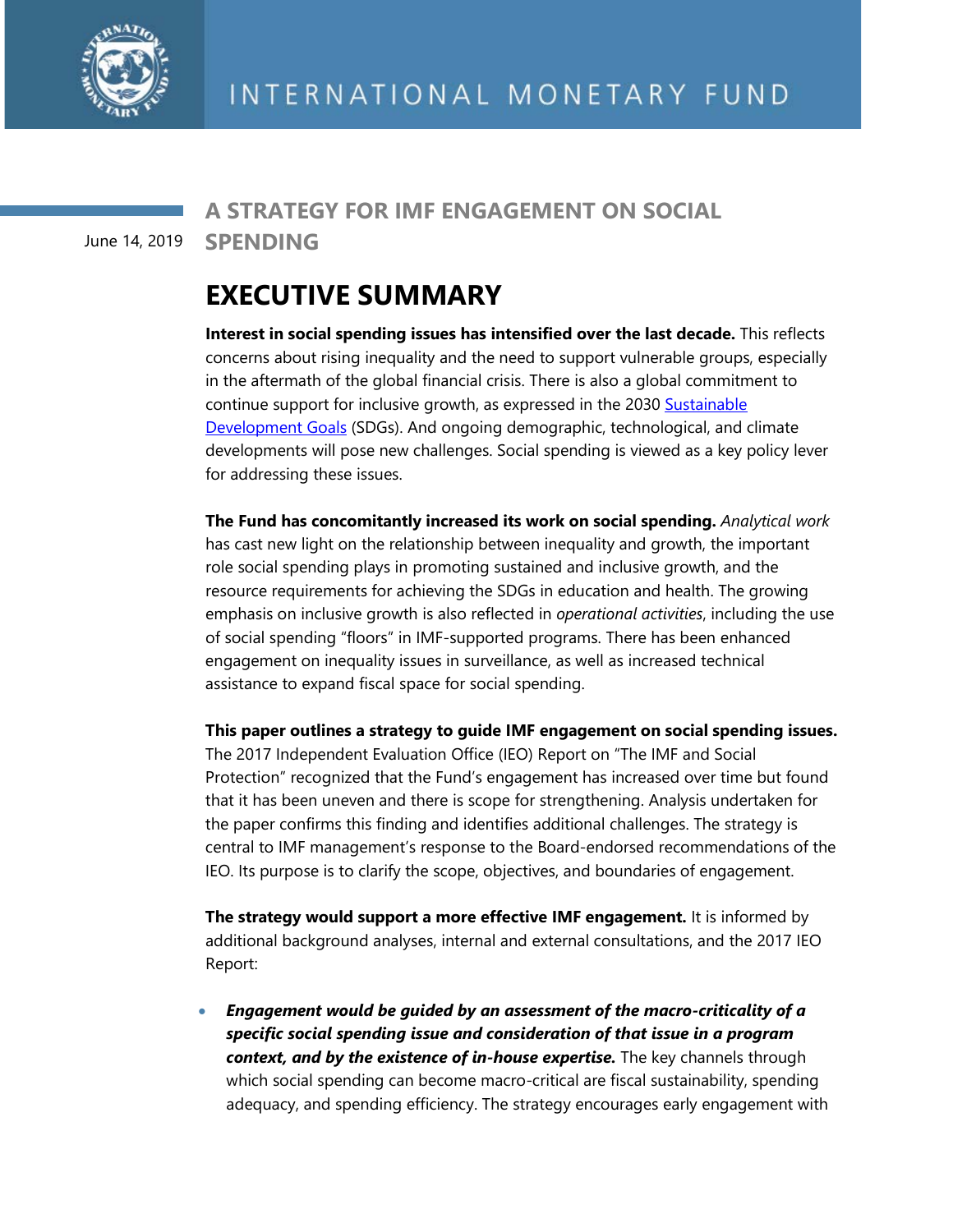# A STRATEGY FOR IMF ENGAGEMENT ON SOCIAL SPENDING

June 14, 2019

## EXECUTIVE SUMMARY

**Interest in social spending issues has intensified over the last decade.** This reflects concerns about rising inequality and the need to support vulnerable groups, especially in the aftermath of the global financial crisis. There is also a global commitment to continue support for inclusive growth, as expressed in the 2030 Sustainable Development Goals (SDGs). And ongoing demographic, technological, and climate developments will pose new challenges. Social spending is viewed as a key policy lever for addressing these issues.

**The Fund has concomitantly increased its work on social spending.** *Analytical work* has cast new light on the relationship between inequality and growth, the important role social spending plays in promoting sustained and inclusive growth, and the resource requirements for achieving the SDGs in education and health. The growing emphasis on inclusive growth is also reflected in *operational activities*, including the use of social spending "floors" in IMF-supported programs. There has been enhanced engagement on inequality issues in surveillance, as well as increased technical assistance to expand fiscal space for social spending.

**This paper outlines a strategy to guide IMF engagement on social spending issues.** The 2017 Independent Evaluation Office (IEO) Report on "The IMF and Social Protection" recognized that the Fund's engagement has increased over time but found that it has been uneven and there is scope for strengthening. Analysis undertaken for the paper confirms this finding and identifies additional challenges. The strategy is central to IMF management's response to the Board-endorsed recommendations of the IEO. Its purpose is to clarify the scope, objectives, and boundaries of engagement.

**The strategy would support a more effective IMF engagement.** It is informed by additional background analyses, internal and external consultations, and the 2017 IEO Report:

- ***Engagement would be guided by an assessment of the macro-criticality of a specific social spending issue and consideration of that issue in a program context, and by the existence of in-house expertise.*** The key channels through which social spending can become macro-critical are fiscal sustainability, spending adequacy, and spending efficiency. The strategy encourages early engagement with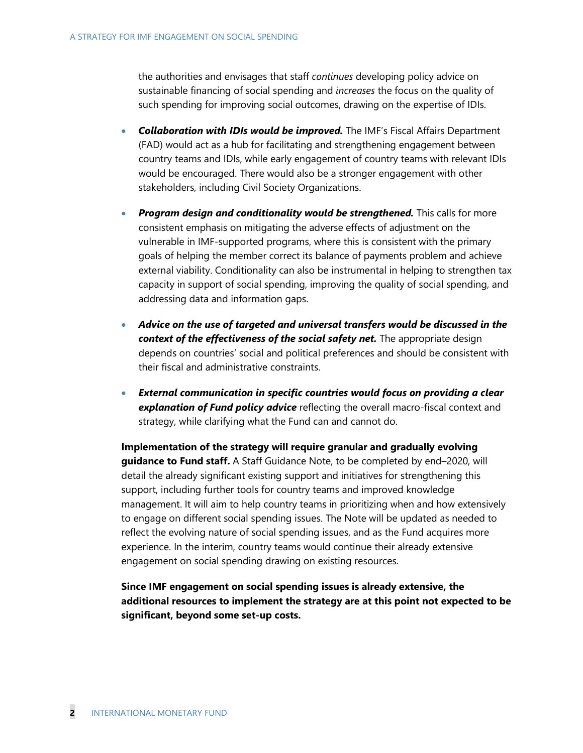the authorities and envisages that staff *continues* developing policy advice on sustainable financing of social spending and *increases* the focus on the quality of such spending for improving social outcomes, drawing on the expertise of IDIs.

- ***Collaboration with IDIs would be improved.*** The IMF's Fiscal Affairs Department (FAD) would act as a hub for facilitating and strengthening engagement between country teams and IDIs, while early engagement of country teams with relevant IDIs would be encouraged. There would also be a stronger engagement with other stakeholders, including Civil Society Organizations.

- ***Program design and conditionality would be strengthened.*** This calls for more consistent emphasis on mitigating the adverse effects of adjustment on the vulnerable in IMF-supported programs, where this is consistent with the primary goals of helping the member correct its balance of payments problem and achieve external viability. Conditionality can also be instrumental in helping to strengthen tax capacity in support of social spending, improving the quality of social spending, and addressing data and information gaps.

- ***Advice on the use of targeted and universal transfers would be discussed in the context of the effectiveness of the social safety net.*** The appropriate design depends on countries' social and political preferences and should be consistent with their fiscal and administrative constraints.

- ***External communication in specific countries would focus on providing a clear explanation of Fund policy advice*** reflecting the overall macro-fiscal context and strategy, while clarifying what the Fund can and cannot do.

**Implementation of the strategy will require granular and gradually evolving guidance to Fund staff.** A Staff Guidance Note, to be completed by end–2020, will detail the already significant existing support and initiatives for strengthening this support, including further tools for country teams and improved knowledge management. It will aim to help country teams in prioritizing when and how extensively to engage on different social spending issues. The Note will be updated as needed to reflect the evolving nature of social spending issues, and as the Fund acquires more experience. In the interim, country teams would continue their already extensive engagement on social spending drawing on existing resources.

**Since IMF engagement on social spending issues is already extensive, the additional resources to implement the strategy are at this point not expected to be significant, beyond some set-up costs.**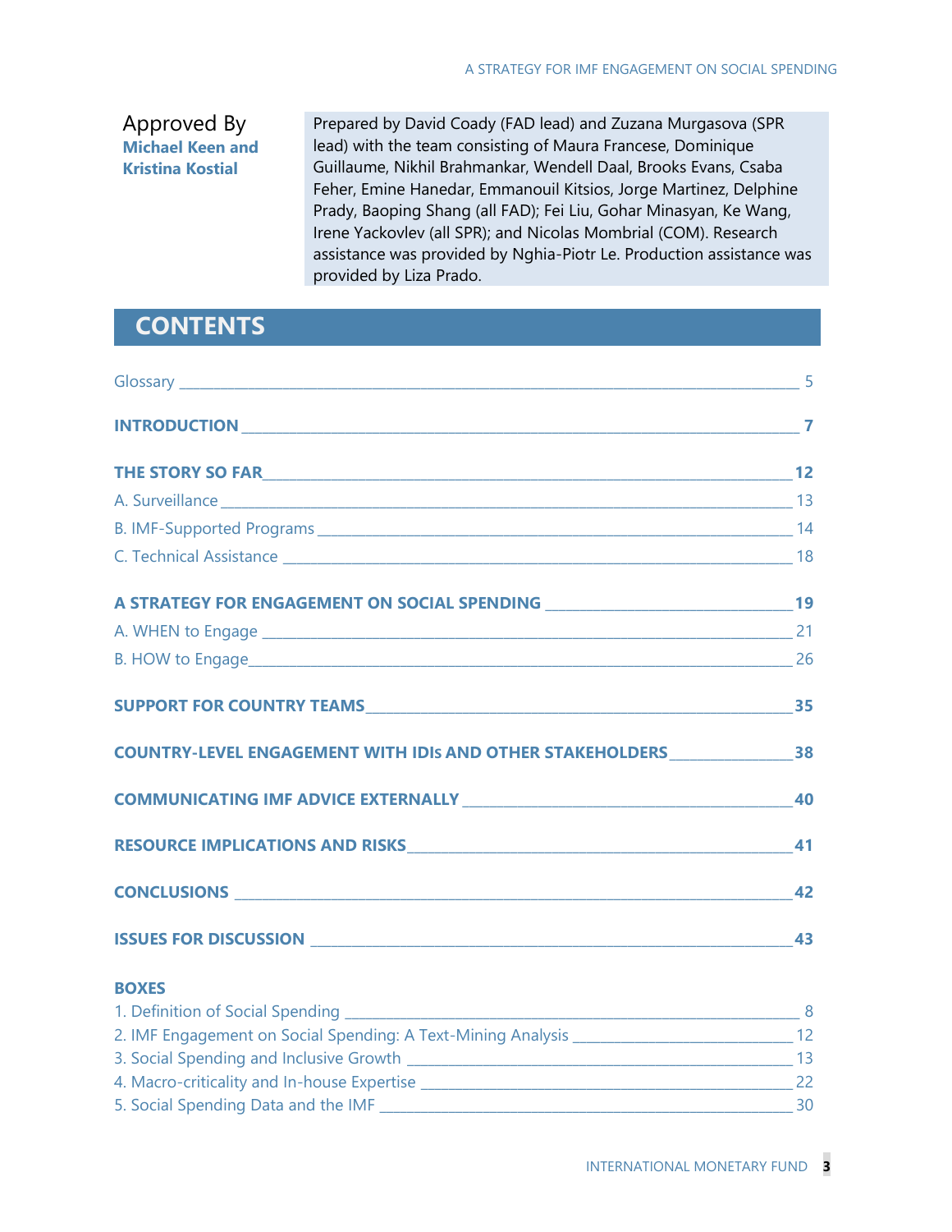Approved By
**Michael Keen and Kristina Kostial**

Prepared by David Coady (FAD lead) and Zuzana Murgasova (SPR lead) with the team consisting of Maura Francese, Dominique Guillaume, Nikhil Brahmankar, Wendell Daal, Brooks Evans, Csaba Feher, Emine Hanedar, Emmanouil Kitsios, Jorge Martinez, Delphine Prady, Baoping Shang (all FAD); Fei Liu, Gohar Minasyan, Ke Wang, Irene Yackovlev (all SPR); and Nicolas Mombrial (COM). Research assistance was provided by Nghia-Piotr Le. Production assistance was provided by Liza Prado.

# CONTENTS

Glossary ____ 5

**INTRODUCTION** ____ 7

**THE STORY SO FAR** ____ 12

A. Surveillance ____ 13

B. IMF-Supported Programs ____ 14

C. Technical Assistance ____ 18

**A STRATEGY FOR ENGAGEMENT ON SOCIAL SPENDING** ____ 19

A. WHEN to Engage ____ 21

B. HOW to Engage ____ 26

**SUPPORT FOR COUNTRY TEAMS** ____ 35

**COUNTRY-LEVEL ENGAGEMENT WITH IDIs AND OTHER STAKEHOLDERS** ____ 38

**COMMUNICATING IMF ADVICE EXTERNALLY** ____ 40

**RESOURCE IMPLICATIONS AND RISKS** ____ 41

**CONCLUSIONS** ____ 42

**ISSUES FOR DISCUSSION** ____ 43

**BOXES**

1. Definition of Social Spending ____ 8
2. IMF Engagement on Social Spending: A Text-Mining Analysis ____ 12
3. Social Spending and Inclusive Growth ____ 13
4. Macro-criticality and In-house Expertise ____ 22
5. Social Spending Data and the IMF ____ 30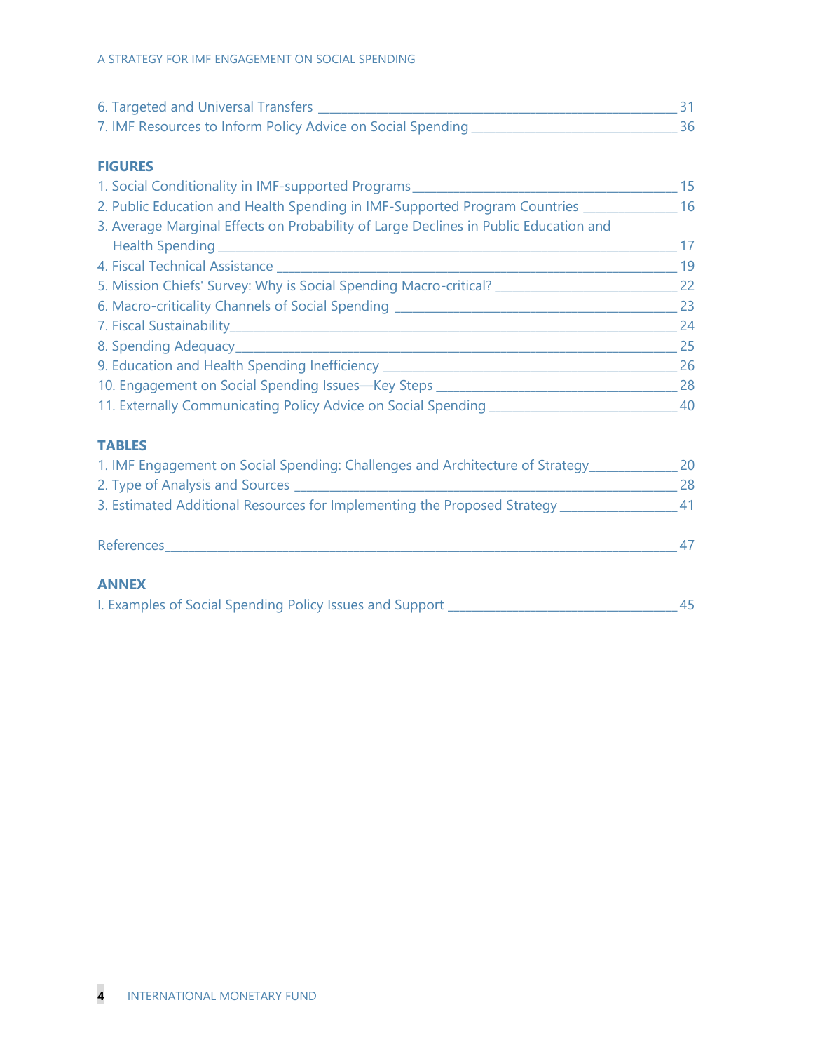6. Targeted and Universal Transfers _______________________________________________ 31
7. IMF Resources to Inform Policy Advice on Social Spending ___________________________ 36

**FIGURES**

1. Social Conditionality in IMF-supported Programs ___________________________________ 15
2. Public Education and Health Spending in IMF-Supported Program Countries ___________ 16
3. Average Marginal Effects on Probability of Large Declines in Public Education and Health Spending _________________________________________________________ 17
4. Fiscal Technical Assistance ____________________________________________________ 19
5. Mission Chiefs' Survey: Why is Social Spending Macro-critical? _____________________ 22
6. Macro-criticality Channels of Social Spending ____________________________________ 23
7. Fiscal Sustainability__________________________________________________________ 24
8. Spending Adequacy__________________________________________________________ 25
9. Education and Health Spending Inefficiency _____________________________________ 26
10. Engagement on Social Spending Issues—Key Steps ______________________________ 28
11. Externally Communicating Policy Advice on Social Spending _______________________ 40

**TABLES**

1. IMF Engagement on Social Spending: Challenges and Architecture of Strategy__________ 20
2. Type of Analysis and Sources __________________________________________________ 28
3. Estimated Additional Resources for Implementing the Proposed Strategy _____________ 41

References______________________________________________________________________ 47

**ANNEX**

I. Examples of Social Spending Policy Issues and Support _____________________________ 45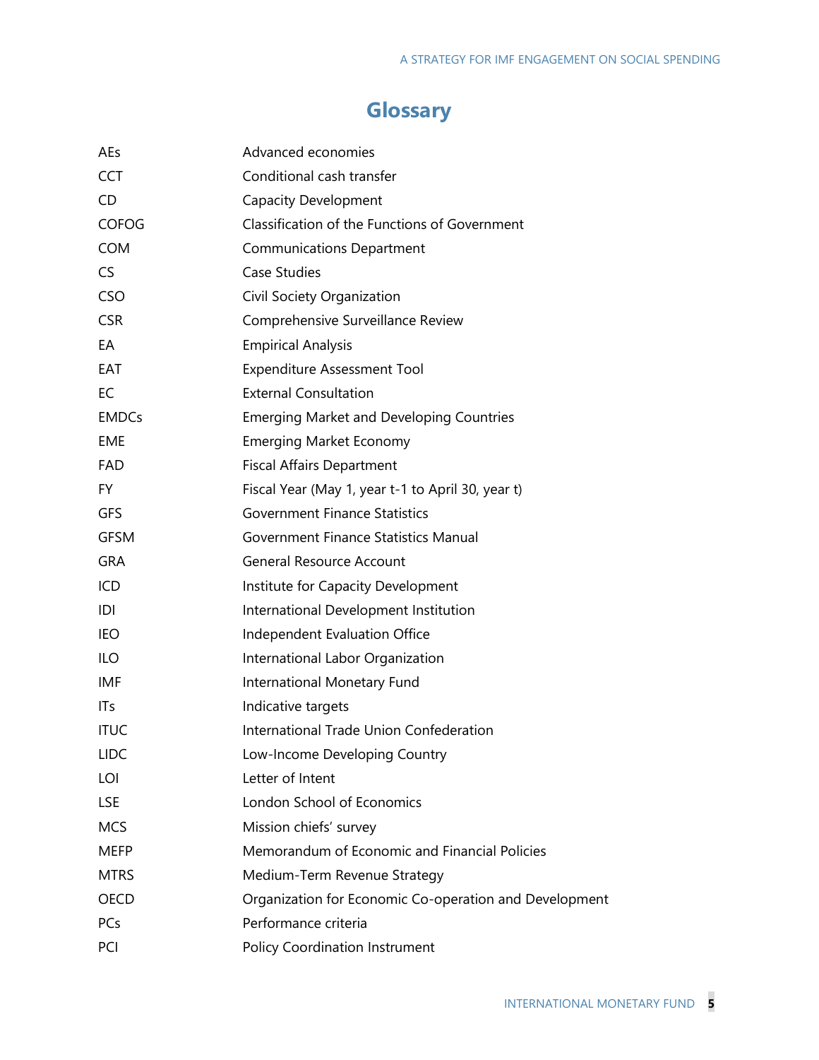# Glossary

| | |
|---|---|
| AEs | Advanced economies |
| CCT | Conditional cash transfer |
| CD | Capacity Development |
| COFOG | Classification of the Functions of Government |
| COM | Communications Department |
| CS | Case Studies |
| CSO | Civil Society Organization |
| CSR | Comprehensive Surveillance Review |
| EA | Empirical Analysis |
| EAT | Expenditure Assessment Tool |
| EC | External Consultation |
| EMDCs | Emerging Market and Developing Countries |
| EME | Emerging Market Economy |
| FAD | Fiscal Affairs Department |
| FY | Fiscal Year (May 1, year t-1 to April 30, year t) |
| GFS | Government Finance Statistics |
| GFSM | Government Finance Statistics Manual |
| GRA | General Resource Account |
| ICD | Institute for Capacity Development |
| IDI | International Development Institution |
| IEO | Independent Evaluation Office |
| ILO | International Labor Organization |
| IMF | International Monetary Fund |
| ITs | Indicative targets |
| ITUC | International Trade Union Confederation |
| LIDC | Low-Income Developing Country |
| LOI | Letter of Intent |
| LSE | London School of Economics |
| MCS | Mission chiefs' survey |
| MEFP | Memorandum of Economic and Financial Policies |
| MTRS | Medium-Term Revenue Strategy |
| OECD | Organization for Economic Co-operation and Development |
| PCs | Performance criteria |
| PCI | Policy Coordination Instrument |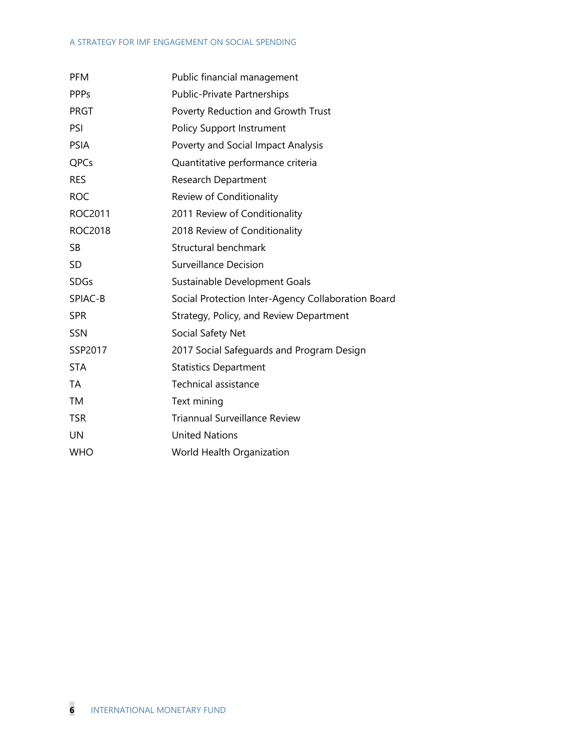| | |
|---|---|
| PFM | Public financial management |
| PPPs | Public-Private Partnerships |
| PRGT | Poverty Reduction and Growth Trust |
| PSI | Policy Support Instrument |
| PSIA | Poverty and Social Impact Analysis |
| QPCs | Quantitative performance criteria |
| RES | Research Department |
| ROC | Review of Conditionality |
| ROC2011 | 2011 Review of Conditionality |
| ROC2018 | 2018 Review of Conditionality |
| SB | Structural benchmark |
| SD | Surveillance Decision |
| SDGs | Sustainable Development Goals |
| SPIAC-B | Social Protection Inter-Agency Collaboration Board |
| SPR | Strategy, Policy, and Review Department |
| SSN | Social Safety Net |
| SSP2017 | 2017 Social Safeguards and Program Design |
| STA | Statistics Department |
| TA | Technical assistance |
| TM | Text mining |
| TSR | Triannual Surveillance Review |
| UN | United Nations |
| WHO | World Health Organization |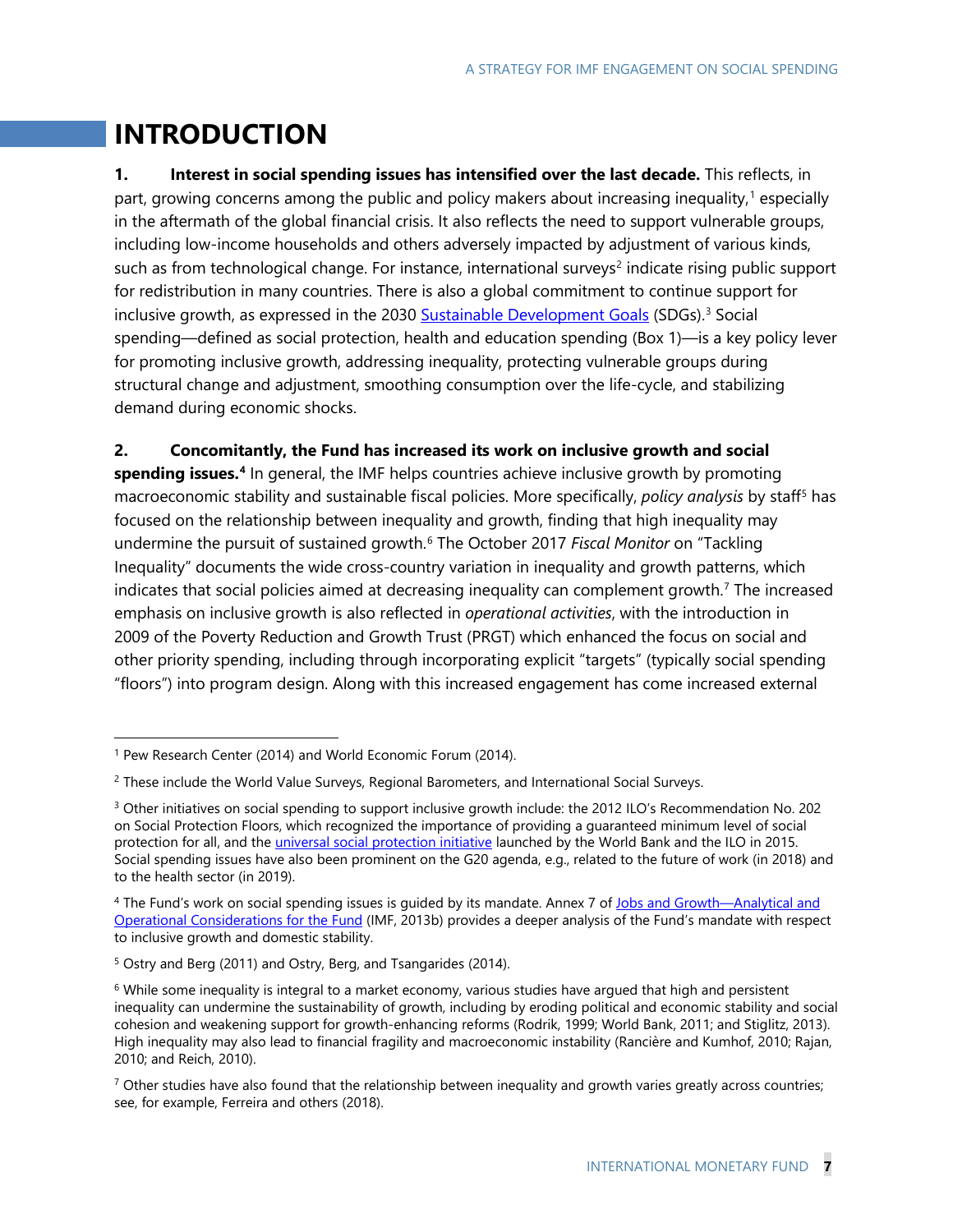# INTRODUCTION

**1. Interest in social spending issues has intensified over the last decade.** This reflects, in part, growing concerns among the public and policy makers about increasing inequality,[1] especially in the aftermath of the global financial crisis. It also reflects the need to support vulnerable groups, including low-income households and others adversely impacted by adjustment of various kinds, such as from technological change. For instance, international surveys[2] indicate rising public support for redistribution in many countries. There is also a global commitment to continue support for inclusive growth, as expressed in the 2030 Sustainable Development Goals (SDGs).[3] Social spending—defined as social protection, health and education spending (Box 1)—is a key policy lever for promoting inclusive growth, addressing inequality, protecting vulnerable groups during structural change and adjustment, smoothing consumption over the life-cycle, and stabilizing demand during economic shocks.

**2. Concomitantly, the Fund has increased its work on inclusive growth and social spending issues.[4]** In general, the IMF helps countries achieve inclusive growth by promoting macroeconomic stability and sustainable fiscal policies. More specifically, *policy analysis* by staff[5] has focused on the relationship between inequality and growth, finding that high inequality may undermine the pursuit of sustained growth.[6] The October 2017 *Fiscal Monitor* on "Tackling Inequality" documents the wide cross-country variation in inequality and growth patterns, which indicates that social policies aimed at decreasing inequality can complement growth.[7] The increased emphasis on inclusive growth is also reflected in *operational activities*, with the introduction in 2009 of the Poverty Reduction and Growth Trust (PRGT) which enhanced the focus on social and other priority spending, including through incorporating explicit "targets" (typically social spending "floors") into program design. Along with this increased engagement has come increased external

---

[1] Pew Research Center (2014) and World Economic Forum (2014).

[2] These include the World Value Surveys, Regional Barometers, and International Social Surveys.

[3] Other initiatives on social spending to support inclusive growth include: the 2012 ILO's Recommendation No. 202 on Social Protection Floors, which recognized the importance of providing a guaranteed minimum level of social protection for all, and the universal social protection initiative launched by the World Bank and the ILO in 2015. Social spending issues have also been prominent on the G20 agenda, e.g., related to the future of work (in 2018) and to the health sector (in 2019).

[4] The Fund's work on social spending issues is guided by its mandate. Annex 7 of Jobs and Growth—Analytical and Operational Considerations for the Fund (IMF, 2013b) provides a deeper analysis of the Fund's mandate with respect to inclusive growth and domestic stability.

[5] Ostry and Berg (2011) and Ostry, Berg, and Tsangarides (2014).

[6] While some inequality is integral to a market economy, various studies have argued that high and persistent inequality can undermine the sustainability of growth, including by eroding political and economic stability and social cohesion and weakening support for growth-enhancing reforms (Rodrik, 1999; World Bank, 2011; and Stiglitz, 2013). High inequality may also lead to financial fragility and macroeconomic instability (Rancière and Kumhof, 2010; Rajan, 2010; and Reich, 2010).

[7] Other studies have also found that the relationship between inequality and growth varies greatly across countries; see, for example, Ferreira and others (2018).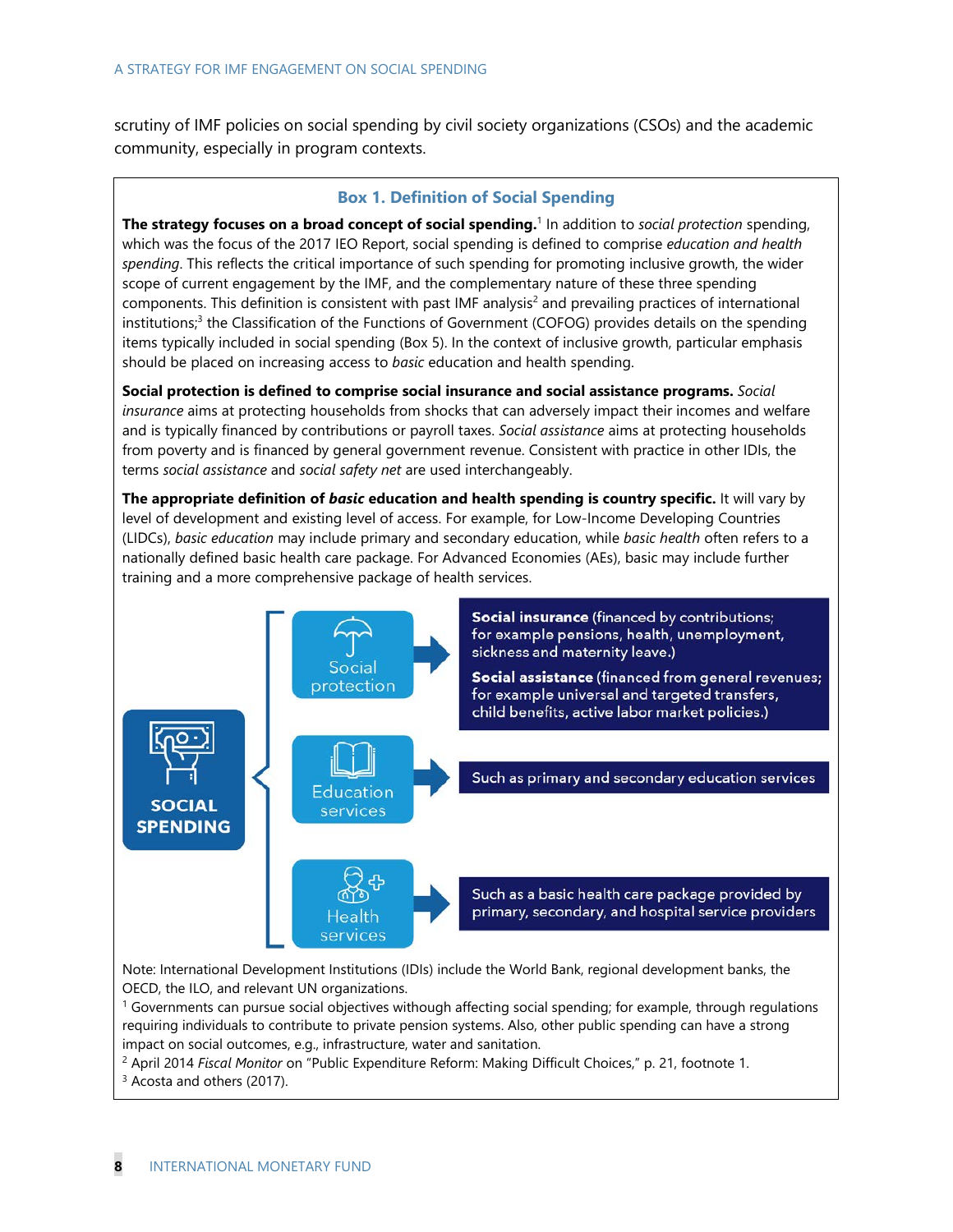scrutiny of IMF policies on social spending by civil society organizations (CSOs) and the academic community, especially in program contexts.

### Box 1. Definition of Social Spending

**The strategy focuses on a broad concept of social spending.**[1] In addition to *social protection* spending, which was the focus of the 2017 IEO Report, social spending is defined to comprise *education and health spending*. This reflects the critical importance of such spending for promoting inclusive growth, the wider scope of current engagement by the IMF, and the complementary nature of these three spending components. This definition is consistent with past IMF analysis[2] and prevailing practices of international institutions;[3] the Classification of the Functions of Government (COFOG) provides details on the spending items typically included in social spending (Box 5). In the context of inclusive growth, particular emphasis should be placed on increasing access to *basic* education and health spending.

**Social protection is defined to comprise social insurance and social assistance programs.** *Social insurance* aims at protecting households from shocks that can adversely impact their incomes and welfare and is typically financed by contributions or payroll taxes. *Social assistance* aims at protecting households from poverty and is financed by general government revenue. Consistent with practice in other IDIs, the terms *social assistance* and *social safety net* are used interchangeably.

**The appropriate definition of *basic* education and health spending is country specific.** It will vary by level of development and existing level of access. For example, for Low-Income Developing Countries (LIDCs), *basic education* may include primary and secondary education, while *basic health* often refers to a nationally defined basic health care package. For Advanced Economies (AEs), basic may include further training and a more comprehensive package of health services.

**SOCIAL SPENDING**

- **Social protection** →
  - **Social insurance** (financed by contributions; for example pensions, health, unemployment, sickness and maternity leave.)
  - **Social assistance** (financed from general revenues; for example universal and targeted transfers, child benefits, active labor market policies.)
- **Education services** → Such as primary and secondary education services
- **Health services** → Such as a basic health care package provided by primary, secondary, and hospital service providers

Note: International Development Institutions (IDIs) include the World Bank, regional development banks, the OECD, the ILO, and relevant UN organizations.

[1] Governments can pursue social objectives withough affecting social spending; for example, through regulations requiring individuals to contribute to private pension systems. Also, other public spending can have a strong impact on social outcomes, e.g., infrastructure, water and sanitation.

[2] April 2014 *Fiscal Monitor* on "Public Expenditure Reform: Making Difficult Choices," p. 21, footnote 1.

[3] Acosta and others (2017).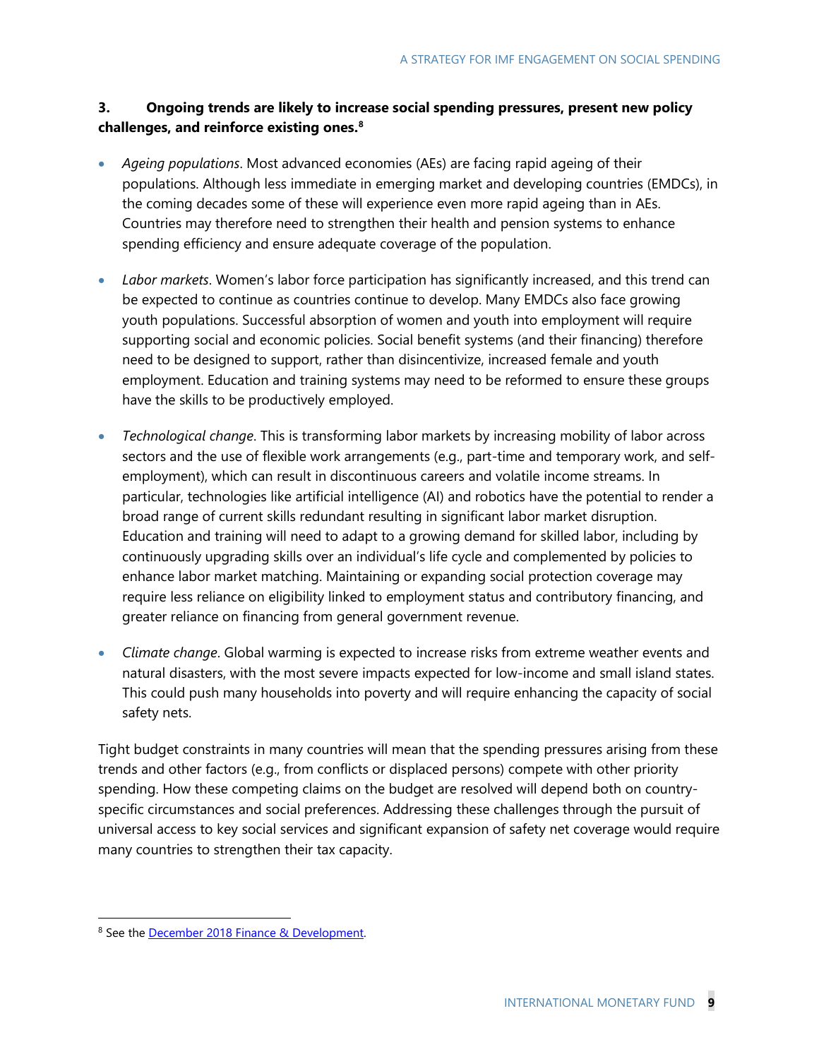**3. Ongoing trends are likely to increase social spending pressures, present new policy challenges, and reinforce existing ones.**[8]

- *Ageing populations*. Most advanced economies (AEs) are facing rapid ageing of their populations. Although less immediate in emerging market and developing countries (EMDCs), in the coming decades some of these will experience even more rapid ageing than in AEs. Countries may therefore need to strengthen their health and pension systems to enhance spending efficiency and ensure adequate coverage of the population.

- *Labor markets*. Women's labor force participation has significantly increased, and this trend can be expected to continue as countries continue to develop. Many EMDCs also face growing youth populations. Successful absorption of women and youth into employment will require supporting social and economic policies. Social benefit systems (and their financing) therefore need to be designed to support, rather than disincentivize, increased female and youth employment. Education and training systems may need to be reformed to ensure these groups have the skills to be productively employed.

- *Technological change*. This is transforming labor markets by increasing mobility of labor across sectors and the use of flexible work arrangements (e.g., part-time and temporary work, and self-employment), which can result in discontinuous careers and volatile income streams. In particular, technologies like artificial intelligence (AI) and robotics have the potential to render a broad range of current skills redundant resulting in significant labor market disruption. Education and training will need to adapt to a growing demand for skilled labor, including by continuously upgrading skills over an individual's life cycle and complemented by policies to enhance labor market matching. Maintaining or expanding social protection coverage may require less reliance on eligibility linked to employment status and contributory financing, and greater reliance on financing from general government revenue.

- *Climate change*. Global warming is expected to increase risks from extreme weather events and natural disasters, with the most severe impacts expected for low-income and small island states. This could push many households into poverty and will require enhancing the capacity of social safety nets.

Tight budget constraints in many countries will mean that the spending pressures arising from these trends and other factors (e.g., from conflicts or displaced persons) compete with other priority spending. How these competing claims on the budget are resolved will depend both on country-specific circumstances and social preferences. Addressing these challenges through the pursuit of universal access to key social services and significant expansion of safety net coverage would require many countries to strengthen their tax capacity.

---

[8] See the December 2018 Finance & Development.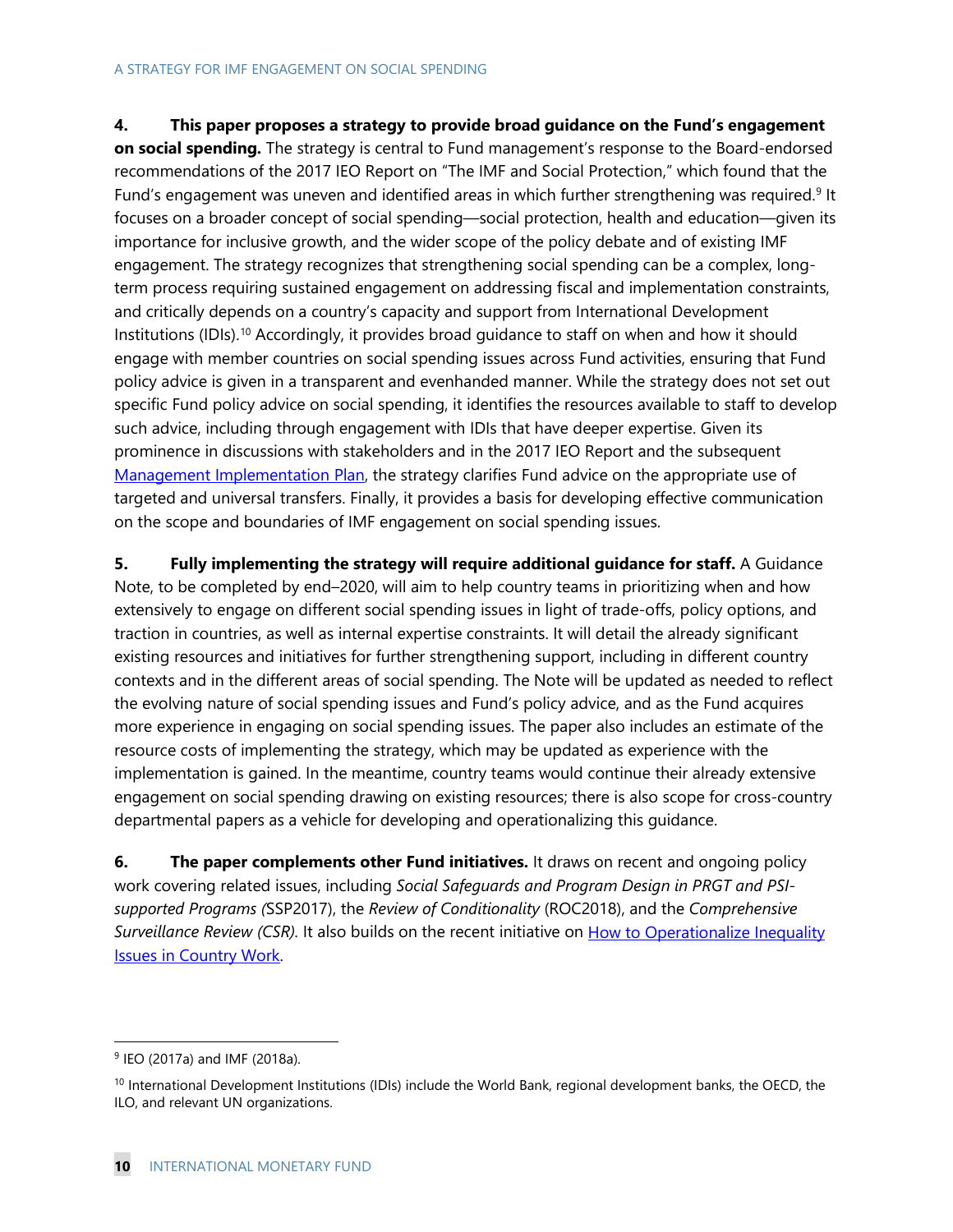**4. This paper proposes a strategy to provide broad guidance on the Fund's engagement on social spending.** The strategy is central to Fund management's response to the Board-endorsed recommendations of the 2017 IEO Report on "The IMF and Social Protection," which found that the Fund's engagement was uneven and identified areas in which further strengthening was required.[9] It focuses on a broader concept of social spending—social protection, health and education—given its importance for inclusive growth, and the wider scope of the policy debate and of existing IMF engagement. The strategy recognizes that strengthening social spending can be a complex, long-term process requiring sustained engagement on addressing fiscal and implementation constraints, and critically depends on a country's capacity and support from International Development Institutions (IDIs).[10] Accordingly, it provides broad guidance to staff on when and how it should engage with member countries on social spending issues across Fund activities, ensuring that Fund policy advice is given in a transparent and evenhanded manner. While the strategy does not set out specific Fund policy advice on social spending, it identifies the resources available to staff to develop such advice, including through engagement with IDIs that have deeper expertise. Given its prominence in discussions with stakeholders and in the 2017 IEO Report and the subsequent Management Implementation Plan, the strategy clarifies Fund advice on the appropriate use of targeted and universal transfers. Finally, it provides a basis for developing effective communication on the scope and boundaries of IMF engagement on social spending issues.

**5. Fully implementing the strategy will require additional guidance for staff.** A Guidance Note, to be completed by end–2020, will aim to help country teams in prioritizing when and how extensively to engage on different social spending issues in light of trade-offs, policy options, and traction in countries, as well as internal expertise constraints. It will detail the already significant existing resources and initiatives for further strengthening support, including in different country contexts and in the different areas of social spending. The Note will be updated as needed to reflect the evolving nature of social spending issues and Fund's policy advice, and as the Fund acquires more experience in engaging on social spending issues. The paper also includes an estimate of the resource costs of implementing the strategy, which may be updated as experience with the implementation is gained. In the meantime, country teams would continue their already extensive engagement on social spending drawing on existing resources; there is also scope for cross-country departmental papers as a vehicle for developing and operationalizing this guidance.

**6. The paper complements other Fund initiatives.** It draws on recent and ongoing policy work covering related issues, including *Social Safeguards and Program Design in PRGT and PSI-supported Programs (*SSP2017), the *Review of Conditionality* (ROC2018), and the *Comprehensive Surveillance Review (CSR)*. It also builds on the recent initiative on How to Operationalize Inequality Issues in Country Work.

---

[9] IEO (2017a) and IMF (2018a).

[10] International Development Institutions (IDIs) include the World Bank, regional development banks, the OECD, the ILO, and relevant UN organizations.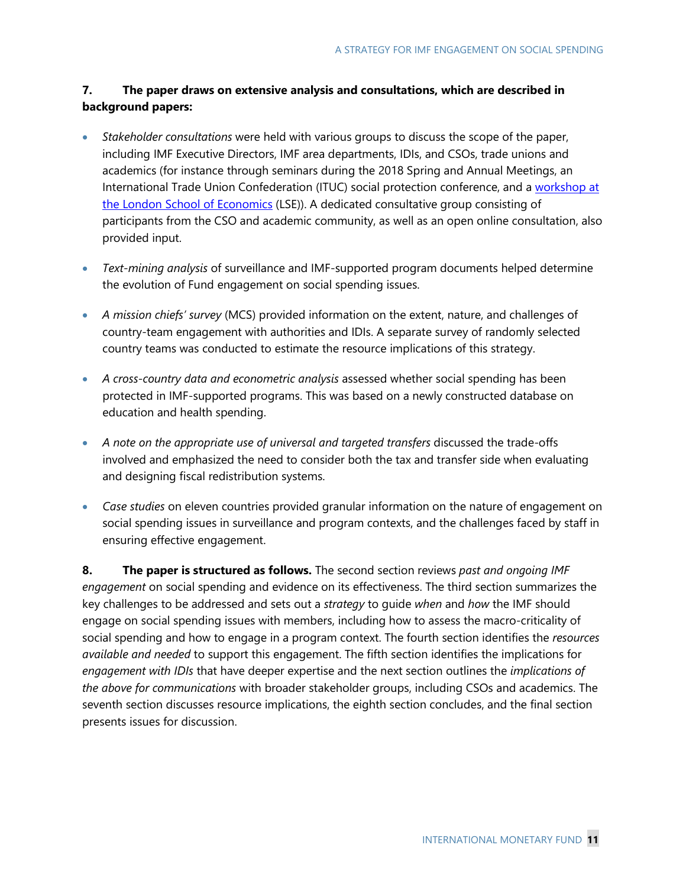**7. The paper draws on extensive analysis and consultations, which are described in background papers:**

- *Stakeholder consultations* were held with various groups to discuss the scope of the paper, including IMF Executive Directors, IMF area departments, IDIs, and CSOs, trade unions and academics (for instance through seminars during the 2018 Spring and Annual Meetings, an International Trade Union Confederation (ITUC) social protection conference, and a workshop at the London School of Economics (LSE)). A dedicated consultative group consisting of participants from the CSO and academic community, as well as an open online consultation, also provided input.

- *Text-mining analysis* of surveillance and IMF-supported program documents helped determine the evolution of Fund engagement on social spending issues.

- *A mission chiefs' survey* (MCS) provided information on the extent, nature, and challenges of country-team engagement with authorities and IDIs. A separate survey of randomly selected country teams was conducted to estimate the resource implications of this strategy.

- *A cross-country data and econometric analysis* assessed whether social spending has been protected in IMF-supported programs. This was based on a newly constructed database on education and health spending.

- *A note on the appropriate use of universal and targeted transfers* discussed the trade-offs involved and emphasized the need to consider both the tax and transfer side when evaluating and designing fiscal redistribution systems.

- *Case studies* on eleven countries provided granular information on the nature of engagement on social spending issues in surveillance and program contexts, and the challenges faced by staff in ensuring effective engagement.

**8. The paper is structured as follows.** The second section reviews *past and ongoing IMF engagement* on social spending and evidence on its effectiveness. The third section summarizes the key challenges to be addressed and sets out a *strategy* to guide *when* and *how* the IMF should engage on social spending issues with members, including how to assess the macro-criticality of social spending and how to engage in a program context. The fourth section identifies the *resources available and needed* to support this engagement. The fifth section identifies the implications for *engagement with IDIs* that have deeper expertise and the next section outlines the *implications of the above for communications* with broader stakeholder groups, including CSOs and academics. The seventh section discusses resource implications, the eighth section concludes, and the final section presents issues for discussion.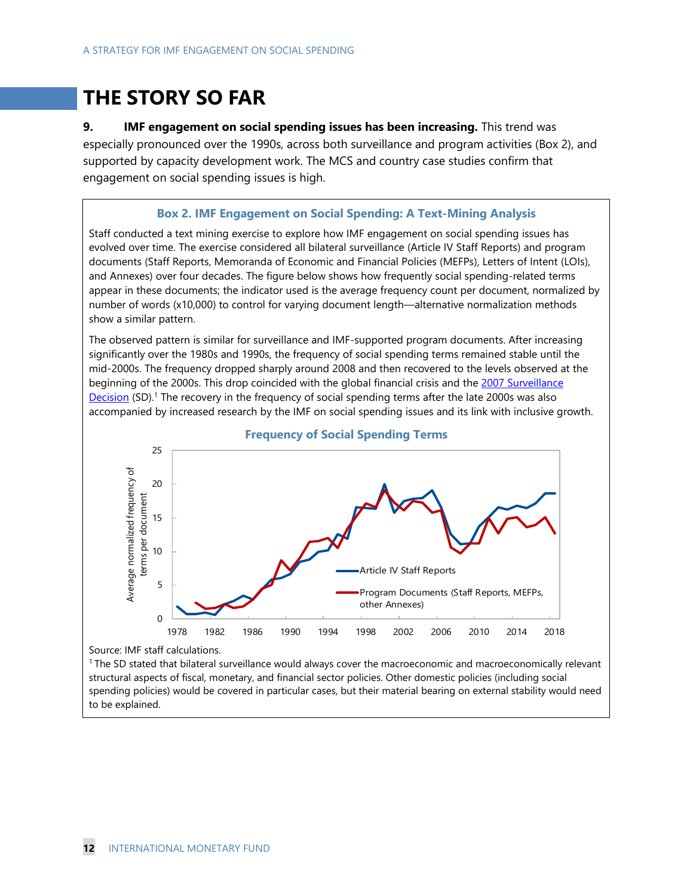# THE STORY SO FAR

**9. IMF engagement on social spending issues has been increasing.** This trend was especially pronounced over the 1990s, across both surveillance and program activities (Box 2), and supported by capacity development work. The MCS and country case studies confirm that engagement on social spending issues is high.

### Box 2. IMF Engagement on Social Spending: A Text-Mining Analysis

Staff conducted a text mining exercise to explore how IMF engagement on social spending issues has evolved over time. The exercise considered all bilateral surveillance (Article IV Staff Reports) and program documents (Staff Reports, Memoranda of Economic and Financial Policies (MEFPs), Letters of Intent (LOIs), and Annexes) over four decades. The figure below shows how frequently social spending-related terms appear in these documents; the indicator used is the average frequency count per document, normalized by number of words (x10,000) to control for varying document length—alternative normalization methods show a similar pattern.

The observed pattern is similar for surveillance and IMF-supported program documents. After increasing significantly over the 1980s and 1990s, the frequency of social spending terms remained stable until the mid-2000s. The frequency dropped sharply around 2008 and then recovered to the levels observed at the beginning of the 2000s. This drop coincided with the global financial crisis and the 2007 Surveillance Decision (SD).[1] The recovery in the frequency of social spending terms after the late 2000s was also accompanied by increased research by the IMF on social spending issues and its link with inclusive growth.

**Frequency of Social Spending Terms**

Source: IMF staff calculations.

[1] The SD stated that bilateral surveillance would always cover the macroeconomic and macroeconomically relevant structural aspects of fiscal, monetary, and financial sector policies. Other domestic policies (including social spending policies) would be covered in particular cases, but their material bearing on external stability would need to be explained.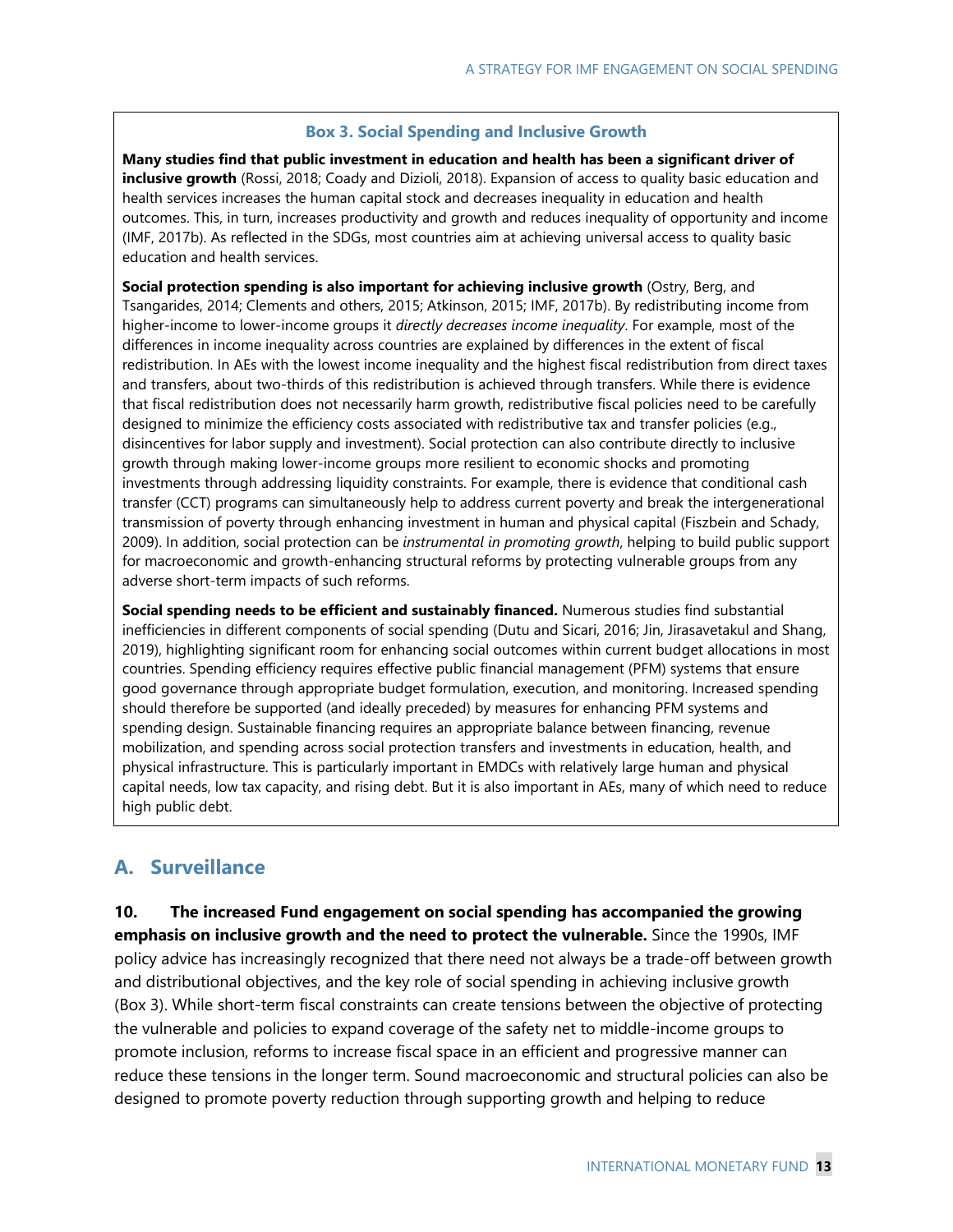### Box 3. Social Spending and Inclusive Growth

**Many studies find that public investment in education and health has been a significant driver of inclusive growth** (Rossi, 2018; Coady and Dizioli, 2018). Expansion of access to quality basic education and health services increases the human capital stock and decreases inequality in education and health outcomes. This, in turn, increases productivity and growth and reduces inequality of opportunity and income (IMF, 2017b). As reflected in the SDGs, most countries aim at achieving universal access to quality basic education and health services.

**Social protection spending is also important for achieving inclusive growth** (Ostry, Berg, and Tsangarides, 2014; Clements and others, 2015; Atkinson, 2015; IMF, 2017b). By redistributing income from higher-income to lower-income groups it *directly decreases income inequality*. For example, most of the differences in income inequality across countries are explained by differences in the extent of fiscal redistribution. In AEs with the lowest income inequality and the highest fiscal redistribution from direct taxes and transfers, about two-thirds of this redistribution is achieved through transfers. While there is evidence that fiscal redistribution does not necessarily harm growth, redistributive fiscal policies need to be carefully designed to minimize the efficiency costs associated with redistributive tax and transfer policies (e.g., disincentives for labor supply and investment). Social protection can also contribute directly to inclusive growth through making lower-income groups more resilient to economic shocks and promoting investments through addressing liquidity constraints. For example, there is evidence that conditional cash transfer (CCT) programs can simultaneously help to address current poverty and break the intergenerational transmission of poverty through enhancing investment in human and physical capital (Fiszbein and Schady, 2009). In addition, social protection can be *instrumental in promoting growth*, helping to build public support for macroeconomic and growth-enhancing structural reforms by protecting vulnerable groups from any adverse short-term impacts of such reforms.

**Social spending needs to be efficient and sustainably financed.** Numerous studies find substantial inefficiencies in different components of social spending (Dutu and Sicari, 2016; Jin, Jirasavetakul and Shang, 2019), highlighting significant room for enhancing social outcomes within current budget allocations in most countries. Spending efficiency requires effective public financial management (PFM) systems that ensure good governance through appropriate budget formulation, execution, and monitoring. Increased spending should therefore be supported (and ideally preceded) by measures for enhancing PFM systems and spending design. Sustainable financing requires an appropriate balance between financing, revenue mobilization, and spending across social protection transfers and investments in education, health, and physical infrastructure. This is particularly important in EMDCs with relatively large human and physical capital needs, low tax capacity, and rising debt. But it is also important in AEs, many of which need to reduce high public debt.

## A. Surveillance

**10. The increased Fund engagement on social spending has accompanied the growing emphasis on inclusive growth and the need to protect the vulnerable.** Since the 1990s, IMF policy advice has increasingly recognized that there need not always be a trade-off between growth and distributional objectives, and the key role of social spending in achieving inclusive growth (Box 3). While short-term fiscal constraints can create tensions between the objective of protecting the vulnerable and policies to expand coverage of the safety net to middle-income groups to promote inclusion, reforms to increase fiscal space in an efficient and progressive manner can reduce these tensions in the longer term. Sound macroeconomic and structural policies can also be designed to promote poverty reduction through supporting growth and helping to reduce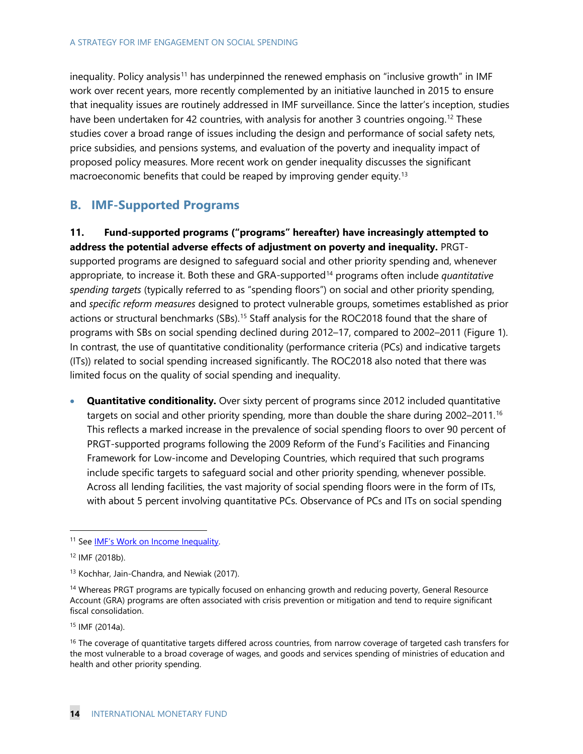inequality. Policy analysis[11] has underpinned the renewed emphasis on "inclusive growth" in IMF work over recent years, more recently complemented by an initiative launched in 2015 to ensure that inequality issues are routinely addressed in IMF surveillance. Since the latter's inception, studies have been undertaken for 42 countries, with analysis for another 3 countries ongoing.[12] These studies cover a broad range of issues including the design and performance of social safety nets, price subsidies, and pensions systems, and evaluation of the poverty and inequality impact of proposed policy measures. More recent work on gender inequality discusses the significant macroeconomic benefits that could be reaped by improving gender equity.[13]

## B. IMF-Supported Programs

**11. Fund-supported programs ("programs" hereafter) have increasingly attempted to address the potential adverse effects of adjustment on poverty and inequality.** PRGT-supported programs are designed to safeguard social and other priority spending and, whenever appropriate, to increase it. Both these and GRA-supported[14] programs often include *quantitative spending targets* (typically referred to as "spending floors") on social and other priority spending, and *specific reform measures* designed to protect vulnerable groups, sometimes established as prior actions or structural benchmarks (SBs).[15] Staff analysis for the ROC2018 found that the share of programs with SBs on social spending declined during 2012–17, compared to 2002–2011 (Figure 1). In contrast, the use of quantitative conditionality (performance criteria (PCs) and indicative targets (ITs)) related to social spending increased significantly. The ROC2018 also noted that there was limited focus on the quality of social spending and inequality.

- **Quantitative conditionality.** Over sixty percent of programs since 2012 included quantitative targets on social and other priority spending, more than double the share during 2002–2011.[16] This reflects a marked increase in the prevalence of social spending floors to over 90 percent of PRGT-supported programs following the 2009 Reform of the Fund's Facilities and Financing Framework for Low-income and Developing Countries, which required that such programs include specific targets to safeguard social and other priority spending, whenever possible. Across all lending facilities, the vast majority of social spending floors were in the form of ITs, with about 5 percent involving quantitative PCs. Observance of PCs and ITs on social spending

---

[11] See IMF's Work on Income Inequality.

[12] IMF (2018b).

[13] Kochhar, Jain-Chandra, and Newiak (2017).

[14] Whereas PRGT programs are typically focused on enhancing growth and reducing poverty, General Resource Account (GRA) programs are often associated with crisis prevention or mitigation and tend to require significant fiscal consolidation.

[15] IMF (2014a).

[16] The coverage of quantitative targets differed across countries, from narrow coverage of targeted cash transfers for the most vulnerable to a broad coverage of wages, and goods and services spending of ministries of education and health and other priority spending.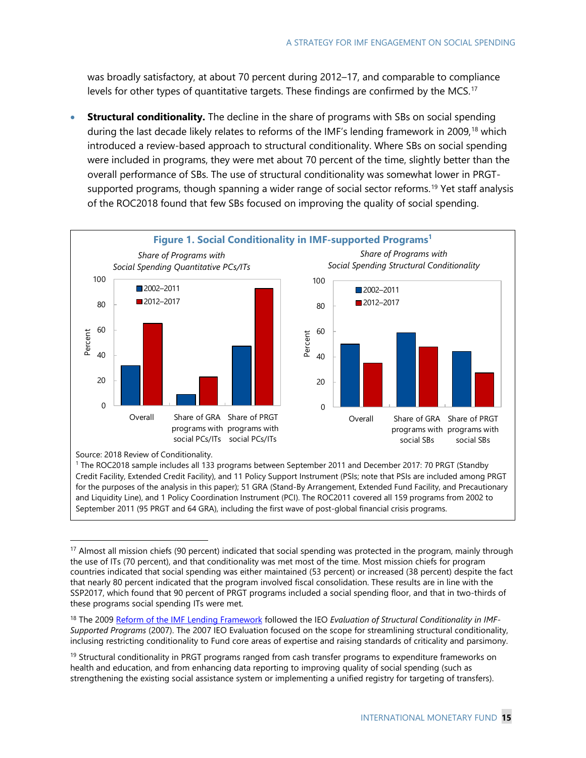was broadly satisfactory, at about 70 percent during 2012–17, and comparable to compliance levels for other types of quantitative targets. These findings are confirmed by the MCS.[17]

- **Structural conditionality.** The decline in the share of programs with SBs on social spending during the last decade likely relates to reforms of the IMF's lending framework in 2009,[18] which introduced a review-based approach to structural conditionality. Where SBs on social spending were included in programs, they were met about 70 percent of the time, slightly better than the overall performance of SBs. The use of structural conditionality was somewhat lower in PRGT-supported programs, though spanning a wider range of social sector reforms.[19] Yet staff analysis of the ROC2018 found that few SBs focused on improving the quality of social spending.

**Figure 1. Social Conditionality in IMF-supported Programs[1]**

*Share of Programs with Social Spending Quantitative PCs/ITs*

(Percent)

| | 2002–2011 | 2012–2017 |
|---|---|---|
| Overall | 32 | 65 |
| Share of GRA programs with social PCs/ITs | 9 | 23 |
| Share of PRGT programs with social PCs/ITs | 47 | 92 |

*Share of Programs with Social Spending Structural Conditionality*

(Percent)

| | 2002–2011 | 2012–2017 |
|---|---|---|
| Overall | 50 | 35 |
| Share of GRA programs with social SBs | 59 | 47 |
| Share of PRGT programs with social SBs | 44 | 27 |

Source: 2018 Review of Conditionality.

[1] The ROC2018 sample includes all 133 programs between September 2011 and December 2017: 70 PRGT (Standby Credit Facility, Extended Credit Facility), and 11 Policy Support Instrument (PSIs; note that PSIs are included among PRGT for the purposes of the analysis in this paper); 51 GRA (Stand-By Arrangement, Extended Fund Facility, and Precautionary and Liquidity Line), and 1 Policy Coordination Instrument (PCI). The ROC2011 covered all 159 programs from 2002 to September 2011 (95 PRGT and 64 GRA), including the first wave of post-global financial crisis programs.

---

[17] Almost all mission chiefs (90 percent) indicated that social spending was protected in the program, mainly through the use of ITs (70 percent), and that conditionality was met most of the time. Most mission chiefs for program countries indicated that social spending was either maintained (53 percent) or increased (38 percent) despite the fact that nearly 80 percent indicated that the program involved fiscal consolidation. These results are in line with the SSP2017, which found that 90 percent of PRGT programs included a social spending floor, and that in two-thirds of these programs social spending ITs were met.

[18] The 2009 Reform of the IMF Lending Framework followed the IEO *Evaluation of Structural Conditionality in IMF-Supported Programs* (2007). The 2007 IEO Evaluation focused on the scope for streamlining structural conditionality, inclusing restricting conditionality to Fund core areas of expertise and raising standards of criticality and parsimony.

[19] Structural conditionality in PRGT programs ranged from cash transfer programs to expenditure frameworks on health and education, and from enhancing data reporting to improving quality of social spending (such as strengthening the existing social assistance system or implementing a unified registry for targeting of transfers).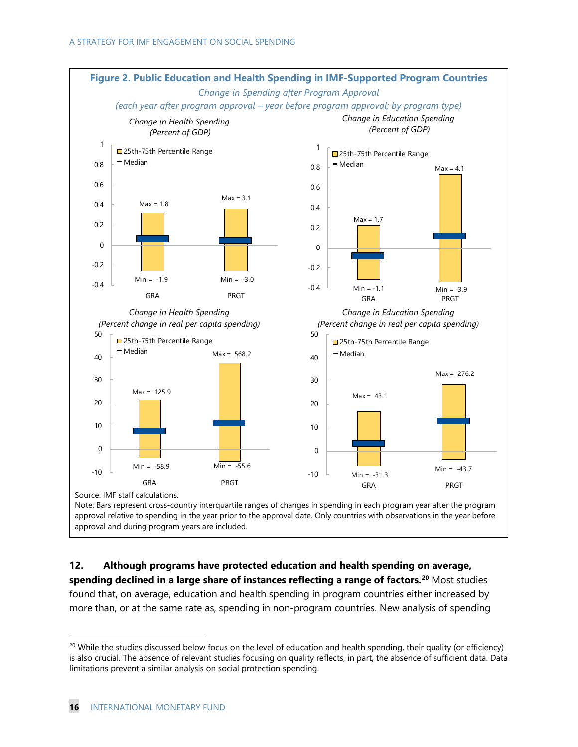**Figure 2. Public Education and Health Spending in IMF-Supported Program Countries**

*Change in Spending after Program Approval*

*(each year after program approval – year before program approval; by program type)*

*Change in Health Spending (Percent of GDP)*

| | GRA | PRGT |
|---|---|---|
| Max | 1.8 | 3.1 |
| Min | -1.9 | -3.0 |

*Change in Education Spending (Percent of GDP)*

| | GRA | PRGT |
|---|---|---|
| Max | 1.7 | 4.1 |
| Min | -1.1 | -3.9 |

*Change in Health Spending (Percent change in real per capita spending)*

| | GRA | PRGT |
|---|---|---|
| Max | 125.9 | 568.2 |
| Min | -58.9 | -55.6 |

*Change in Education Spending (Percent change in real per capita spending)*

| | GRA | PRGT |
|---|---|---|
| Max | 43.1 | 276.2 |
| Min | -31.3 | -43.7 |

Legend: 25th-75th Percentile Range; Median

Source: IMF staff calculations.

Note: Bars represent cross-country interquartile ranges of changes in spending in each program year after the program approval relative to spending in the year prior to the approval date. Only countries with observations in the year before approval and during program years are included.

12. **Although programs have protected education and health spending on average, spending declined in a large share of instances reflecting a range of factors.**[20] Most studies found that, on average, education and health spending in program countries either increased by more than, or at the same rate as, spending in non-program countries. New analysis of spending

[20] While the studies discussed below focus on the level of education and health spending, their quality (or efficiency) is also crucial. The absence of relevant studies focusing on quality reflects, in part, the absence of sufficient data. Data limitations prevent a similar analysis on social protection spending.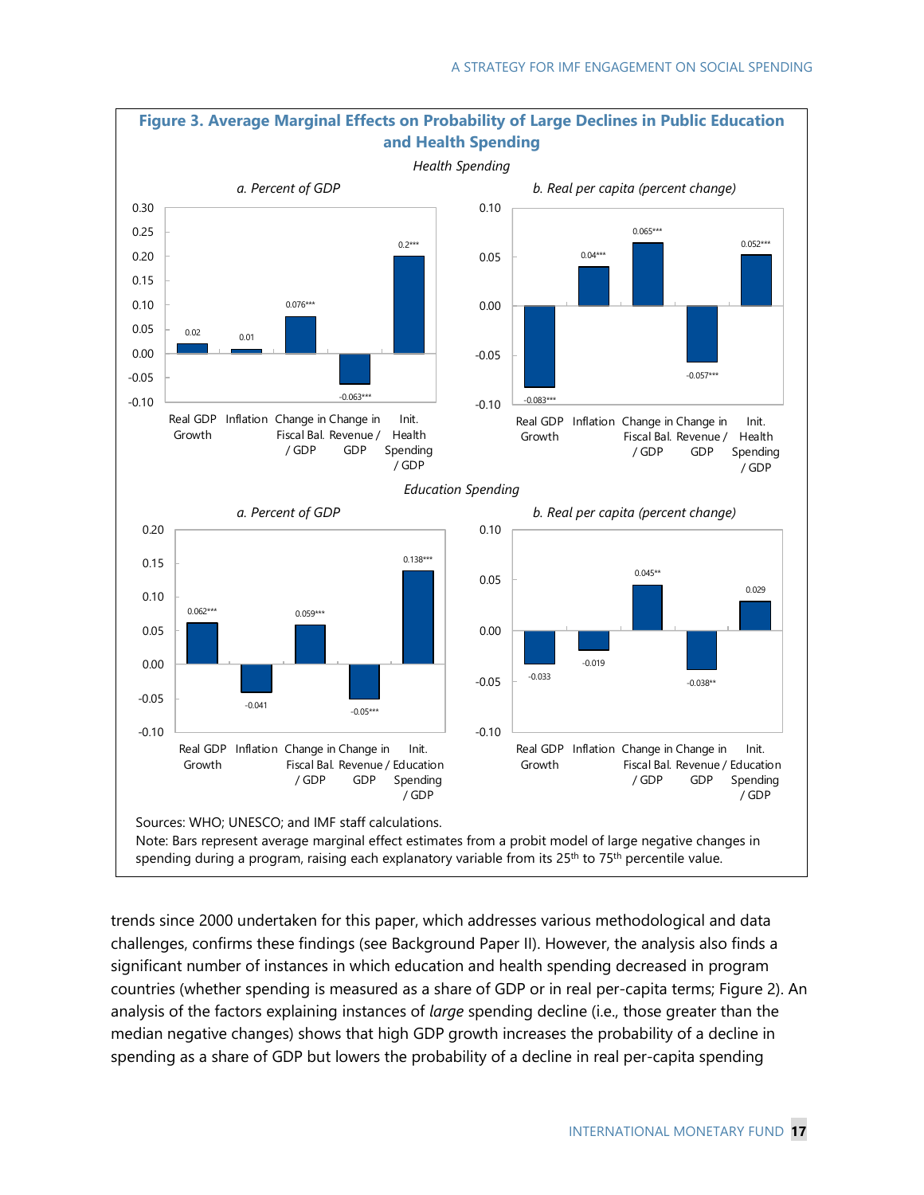**Figure 3. Average Marginal Effects on Probability of Large Declines in Public Education and Health Spending**

*Health Spending*

*a. Percent of GDP*

| Variable | Marginal effect |
| --- | --- |
| Real GDP Growth | 0.02 |
| Inflation | 0.01 |
| Change in Fiscal Bal. / GDP | 0.076*** |
| Change in Revenue / GDP | -0.063*** |
| Init. Health Spending / GDP | 0.2*** |

*b. Real per capita (percent change)*

| Variable | Marginal effect |
| --- | --- |
| Real GDP Growth | -0.083*** |
| Inflation | 0.04*** |
| Change in Fiscal Bal. / GDP | 0.065*** |
| Change in Revenue / GDP | -0.057*** |
| Init. Health Spending / GDP | 0.052*** |

*Education Spending*

*a. Percent of GDP*

| Variable | Marginal effect |
| --- | --- |
| Real GDP Growth | 0.062*** |
| Inflation | -0.041 |
| Change in Fiscal Bal. / GDP | 0.059*** |
| Change in Revenue / GDP | -0.05*** |
| Init. Education Spending / GDP | 0.138*** |

*b. Real per capita (percent change)*

| Variable | Marginal effect |
| --- | --- |
| Real GDP Growth | -0.033 |
| Inflation | -0.019 |
| Change in Fiscal Bal. / GDP | 0.045** |
| Change in Revenue / GDP | -0.038** |
| Init. Education Spending / GDP | 0.029 |

Sources: WHO; UNESCO; and IMF staff calculations.
Note: Bars represent average marginal effect estimates from a probit model of large negative changes in spending during a program, raising each explanatory variable from its 25th to 75th percentile value.

trends since 2000 undertaken for this paper, which addresses various methodological and data challenges, confirms these findings (see Background Paper II). However, the analysis also finds a significant number of instances in which education and health spending decreased in program countries (whether spending is measured as a share of GDP or in real per-capita terms; Figure 2). An analysis of the factors explaining instances of *large* spending decline (i.e., those greater than the median negative changes) shows that high GDP growth increases the probability of a decline in spending as a share of GDP but lowers the probability of a decline in real per-capita spending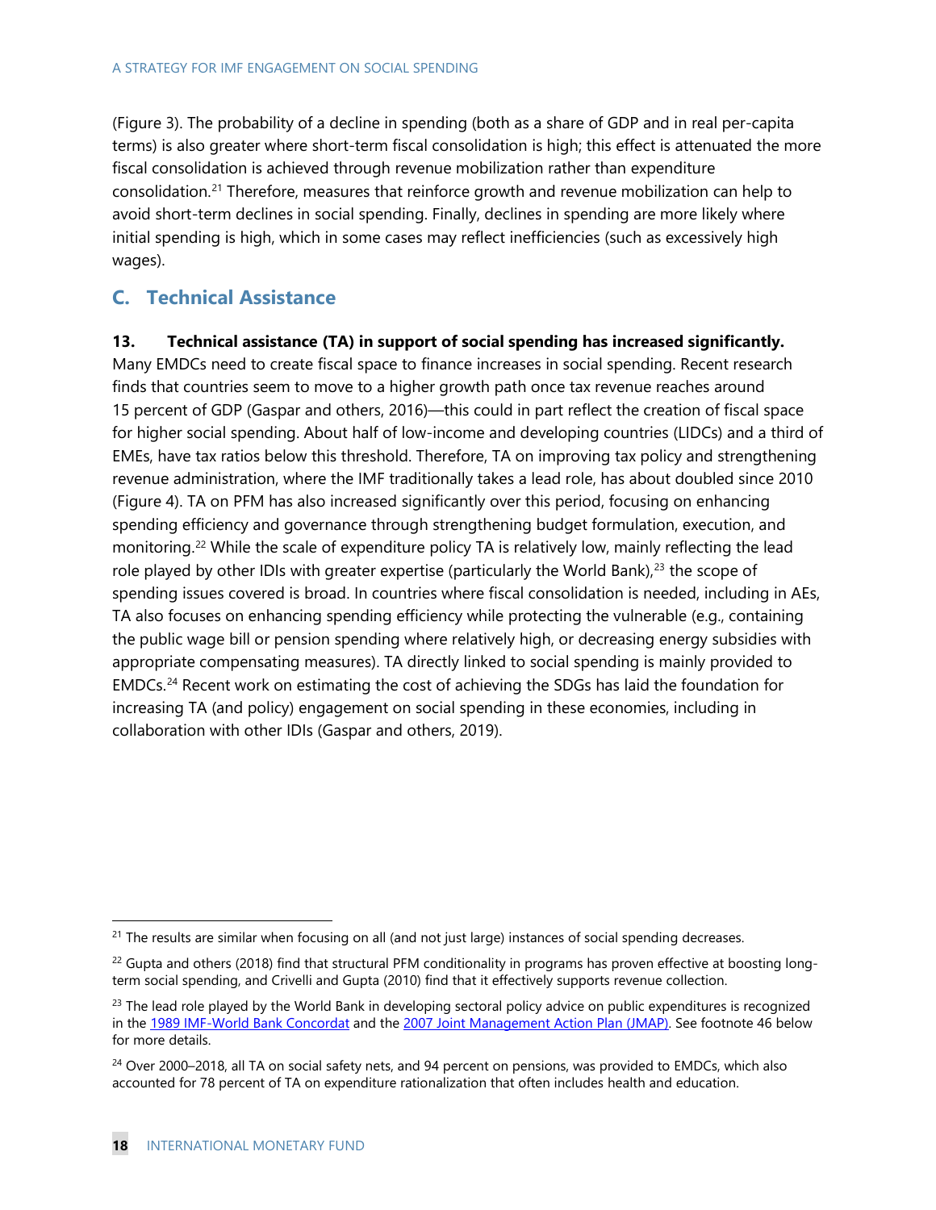(Figure 3). The probability of a decline in spending (both as a share of GDP and in real per-capita terms) is also greater where short-term fiscal consolidation is high; this effect is attenuated the more fiscal consolidation is achieved through revenue mobilization rather than expenditure consolidation.[21] Therefore, measures that reinforce growth and revenue mobilization can help to avoid short-term declines in social spending. Finally, declines in spending are more likely where initial spending is high, which in some cases may reflect inefficiencies (such as excessively high wages).

## C. Technical Assistance

**13. Technical assistance (TA) in support of social spending has increased significantly.** Many EMDCs need to create fiscal space to finance increases in social spending. Recent research finds that countries seem to move to a higher growth path once tax revenue reaches around 15 percent of GDP (Gaspar and others, 2016)—this could in part reflect the creation of fiscal space for higher social spending. About half of low-income and developing countries (LIDCs) and a third of EMEs, have tax ratios below this threshold. Therefore, TA on improving tax policy and strengthening revenue administration, where the IMF traditionally takes a lead role, has about doubled since 2010 (Figure 4). TA on PFM has also increased significantly over this period, focusing on enhancing spending efficiency and governance through strengthening budget formulation, execution, and monitoring.[22] While the scale of expenditure policy TA is relatively low, mainly reflecting the lead role played by other IDIs with greater expertise (particularly the World Bank),[23] the scope of spending issues covered is broad. In countries where fiscal consolidation is needed, including in AEs, TA also focuses on enhancing spending efficiency while protecting the vulnerable (e.g., containing the public wage bill or pension spending where relatively high, or decreasing energy subsidies with appropriate compensating measures). TA directly linked to social spending is mainly provided to EMDCs.[24] Recent work on estimating the cost of achieving the SDGs has laid the foundation for increasing TA (and policy) engagement on social spending in these economies, including in collaboration with other IDIs (Gaspar and others, 2019).

---

[21] The results are similar when focusing on all (and not just large) instances of social spending decreases.

[22] Gupta and others (2018) find that structural PFM conditionality in programs has proven effective at boosting long-term social spending, and Crivelli and Gupta (2010) find that it effectively supports revenue collection.

[23] The lead role played by the World Bank in developing sectoral policy advice on public expenditures is recognized in the 1989 IMF-World Bank Concordat and the 2007 Joint Management Action Plan (JMAP). See footnote 46 below for more details.

[24] Over 2000–2018, all TA on social safety nets, and 94 percent on pensions, was provided to EMDCs, which also accounted for 78 percent of TA on expenditure rationalization that often includes health and education.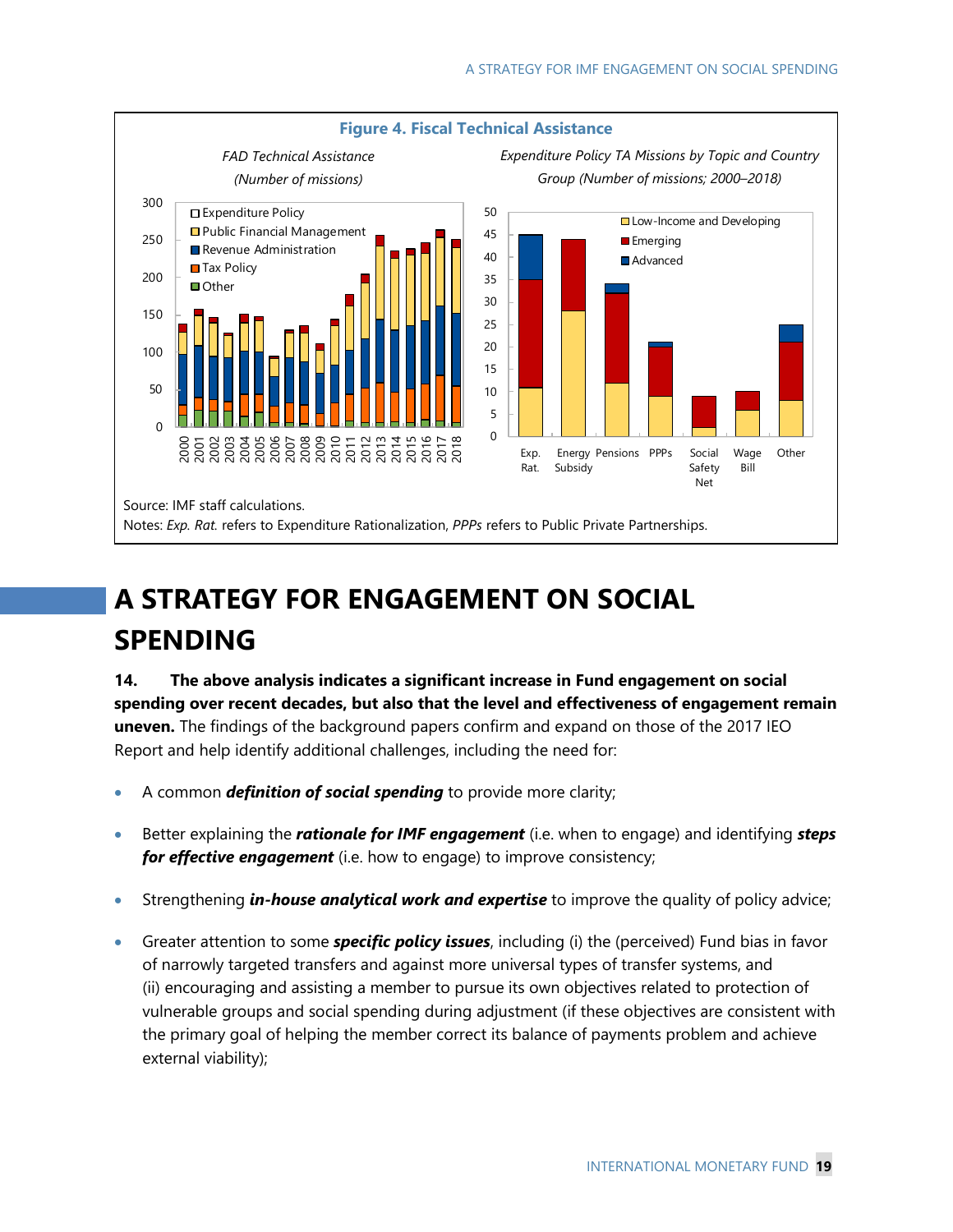**Figure 4. Fiscal Technical Assistance**

*FAD Technical Assistance (Number of missions)*

*Expenditure Policy TA Missions by Topic and Country Group (Number of missions; 2000–2018)*

Source: IMF staff calculations.

Notes: *Exp. Rat.* refers to Expenditure Rationalization, *PPPs* refers to Public Private Partnerships.

# A STRATEGY FOR ENGAGEMENT ON SOCIAL SPENDING

**14. The above analysis indicates a significant increase in Fund engagement on social spending over recent decades, but also that the level and effectiveness of engagement remain uneven.** The findings of the background papers confirm and expand on those of the 2017 IEO Report and help identify additional challenges, including the need for:

- A common ***definition of social spending*** to provide more clarity;
- Better explaining the ***rationale for IMF engagement*** (i.e. when to engage) and identifying ***steps for effective engagement*** (i.e. how to engage) to improve consistency;
- Strengthening ***in-house analytical work and expertise*** to improve the quality of policy advice;
- Greater attention to some ***specific policy issues***, including (i) the (perceived) Fund bias in favor of narrowly targeted transfers and against more universal types of transfer systems, and (ii) encouraging and assisting a member to pursue its own objectives related to protection of vulnerable groups and social spending during adjustment (if these objectives are consistent with the primary goal of helping the member correct its balance of payments problem and achieve external viability);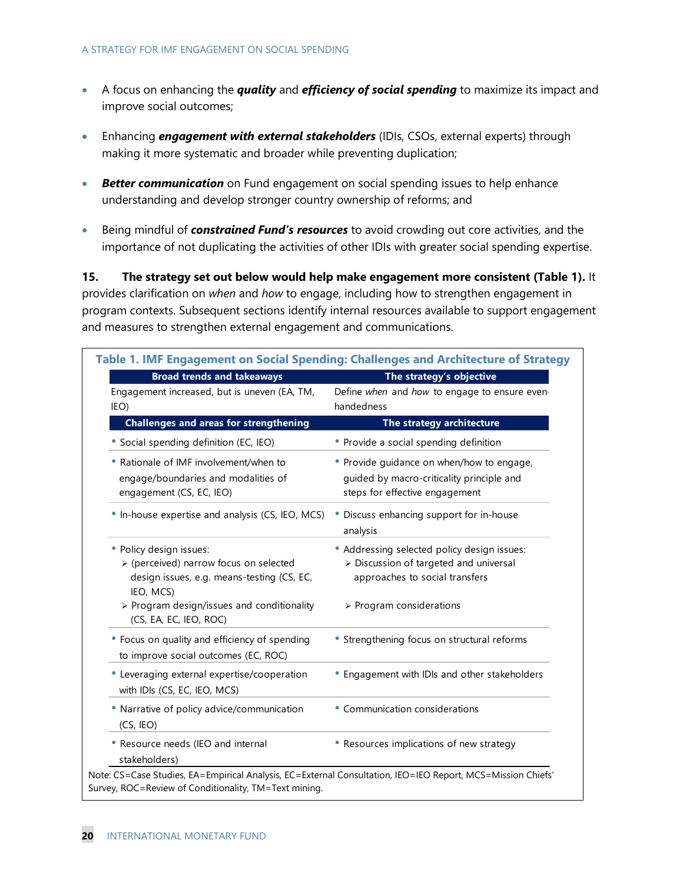- A focus on enhancing the ***quality*** and ***efficiency of social spending*** to maximize its impact and improve social outcomes;

- Enhancing ***engagement with external stakeholders*** (IDIs, CSOs, external experts) through making it more systematic and broader while preventing duplication;

- ***Better communication*** on Fund engagement on social spending issues to help enhance understanding and develop stronger country ownership of reforms; and

- Being mindful of ***constrained Fund's resources*** to avoid crowding out core activities, and the importance of not duplicating the activities of other IDIs with greater social spending expertise.

**15. The strategy set out below would help make engagement more consistent (Table 1).** It provides clarification on *when* and *how* to engage, including how to strengthen engagement in program contexts. Subsequent sections identify internal resources available to support engagement and measures to strengthen external engagement and communications.

**Table 1. IMF Engagement on Social Spending: Challenges and Architecture of Strategy**

| Broad trends and takeaways | The strategy's objective |
|---|---|
| Engagement increased, but is uneven (EA, TM, IEO) | Define *when* and *how* to engage to ensure even-handedness |
| **Challenges and areas for strengthening** | **The strategy architecture** |
| • Social spending definition (EC, IEO) | • Provide a social spending definition |
| • Rationale of IMF involvement/when to engage/boundaries and modalities of engagement (CS, EC, IEO) | • Provide guidance on when/how to engage, guided by macro-criticality principle and steps for effective engagement |
| • In-house expertise and analysis (CS, IEO, MCS) | • Discuss enhancing support for in-house analysis |
| • Policy design issues:<br>➢ (perceived) narrow focus on selected design issues, e.g. means-testing (CS, EC, IEO, MCS)<br>➢ Program design/issues and conditionality (CS, EA, EC, IEO, ROC) | • Addressing selected policy design issues:<br>➢ Discussion of targeted and universal approaches to social transfers<br>➢ Program considerations |
| • Focus on quality and efficiency of spending to improve social outcomes (EC, ROC) | • Strengthening focus on structural reforms |
| • Leveraging external expertise/cooperation with IDIs (CS, EC, IEO, MCS) | • Engagement with IDIs and other stakeholders |
| • Narrative of policy advice/communication (CS, IEO) | • Communication considerations |
| • Resource needs (IEO and internal stakeholders) | • Resources implications of new strategy |

Note: CS=Case Studies, EA=Empirical Analysis, EC=External Consultation, IEO=IEO Report, MCS=Mission Chiefs' Survey, ROC=Review of Conditionality, TM=Text mining.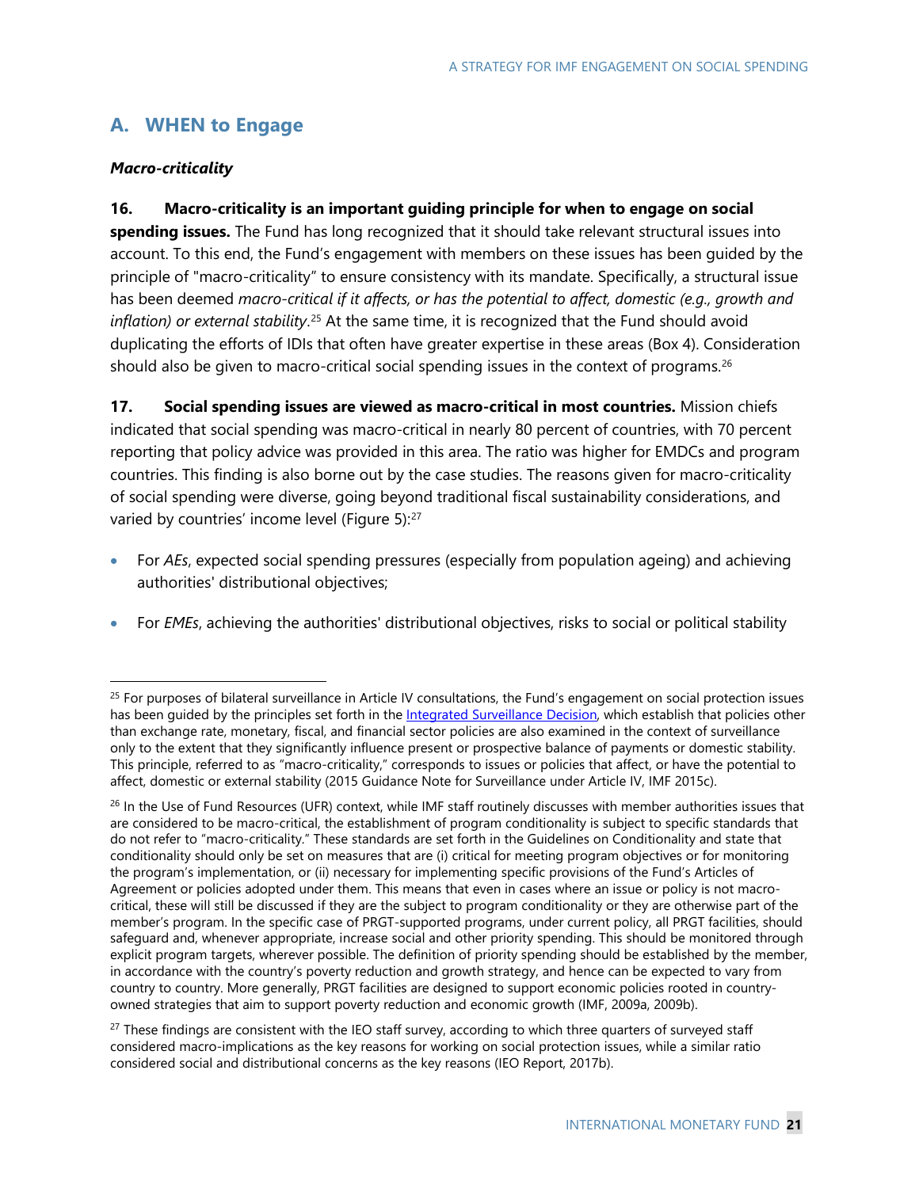## A. WHEN to Engage

### *Macro-criticality*

**16. Macro-criticality is an important guiding principle for when to engage on social spending issues.** The Fund has long recognized that it should take relevant structural issues into account. To this end, the Fund's engagement with members on these issues has been guided by the principle of "macro-criticality" to ensure consistency with its mandate. Specifically, a structural issue has been deemed *macro-critical if it affects, or has the potential to affect, domestic (e.g., growth and inflation) or external stability*.[25] At the same time, it is recognized that the Fund should avoid duplicating the efforts of IDIs that often have greater expertise in these areas (Box 4). Consideration should also be given to macro-critical social spending issues in the context of programs.[26]

**17. Social spending issues are viewed as macro-critical in most countries.** Mission chiefs indicated that social spending was macro-critical in nearly 80 percent of countries, with 70 percent reporting that policy advice was provided in this area. The ratio was higher for EMDCs and program countries. This finding is also borne out by the case studies. The reasons given for macro-criticality of social spending were diverse, going beyond traditional fiscal sustainability considerations, and varied by countries' income level (Figure 5):[27]

- For *AEs*, expected social spending pressures (especially from population ageing) and achieving authorities' distributional objectives;
- For *EMEs*, achieving the authorities' distributional objectives, risks to social or political stability

---

[25] For purposes of bilateral surveillance in Article IV consultations, the Fund's engagement on social protection issues has been guided by the principles set forth in the Integrated Surveillance Decision, which establish that policies other than exchange rate, monetary, fiscal, and financial sector policies are also examined in the context of surveillance only to the extent that they significantly influence present or prospective balance of payments or domestic stability. This principle, referred to as "macro-criticality," corresponds to issues or policies that affect, or have the potential to affect, domestic or external stability (2015 Guidance Note for Surveillance under Article IV, IMF 2015c).

[26] In the Use of Fund Resources (UFR) context, while IMF staff routinely discusses with member authorities issues that are considered to be macro-critical, the establishment of program conditionality is subject to specific standards that do not refer to "macro-criticality." These standards are set forth in the Guidelines on Conditionality and state that conditionality should only be set on measures that are (i) critical for meeting program objectives or for monitoring the program's implementation, or (ii) necessary for implementing specific provisions of the Fund's Articles of Agreement or policies adopted under them. This means that even in cases where an issue or policy is not macro-critical, these will still be discussed if they are the subject to program conditionality or they are otherwise part of the member's program. In the specific case of PRGT-supported programs, under current policy, all PRGT facilities, should safeguard and, whenever appropriate, increase social and other priority spending. This should be monitored through explicit program targets, wherever possible. The definition of priority spending should be established by the member, in accordance with the country's poverty reduction and growth strategy, and hence can be expected to vary from country to country. More generally, PRGT facilities are designed to support economic policies rooted in country-owned strategies that aim to support poverty reduction and economic growth (IMF, 2009a, 2009b).

[27] These findings are consistent with the IEO staff survey, according to which three quarters of surveyed staff considered macro-implications as the key reasons for working on social protection issues, while a similar ratio considered social and distributional concerns as the key reasons (IEO Report, 2017b).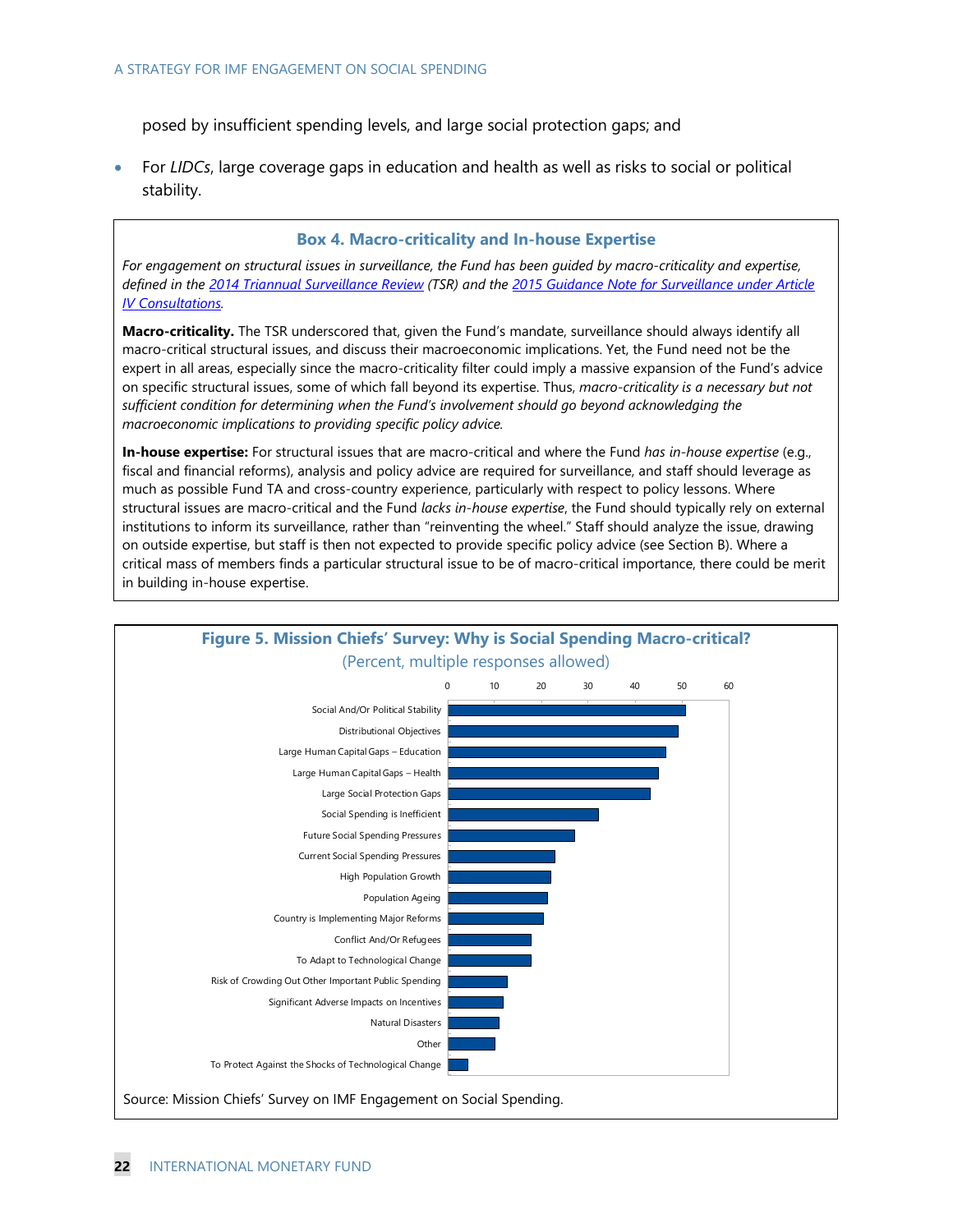posed by insufficient spending levels, and large social protection gaps; and

- For *LIDCs*, large coverage gaps in education and health as well as risks to social or political stability.

### Box 4. Macro-criticality and In-house Expertise

*For engagement on structural issues in surveillance, the Fund has been guided by macro-criticality and expertise, defined in the 2014 Triannual Surveillance Review (TSR) and the 2015 Guidance Note for Surveillance under Article IV Consultations.*

**Macro-criticality.** The TSR underscored that, given the Fund's mandate, surveillance should always identify all macro-critical structural issues, and discuss their macroeconomic implications. Yet, the Fund need not be the expert in all areas, especially since the macro-criticality filter could imply a massive expansion of the Fund's advice on specific structural issues, some of which fall beyond its expertise. Thus, *macro-criticality is a necessary but not sufficient condition for determining when the Fund's involvement should go beyond acknowledging the macroeconomic implications to providing specific policy advice.*

**In-house expertise:** For structural issues that are macro-critical and where the Fund *has in-house expertise* (e.g., fiscal and financial reforms), analysis and policy advice are required for surveillance, and staff should leverage as much as possible Fund TA and cross-country experience, particularly with respect to policy lessons. Where structural issues are macro-critical and the Fund *lacks in-house expertise*, the Fund should typically rely on external institutions to inform its surveillance, rather than "reinventing the wheel." Staff should analyze the issue, drawing on outside expertise, but staff is then not expected to provide specific policy advice (see Section B). Where a critical mass of members finds a particular structural issue to be of macro-critical importance, there could be merit in building in-house expertise.

### Figure 5. Mission Chiefs' Survey: Why is Social Spending Macro-critical?

(Percent, multiple responses allowed)

| Reason | Approx. percent |
|---|---|
| Social And/Or Political Stability | 51 |
| Distributional Objectives | 49 |
| Large Human Capital Gaps – Education | 47 |
| Large Human Capital Gaps – Health | 45 |
| Large Social Protection Gaps | 43 |
| Social Spending is Inefficient | 32 |
| Future Social Spending Pressures | 27 |
| Current Social Spending Pressures | 23 |
| High Population Growth | 22 |
| Population Ageing | 21 |
| Country is Implementing Major Reforms | 20 |
| Conflict And/Or Refugees | 18 |
| To Adapt to Technological Change | 18 |
| Risk of Crowding Out Other Important Public Spending | 13 |
| Significant Adverse Impacts on Incentives | 12 |
| Natural Disasters | 11 |
| Other | 10 |
| To Protect Against the Shocks of Technological Change | 4 |

Source: Mission Chiefs' Survey on IMF Engagement on Social Spending.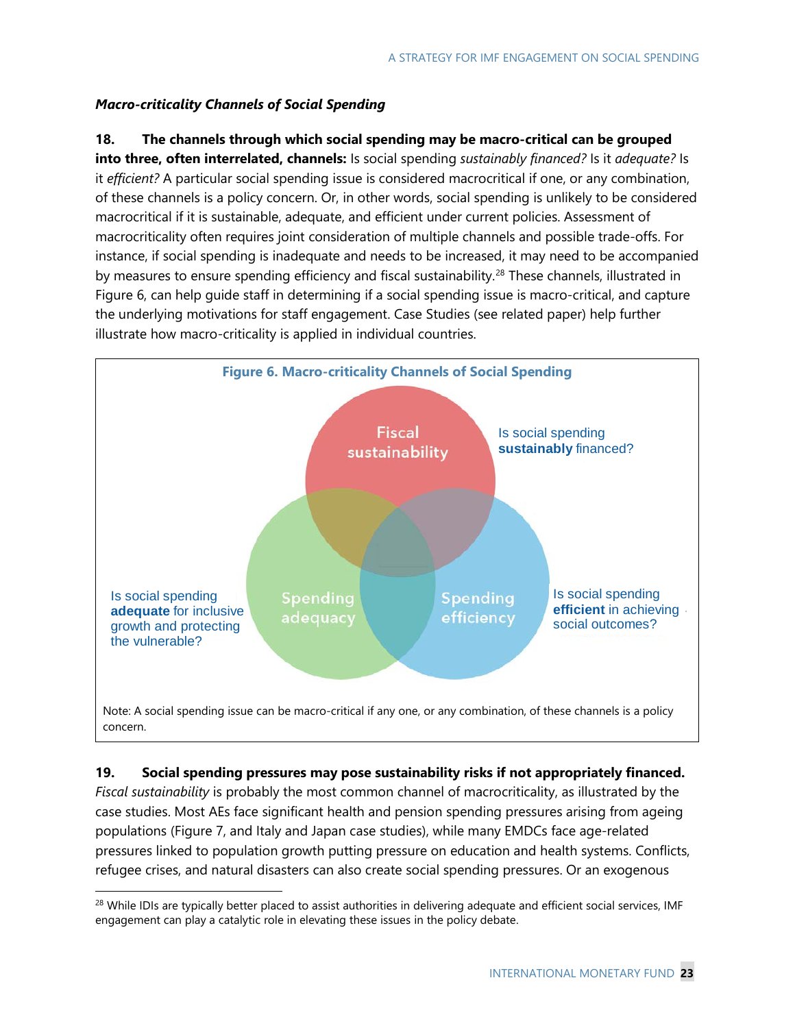### *Macro-criticality Channels of Social Spending*

**18. The channels through which social spending may be macro-critical can be grouped into three, often interrelated, channels:** Is social spending *sustainably financed?* Is it *adequate?* Is it *efficient?* A particular social spending issue is considered macrocritical if one, or any combination, of these channels is a policy concern. Or, in other words, social spending is unlikely to be considered macrocritical if it is sustainable, adequate, and efficient under current policies. Assessment of macrocriticality often requires joint consideration of multiple channels and possible trade-offs. For instance, if social spending is inadequate and needs to be increased, it may need to be accompanied by measures to ensure spending efficiency and fiscal sustainability.[28] These channels, illustrated in Figure 6, can help guide staff in determining if a social spending issue is macro-critical, and capture the underlying motivations for staff engagement. Case Studies (see related paper) help further illustrate how macro-criticality is applied in individual countries.

**Figure 6. Macro-criticality Channels of Social Spending**

Fiscal sustainability — Is social spending **sustainably** financed?

Spending adequacy — Is social spending **adequate** for inclusive growth and protecting the vulnerable?

Spending efficiency — Is social spending **efficient** in achieving social outcomes?

Note: A social spending issue can be macro-critical if any one, or any combination, of these channels is a policy concern.

**19. Social spending pressures may pose sustainability risks if not appropriately financed.** *Fiscal sustainability* is probably the most common channel of macrocriticality, as illustrated by the case studies. Most AEs face significant health and pension spending pressures arising from ageing populations (Figure 7, and Italy and Japan case studies), while many EMDCs face age-related pressures linked to population growth putting pressure on education and health systems. Conflicts, refugee crises, and natural disasters can also create social spending pressures. Or an exogenous

---

[28] While IDIs are typically better placed to assist authorities in delivering adequate and efficient social services, IMF engagement can play a catalytic role in elevating these issues in the policy debate.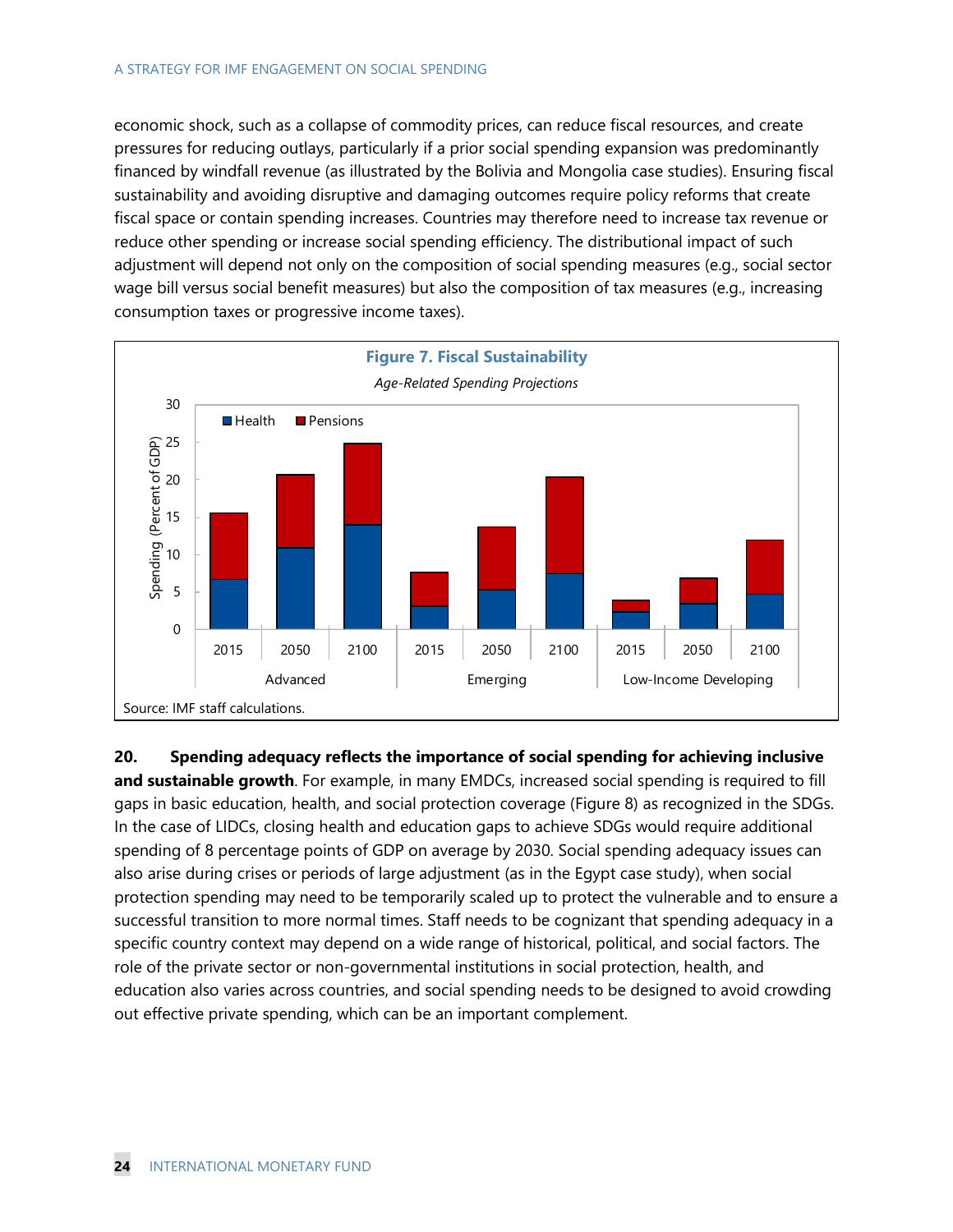economic shock, such as a collapse of commodity prices, can reduce fiscal resources, and create pressures for reducing outlays, particularly if a prior social spending expansion was predominantly financed by windfall revenue (as illustrated by the Bolivia and Mongolia case studies). Ensuring fiscal sustainability and avoiding disruptive and damaging outcomes require policy reforms that create fiscal space or contain spending increases. Countries may therefore need to increase tax revenue or reduce other spending or increase social spending efficiency. The distributional impact of such adjustment will depend not only on the composition of social spending measures (e.g., social sector wage bill versus social benefit measures) but also the composition of tax measures (e.g., increasing consumption taxes or progressive income taxes).

**Figure 7. Fiscal Sustainability**

*Age-Related Spending Projections*

Source: IMF staff calculations.

**20. Spending adequacy reflects the importance of social spending for achieving inclusive and sustainable growth**. For example, in many EMDCs, increased social spending is required to fill gaps in basic education, health, and social protection coverage (Figure 8) as recognized in the SDGs. In the case of LIDCs, closing health and education gaps to achieve SDGs would require additional spending of 8 percentage points of GDP on average by 2030. Social spending adequacy issues can also arise during crises or periods of large adjustment (as in the Egypt case study), when social protection spending may need to be temporarily scaled up to protect the vulnerable and to ensure a successful transition to more normal times. Staff needs to be cognizant that spending adequacy in a specific country context may depend on a wide range of historical, political, and social factors. The role of the private sector or non-governmental institutions in social protection, health, and education also varies across countries, and social spending needs to be designed to avoid crowding out effective private spending, which can be an important complement.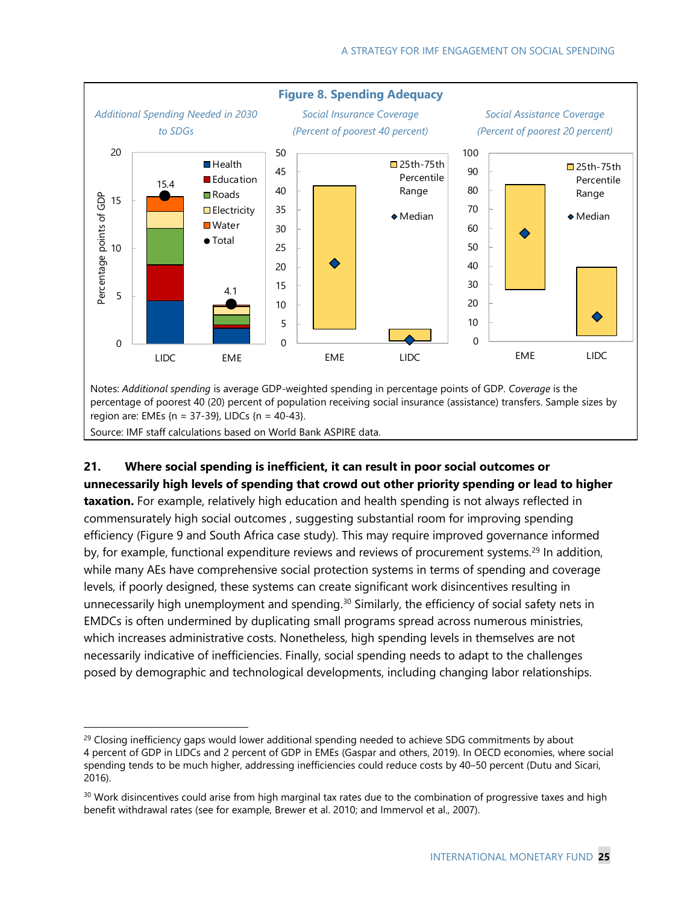**Figure 8. Spending Adequacy**

*Additional Spending Needed in 2030 to SDGs* | *Social Insurance Coverage (Percent of poorest 40 percent)* | *Social Assistance Coverage (Percent of poorest 20 percent)*

Notes: *Additional spending* is average GDP-weighted spending in percentage points of GDP. *Coverage* is the percentage of poorest 40 (20) percent of population receiving social insurance (assistance) transfers. Sample sizes by region are: EMEs {n = 37-39}, LIDCs {n = 40-43}.

Source: IMF staff calculations based on World Bank ASPIRE data.

**21. Where social spending is inefficient, it can result in poor social outcomes or unnecessarily high levels of spending that crowd out other priority spending or lead to higher taxation.** For example, relatively high education and health spending is not always reflected in commensurately high social outcomes , suggesting substantial room for improving spending efficiency (Figure 9 and South Africa case study). This may require improved governance informed by, for example, functional expenditure reviews and reviews of procurement systems.[29] In addition, while many AEs have comprehensive social protection systems in terms of spending and coverage levels, if poorly designed, these systems can create significant work disincentives resulting in unnecessarily high unemployment and spending.[30] Similarly, the efficiency of social safety nets in EMDCs is often undermined by duplicating small programs spread across numerous ministries, which increases administrative costs. Nonetheless, high spending levels in themselves are not necessarily indicative of inefficiencies. Finally, social spending needs to adapt to the challenges posed by demographic and technological developments, including changing labor relationships.

---

[29] Closing inefficiency gaps would lower additional spending needed to achieve SDG commitments by about 4 percent of GDP in LIDCs and 2 percent of GDP in EMEs (Gaspar and others, 2019). In OECD economies, where social spending tends to be much higher, addressing inefficiencies could reduce costs by 40–50 percent (Dutu and Sicari, 2016).

[30] Work disincentives could arise from high marginal tax rates due to the combination of progressive taxes and high benefit withdrawal rates (see for example, Brewer et al. 2010; and Immervol et al., 2007).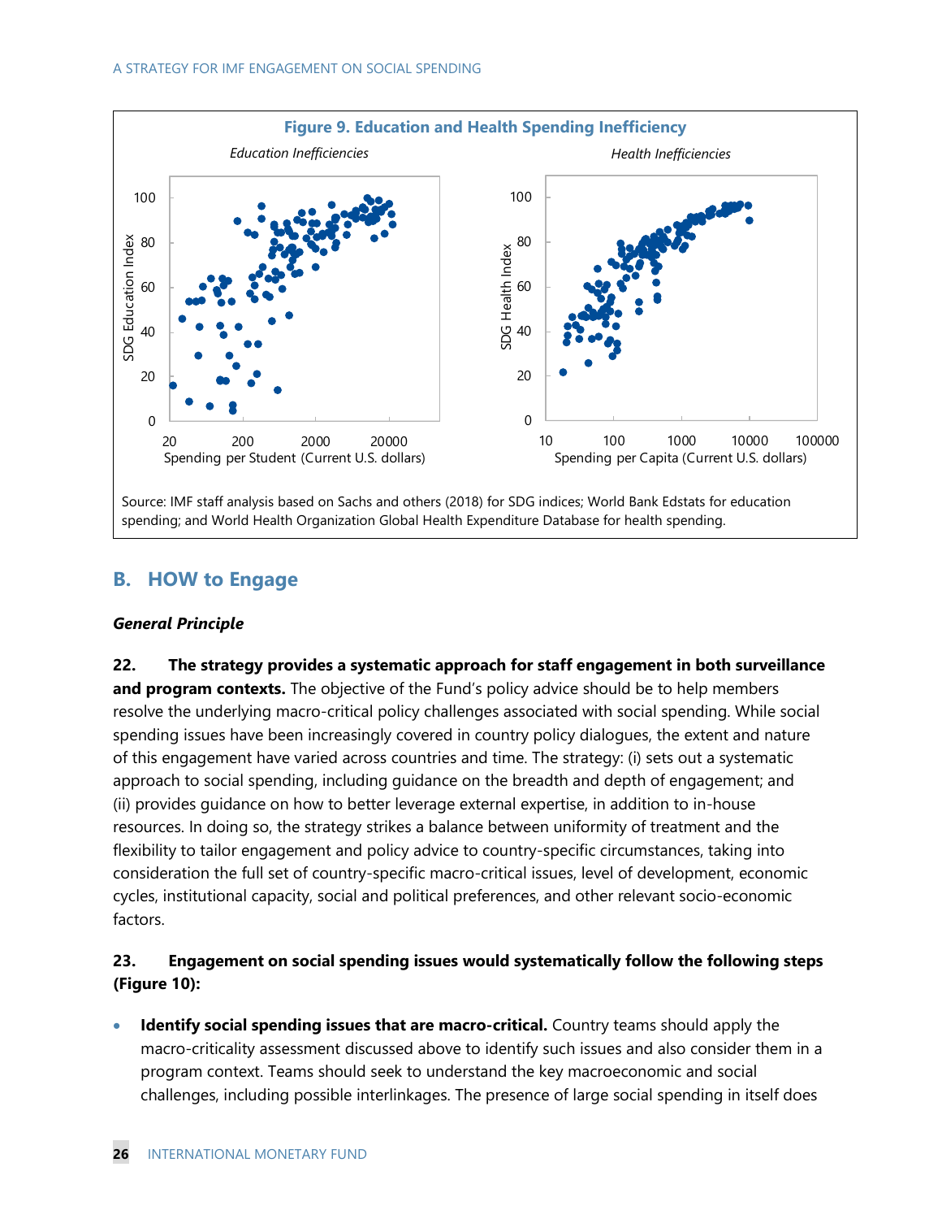**Figure 9. Education and Health Spending Inefficiency**

*Education Inefficiencies* | *Health Inefficiencies*

Source: IMF staff analysis based on Sachs and others (2018) for SDG indices; World Bank Edstats for education spending; and World Health Organization Global Health Expenditure Database for health spending.

## B. HOW to Engage

### *General Principle*

**22. The strategy provides a systematic approach for staff engagement in both surveillance and program contexts.** The objective of the Fund's policy advice should be to help members resolve the underlying macro-critical policy challenges associated with social spending. While social spending issues have been increasingly covered in country policy dialogues, the extent and nature of this engagement have varied across countries and time. The strategy: (i) sets out a systematic approach to social spending, including guidance on the breadth and depth of engagement; and (ii) provides guidance on how to better leverage external expertise, in addition to in-house resources. In doing so, the strategy strikes a balance between uniformity of treatment and the flexibility to tailor engagement and policy advice to country-specific circumstances, taking into consideration the full set of country-specific macro-critical issues, level of development, economic cycles, institutional capacity, social and political preferences, and other relevant socio-economic factors.

**23. Engagement on social spending issues would systematically follow the following steps (Figure 10):**

- **Identify social spending issues that are macro-critical.** Country teams should apply the macro-criticality assessment discussed above to identify such issues and also consider them in a program context. Teams should seek to understand the key macroeconomic and social challenges, including possible interlinkages. The presence of large social spending in itself does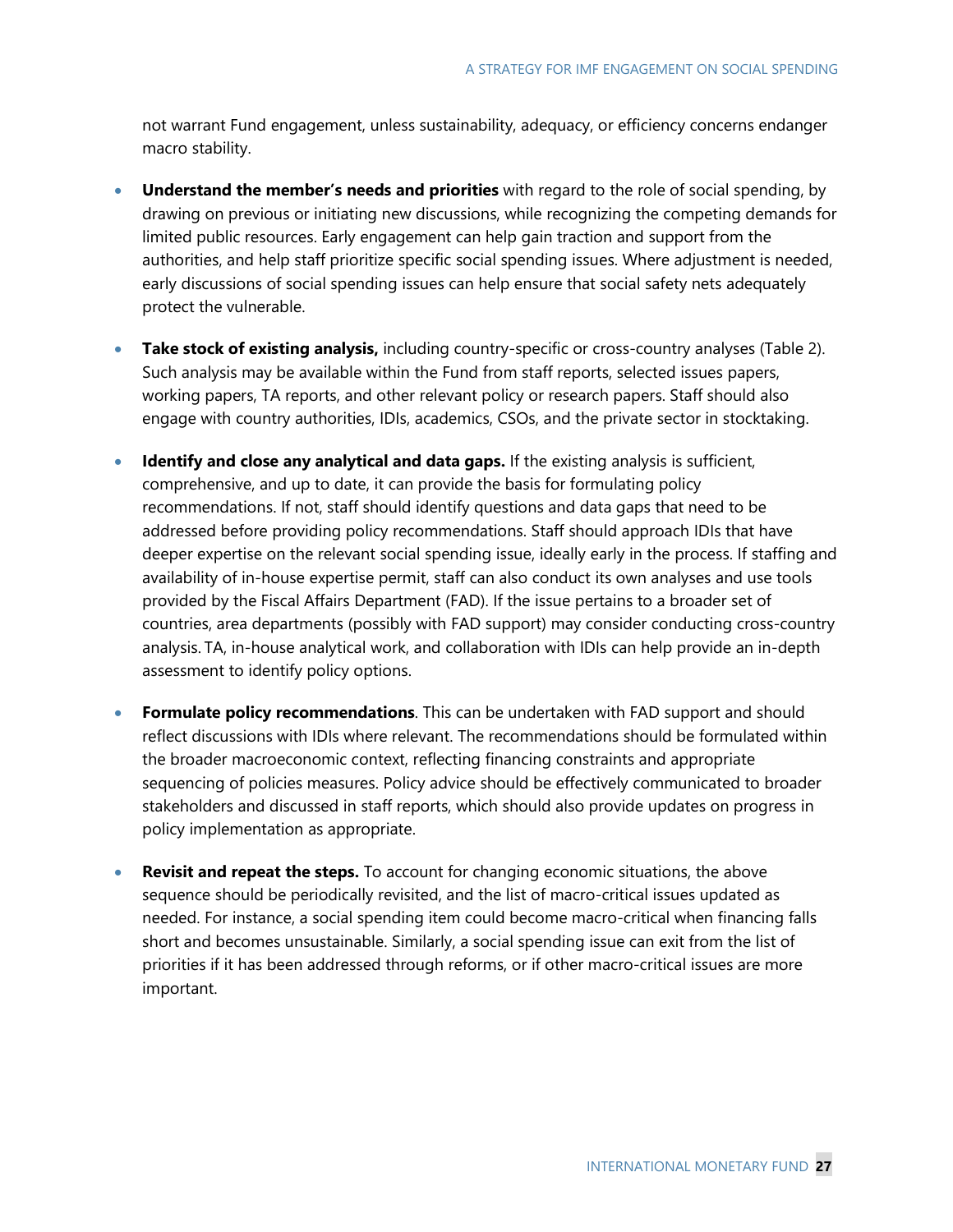not warrant Fund engagement, unless sustainability, adequacy, or efficiency concerns endanger macro stability.

- **Understand the member's needs and priorities** with regard to the role of social spending, by drawing on previous or initiating new discussions, while recognizing the competing demands for limited public resources. Early engagement can help gain traction and support from the authorities, and help staff prioritize specific social spending issues. Where adjustment is needed, early discussions of social spending issues can help ensure that social safety nets adequately protect the vulnerable.

- **Take stock of existing analysis,** including country-specific or cross-country analyses (Table 2). Such analysis may be available within the Fund from staff reports, selected issues papers, working papers, TA reports, and other relevant policy or research papers. Staff should also engage with country authorities, IDIs, academics, CSOs, and the private sector in stocktaking.

- **Identify and close any analytical and data gaps.** If the existing analysis is sufficient, comprehensive, and up to date, it can provide the basis for formulating policy recommendations. If not, staff should identify questions and data gaps that need to be addressed before providing policy recommendations. Staff should approach IDIs that have deeper expertise on the relevant social spending issue, ideally early in the process. If staffing and availability of in-house expertise permit, staff can also conduct its own analyses and use tools provided by the Fiscal Affairs Department (FAD). If the issue pertains to a broader set of countries, area departments (possibly with FAD support) may consider conducting cross-country analysis. TA, in-house analytical work, and collaboration with IDIs can help provide an in-depth assessment to identify policy options.

- **Formulate policy recommendations**. This can be undertaken with FAD support and should reflect discussions with IDIs where relevant. The recommendations should be formulated within the broader macroeconomic context, reflecting financing constraints and appropriate sequencing of policies measures. Policy advice should be effectively communicated to broader stakeholders and discussed in staff reports, which should also provide updates on progress in policy implementation as appropriate.

- **Revisit and repeat the steps.** To account for changing economic situations, the above sequence should be periodically revisited, and the list of macro-critical issues updated as needed. For instance, a social spending item could become macro-critical when financing falls short and becomes unsustainable. Similarly, a social spending issue can exit from the list of priorities if it has been addressed through reforms, or if other macro-critical issues are more important.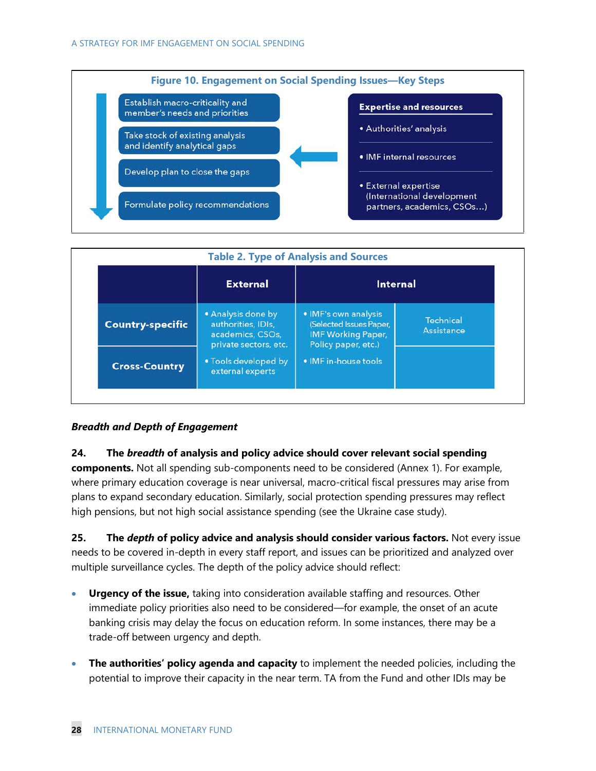**Figure 10. Engagement on Social Spending Issues—Key Steps**

- Establish macro-criticality and member's needs and priorities
- Take stock of existing analysis and identify analytical gaps
- Develop plan to close the gaps
- Formulate policy recommendations

**Expertise and resources**

- Authorities' analysis
- IMF internal resources
- External expertise (International development partners, academics, CSOs…)

**Table 2. Type of Analysis and Sources**

| | External | Internal | |
|---|---|---|---|
| **Country-specific** | • Analysis done by authorities, IDIs, academics, CSOs, private sectors, etc. | • IMF's own analysis (Selected Issues Paper, IMF Working Paper, Policy paper, etc.) | Technical Assistance |
| **Cross-Country** | • Tools developed by external experts | • IMF in-house tools | |

***Breadth and Depth of Engagement***

**24. The *breadth* of analysis and policy advice should cover relevant social spending components.** Not all spending sub-components need to be considered (Annex 1). For example, where primary education coverage is near universal, macro-critical fiscal pressures may arise from plans to expand secondary education. Similarly, social protection spending pressures may reflect high pensions, but not high social assistance spending (see the Ukraine case study).

**25. The *depth* of policy advice and analysis should consider various factors.** Not every issue needs to be covered in-depth in every staff report, and issues can be prioritized and analyzed over multiple surveillance cycles. The depth of the policy advice should reflect:

- **Urgency of the issue,** taking into consideration available staffing and resources. Other immediate policy priorities also need to be considered—for example, the onset of an acute banking crisis may delay the focus on education reform. In some instances, there may be a trade-off between urgency and depth.
- **The authorities' policy agenda and capacity** to implement the needed policies, including the potential to improve their capacity in the near term. TA from the Fund and other IDIs may be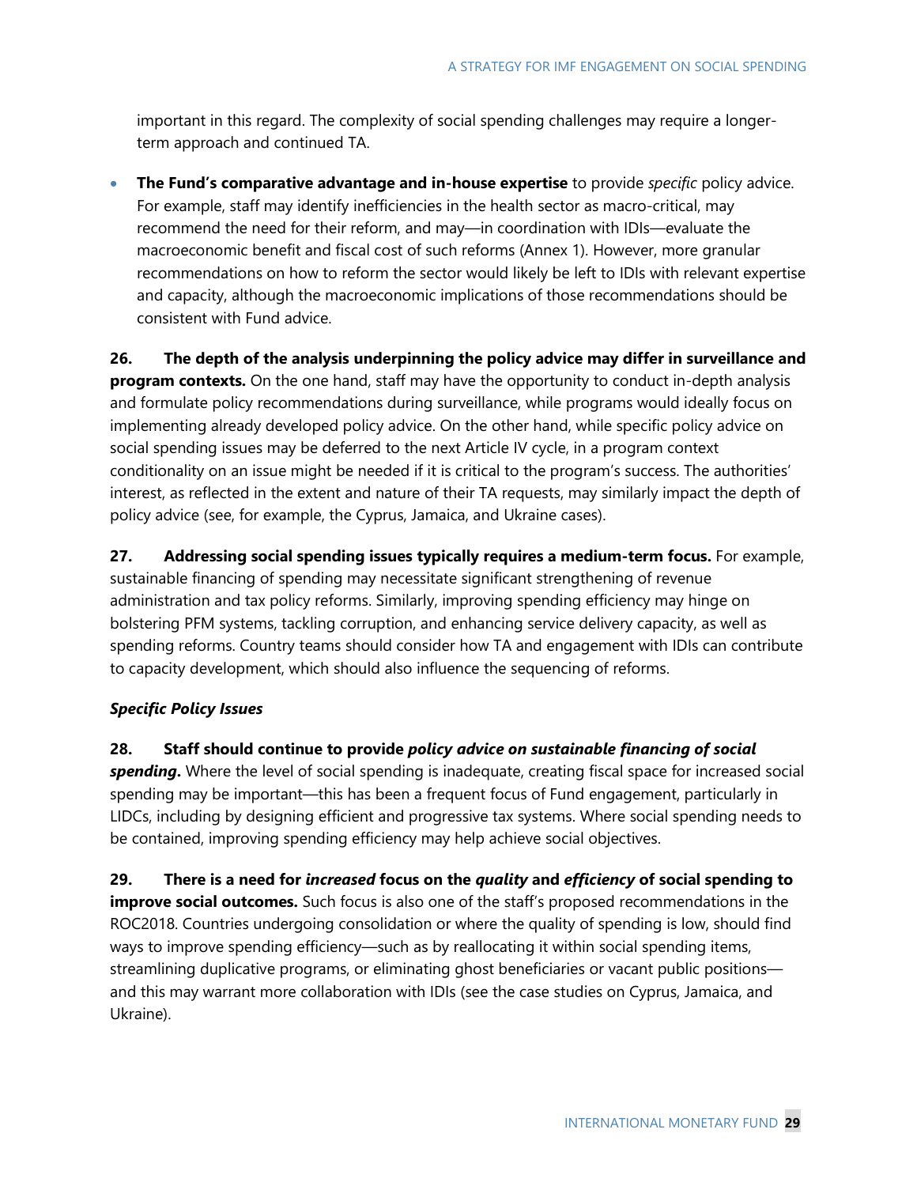important in this regard. The complexity of social spending challenges may require a longer-term approach and continued TA.

- **The Fund's comparative advantage and in-house expertise** to provide *specific* policy advice. For example, staff may identify inefficiencies in the health sector as macro-critical, may recommend the need for their reform, and may—in coordination with IDIs—evaluate the macroeconomic benefit and fiscal cost of such reforms (Annex 1). However, more granular recommendations on how to reform the sector would likely be left to IDIs with relevant expertise and capacity, although the macroeconomic implications of those recommendations should be consistent with Fund advice.

**26. The depth of the analysis underpinning the policy advice may differ in surveillance and program contexts.** On the one hand, staff may have the opportunity to conduct in-depth analysis and formulate policy recommendations during surveillance, while programs would ideally focus on implementing already developed policy advice. On the other hand, while specific policy advice on social spending issues may be deferred to the next Article IV cycle, in a program context conditionality on an issue might be needed if it is critical to the program's success. The authorities' interest, as reflected in the extent and nature of their TA requests, may similarly impact the depth of policy advice (see, for example, the Cyprus, Jamaica, and Ukraine cases).

**27. Addressing social spending issues typically requires a medium-term focus.** For example, sustainable financing of spending may necessitate significant strengthening of revenue administration and tax policy reforms. Similarly, improving spending efficiency may hinge on bolstering PFM systems, tackling corruption, and enhancing service delivery capacity, as well as spending reforms. Country teams should consider how TA and engagement with IDIs can contribute to capacity development, which should also influence the sequencing of reforms.

***Specific Policy Issues***

**28. Staff should continue to provide *policy advice on sustainable financing of social spending*.** Where the level of social spending is inadequate, creating fiscal space for increased social spending may be important—this has been a frequent focus of Fund engagement, particularly in LIDCs, including by designing efficient and progressive tax systems. Where social spending needs to be contained, improving spending efficiency may help achieve social objectives.

**29. There is a need for *increased* focus on the *quality* and *efficiency* of social spending to improve social outcomes.** Such focus is also one of the staff's proposed recommendations in the ROC2018. Countries undergoing consolidation or where the quality of spending is low, should find ways to improve spending efficiency—such as by reallocating it within social spending items, streamlining duplicative programs, or eliminating ghost beneficiaries or vacant public positions—and this may warrant more collaboration with IDIs (see the case studies on Cyprus, Jamaica, and Ukraine).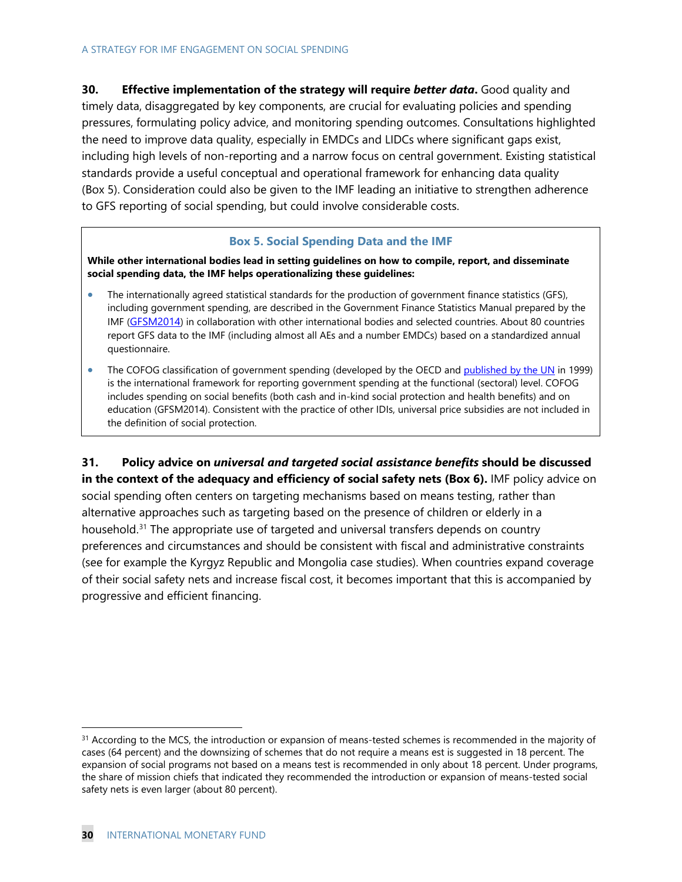**30. Effective implementation of the strategy will require *better data*.** Good quality and timely data, disaggregated by key components, are crucial for evaluating policies and spending pressures, formulating policy advice, and monitoring spending outcomes. Consultations highlighted the need to improve data quality, especially in EMDCs and LIDCs where significant gaps exist, including high levels of non-reporting and a narrow focus on central government. Existing statistical standards provide a useful conceptual and operational framework for enhancing data quality (Box 5). Consideration could also be given to the IMF leading an initiative to strengthen adherence to GFS reporting of social spending, but could involve considerable costs.

### Box 5. Social Spending Data and the IMF

**While other international bodies lead in setting guidelines on how to compile, report, and disseminate social spending data, the IMF helps operationalizing these guidelines:**

- The internationally agreed statistical standards for the production of government finance statistics (GFS), including government spending, are described in the Government Finance Statistics Manual prepared by the IMF (GFSM2014) in collaboration with other international bodies and selected countries. About 80 countries report GFS data to the IMF (including almost all AEs and a number EMDCs) based on a standardized annual questionnaire.
- The COFOG classification of government spending (developed by the OECD and published by the UN in 1999) is the international framework for reporting government spending at the functional (sectoral) level. COFOG includes spending on social benefits (both cash and in-kind social protection and health benefits) and on education (GFSM2014). Consistent with the practice of other IDIs, universal price subsidies are not included in the definition of social protection.

**31. Policy advice on *universal and targeted social assistance benefits* should be discussed in the context of the adequacy and efficiency of social safety nets (Box 6).** IMF policy advice on social spending often centers on targeting mechanisms based on means testing, rather than alternative approaches such as targeting based on the presence of children or elderly in a household.[31] The appropriate use of targeted and universal transfers depends on country preferences and circumstances and should be consistent with fiscal and administrative constraints (see for example the Kyrgyz Republic and Mongolia case studies). When countries expand coverage of their social safety nets and increase fiscal cost, it becomes important that this is accompanied by progressive and efficient financing.

---

[31] According to the MCS, the introduction or expansion of means-tested schemes is recommended in the majority of cases (64 percent) and the downsizing of schemes that do not require a means est is suggested in 18 percent. The expansion of social programs not based on a means test is recommended in only about 18 percent. Under programs, the share of mission chiefs that indicated they recommended the introduction or expansion of means-tested social safety nets is even larger (about 80 percent).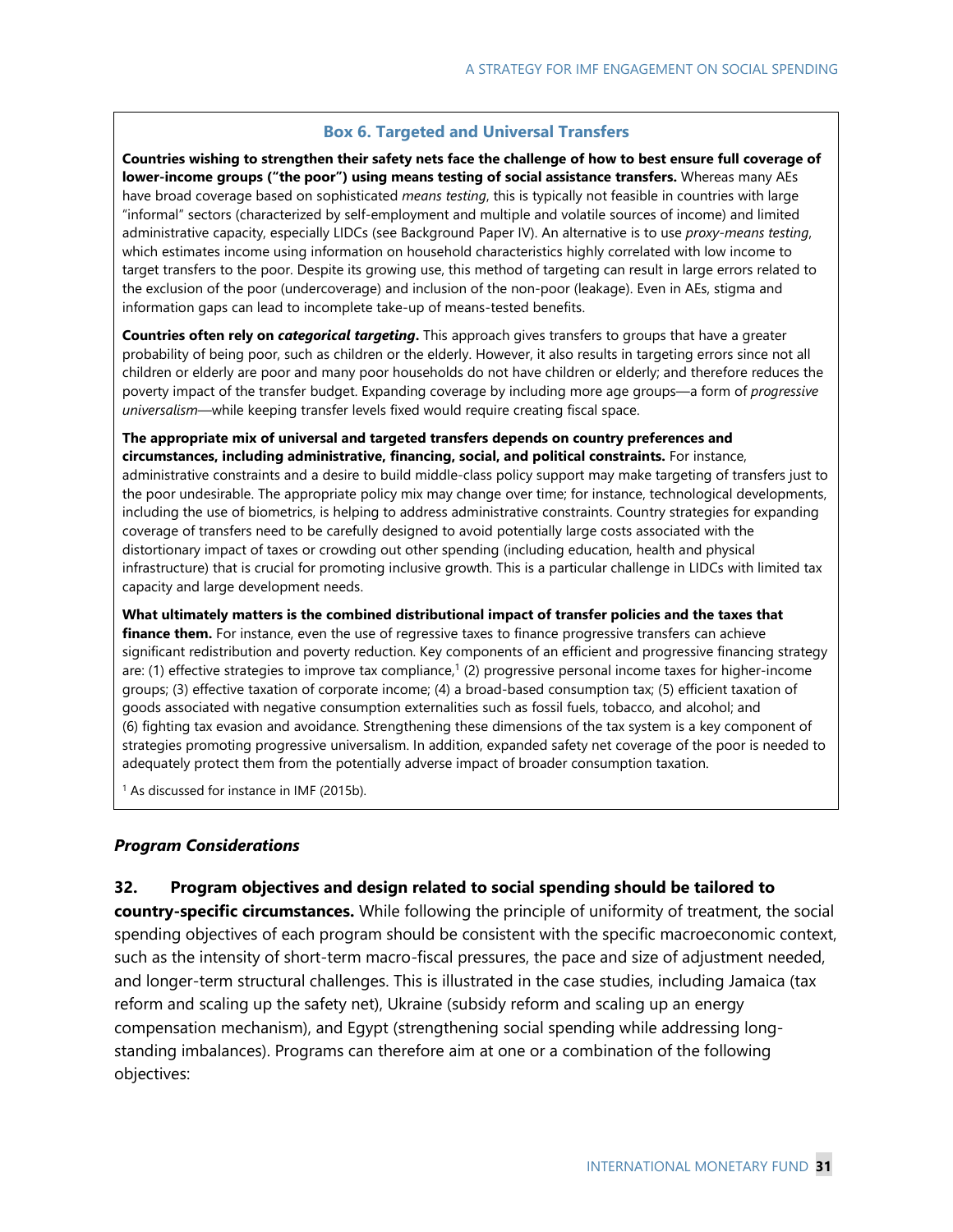### Box 6. Targeted and Universal Transfers

**Countries wishing to strengthen their safety nets face the challenge of how to best ensure full coverage of lower-income groups ("the poor") using means testing of social assistance transfers.** Whereas many AEs have broad coverage based on sophisticated *means testing*, this is typically not feasible in countries with large "informal" sectors (characterized by self-employment and multiple and volatile sources of income) and limited administrative capacity, especially LIDCs (see Background Paper IV). An alternative is to use *proxy-means testing*, which estimates income using information on household characteristics highly correlated with low income to target transfers to the poor. Despite its growing use, this method of targeting can result in large errors related to the exclusion of the poor (undercoverage) and inclusion of the non-poor (leakage). Even in AEs, stigma and information gaps can lead to incomplete take-up of means-tested benefits.

**Countries often rely on *categorical targeting*.** This approach gives transfers to groups that have a greater probability of being poor, such as children or the elderly. However, it also results in targeting errors since not all children or elderly are poor and many poor households do not have children or elderly; and therefore reduces the poverty impact of the transfer budget. Expanding coverage by including more age groups—a form of *progressive universalism*—while keeping transfer levels fixed would require creating fiscal space.

**The appropriate mix of universal and targeted transfers depends on country preferences and circumstances, including administrative, financing, social, and political constraints.** For instance, administrative constraints and a desire to build middle-class policy support may make targeting of transfers just to the poor undesirable. The appropriate policy mix may change over time; for instance, technological developments, including the use of biometrics, is helping to address administrative constraints. Country strategies for expanding coverage of transfers need to be carefully designed to avoid potentially large costs associated with the distortionary impact of taxes or crowding out other spending (including education, health and physical infrastructure) that is crucial for promoting inclusive growth. This is a particular challenge in LIDCs with limited tax capacity and large development needs.

**What ultimately matters is the combined distributional impact of transfer policies and the taxes that finance them.** For instance, even the use of regressive taxes to finance progressive transfers can achieve significant redistribution and poverty reduction. Key components of an efficient and progressive financing strategy are: (1) effective strategies to improve tax compliance,[1] (2) progressive personal income taxes for higher-income groups; (3) effective taxation of corporate income; (4) a broad-based consumption tax; (5) efficient taxation of goods associated with negative consumption externalities such as fossil fuels, tobacco, and alcohol; and (6) fighting tax evasion and avoidance. Strengthening these dimensions of the tax system is a key component of strategies promoting progressive universalism. In addition, expanded safety net coverage of the poor is needed to adequately protect them from the potentially adverse impact of broader consumption taxation.

[1] As discussed for instance in IMF (2015b).

### *Program Considerations*

**32. Program objectives and design related to social spending should be tailored to country-specific circumstances.** While following the principle of uniformity of treatment, the social spending objectives of each program should be consistent with the specific macroeconomic context, such as the intensity of short-term macro-fiscal pressures, the pace and size of adjustment needed, and longer-term structural challenges. This is illustrated in the case studies, including Jamaica (tax reform and scaling up the safety net), Ukraine (subsidy reform and scaling up an energy compensation mechanism), and Egypt (strengthening social spending while addressing long-standing imbalances). Programs can therefore aim at one or a combination of the following objectives: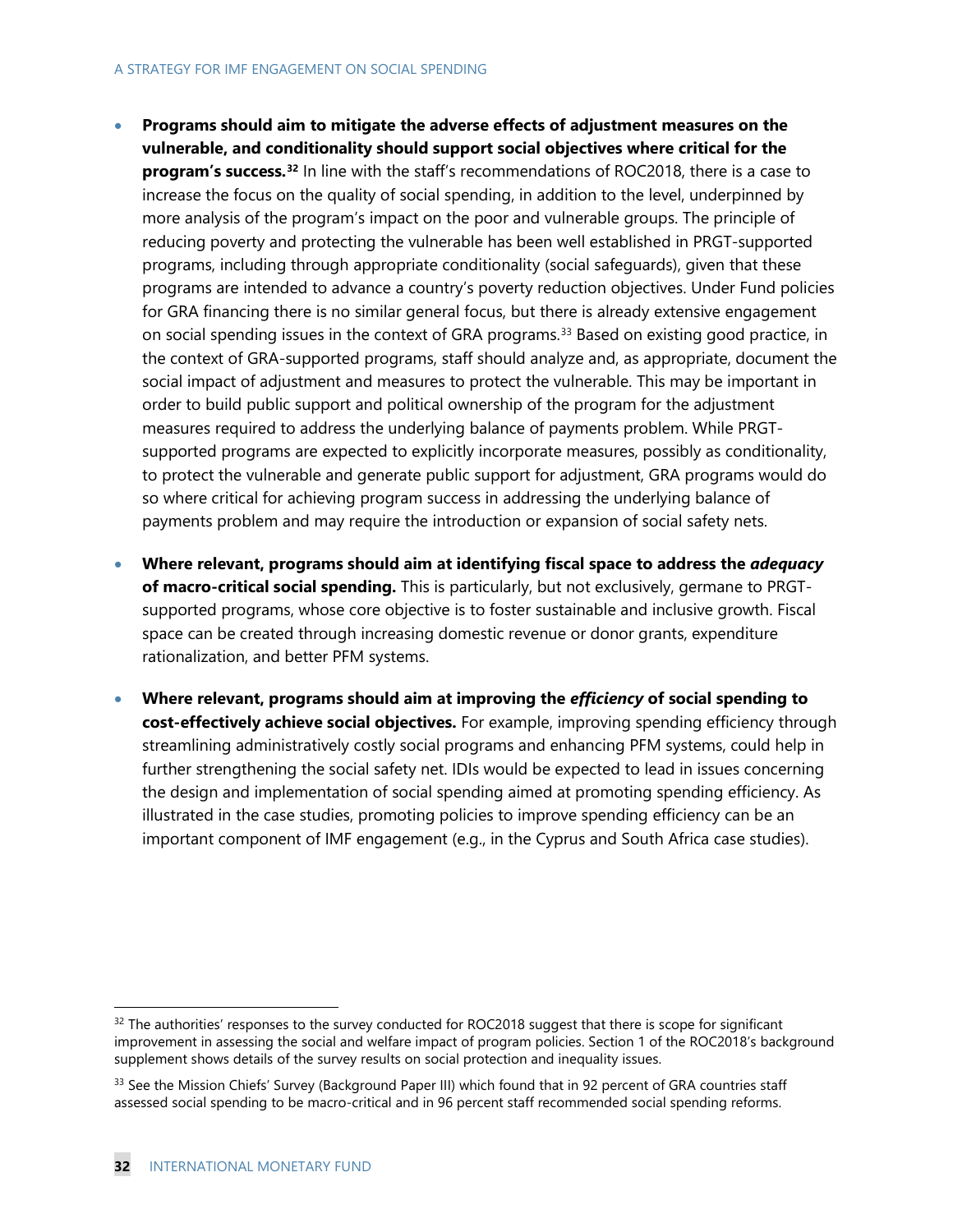- **Programs should aim to mitigate the adverse effects of adjustment measures on the vulnerable, and conditionality should support social objectives where critical for the program's success.**[32] In line with the staff's recommendations of ROC2018, there is a case to increase the focus on the quality of social spending, in addition to the level, underpinned by more analysis of the program's impact on the poor and vulnerable groups. The principle of reducing poverty and protecting the vulnerable has been well established in PRGT-supported programs, including through appropriate conditionality (social safeguards), given that these programs are intended to advance a country's poverty reduction objectives. Under Fund policies for GRA financing there is no similar general focus, but there is already extensive engagement on social spending issues in the context of GRA programs.[33] Based on existing good practice, in the context of GRA-supported programs, staff should analyze and, as appropriate, document the social impact of adjustment and measures to protect the vulnerable. This may be important in order to build public support and political ownership of the program for the adjustment measures required to address the underlying balance of payments problem. While PRGT-supported programs are expected to explicitly incorporate measures, possibly as conditionality, to protect the vulnerable and generate public support for adjustment, GRA programs would do so where critical for achieving program success in addressing the underlying balance of payments problem and may require the introduction or expansion of social safety nets.

- **Where relevant, programs should aim at identifying fiscal space to address the *adequacy* of macro-critical social spending.** This is particularly, but not exclusively, germane to PRGT-supported programs, whose core objective is to foster sustainable and inclusive growth. Fiscal space can be created through increasing domestic revenue or donor grants, expenditure rationalization, and better PFM systems.

- **Where relevant, programs should aim at improving the *efficiency* of social spending to cost-effectively achieve social objectives.** For example, improving spending efficiency through streamlining administratively costly social programs and enhancing PFM systems, could help in further strengthening the social safety net. IDIs would be expected to lead in issues concerning the design and implementation of social spending aimed at promoting spending efficiency. As illustrated in the case studies, promoting policies to improve spending efficiency can be an important component of IMF engagement (e.g., in the Cyprus and South Africa case studies).

---

[32] The authorities' responses to the survey conducted for ROC2018 suggest that there is scope for significant improvement in assessing the social and welfare impact of program policies. Section 1 of the ROC2018's background supplement shows details of the survey results on social protection and inequality issues.

[33] See the Mission Chiefs' Survey (Background Paper III) which found that in 92 percent of GRA countries staff assessed social spending to be macro-critical and in 96 percent staff recommended social spending reforms.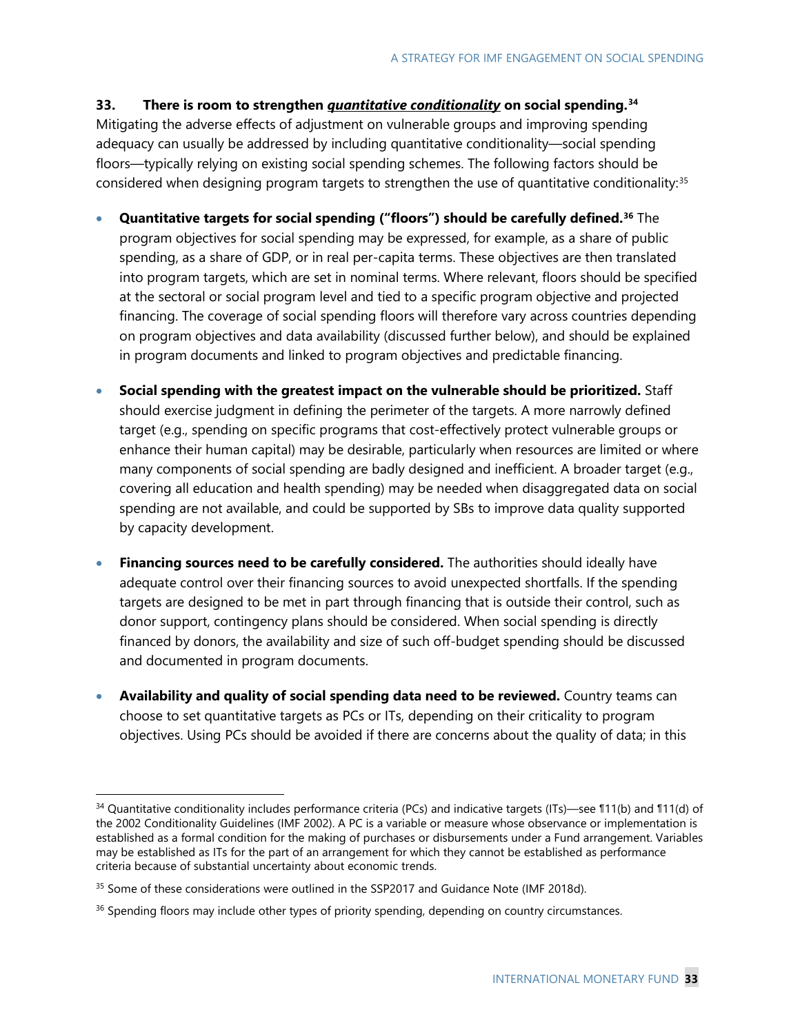**33. There is room to strengthen *quantitative conditionality* on social spending.**[34] Mitigating the adverse effects of adjustment on vulnerable groups and improving spending adequacy can usually be addressed by including quantitative conditionality—social spending floors—typically relying on existing social spending schemes. The following factors should be considered when designing program targets to strengthen the use of quantitative conditionality:[35]

- **Quantitative targets for social spending ("floors") should be carefully defined.**[36] The program objectives for social spending may be expressed, for example, as a share of public spending, as a share of GDP, or in real per-capita terms. These objectives are then translated into program targets, which are set in nominal terms. Where relevant, floors should be specified at the sectoral or social program level and tied to a specific program objective and projected financing. The coverage of social spending floors will therefore vary across countries depending on program objectives and data availability (discussed further below), and should be explained in program documents and linked to program objectives and predictable financing.

- **Social spending with the greatest impact on the vulnerable should be prioritized.** Staff should exercise judgment in defining the perimeter of the targets. A more narrowly defined target (e.g., spending on specific programs that cost-effectively protect vulnerable groups or enhance their human capital) may be desirable, particularly when resources are limited or where many components of social spending are badly designed and inefficient. A broader target (e.g., covering all education and health spending) may be needed when disaggregated data on social spending are not available, and could be supported by SBs to improve data quality supported by capacity development.

- **Financing sources need to be carefully considered.** The authorities should ideally have adequate control over their financing sources to avoid unexpected shortfalls. If the spending targets are designed to be met in part through financing that is outside their control, such as donor support, contingency plans should be considered. When social spending is directly financed by donors, the availability and size of such off-budget spending should be discussed and documented in program documents.

- **Availability and quality of social spending data need to be reviewed.** Country teams can choose to set quantitative targets as PCs or ITs, depending on their criticality to program objectives. Using PCs should be avoided if there are concerns about the quality of data; in this

---

[34] Quantitative conditionality includes performance criteria (PCs) and indicative targets (ITs)—see ¶11(b) and ¶11(d) of the 2002 Conditionality Guidelines (IMF 2002). A PC is a variable or measure whose observance or implementation is established as a formal condition for the making of purchases or disbursements under a Fund arrangement. Variables may be established as ITs for the part of an arrangement for which they cannot be established as performance criteria because of substantial uncertainty about economic trends.

[35] Some of these considerations were outlined in the SSP2017 and Guidance Note (IMF 2018d).

[36] Spending floors may include other types of priority spending, depending on country circumstances.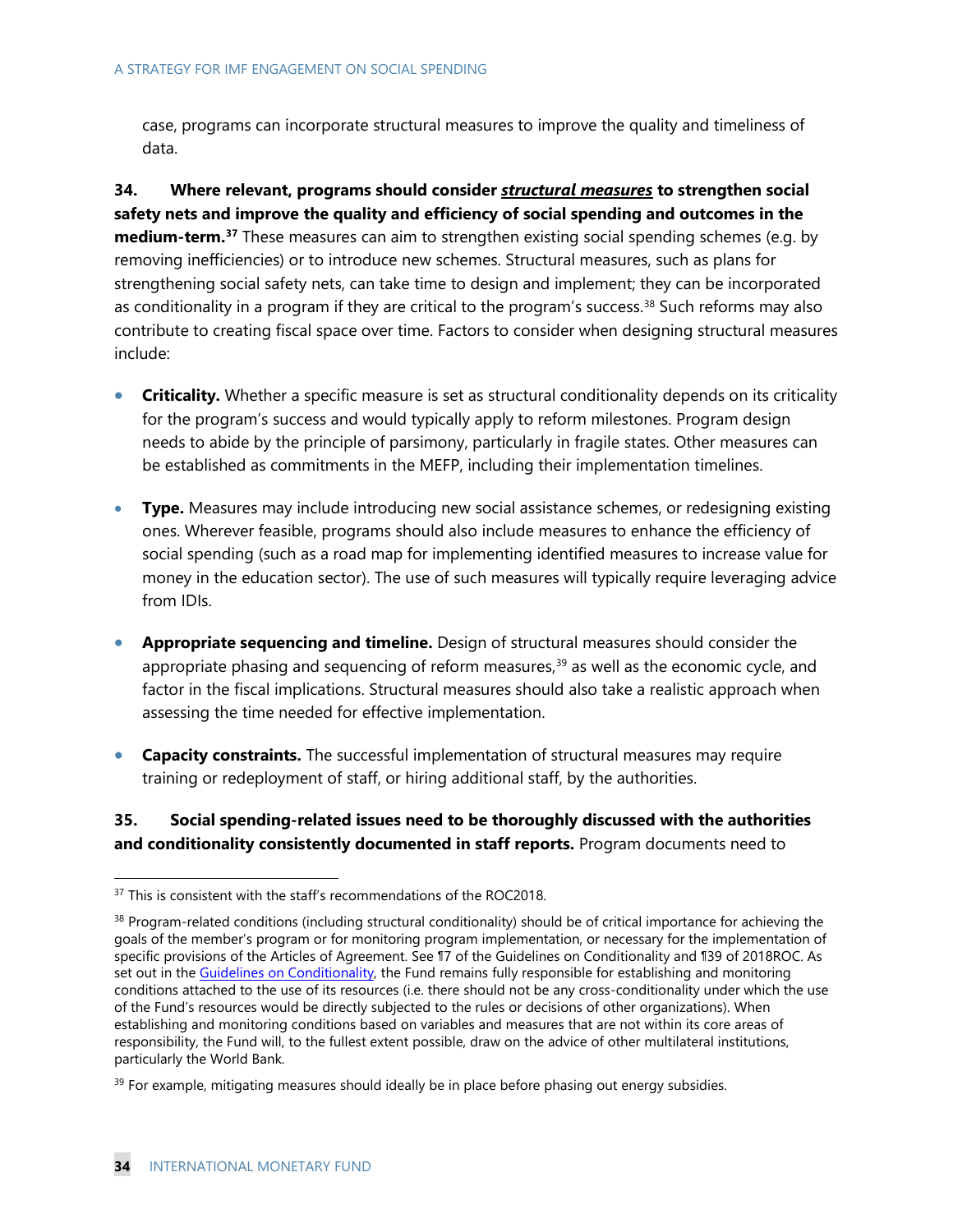case, programs can incorporate structural measures to improve the quality and timeliness of data.

**34. Where relevant, programs should consider _**structural measures**_ to strengthen social safety nets and improve the quality and efficiency of social spending and outcomes in the medium-term.**[37] These measures can aim to strengthen existing social spending schemes (e.g. by removing inefficiencies) or to introduce new schemes. Structural measures, such as plans for strengthening social safety nets, can take time to design and implement; they can be incorporated as conditionality in a program if they are critical to the program's success.[38] Such reforms may also contribute to creating fiscal space over time. Factors to consider when designing structural measures include:

- **Criticality.** Whether a specific measure is set as structural conditionality depends on its criticality for the program's success and would typically apply to reform milestones. Program design needs to abide by the principle of parsimony, particularly in fragile states. Other measures can be established as commitments in the MEFP, including their implementation timelines.

- **Type.** Measures may include introducing new social assistance schemes, or redesigning existing ones. Wherever feasible, programs should also include measures to enhance the efficiency of social spending (such as a road map for implementing identified measures to increase value for money in the education sector). The use of such measures will typically require leveraging advice from IDIs.

- **Appropriate sequencing and timeline.** Design of structural measures should consider the appropriate phasing and sequencing of reform measures,[39] as well as the economic cycle, and factor in the fiscal implications. Structural measures should also take a realistic approach when assessing the time needed for effective implementation.

- **Capacity constraints.** The successful implementation of structural measures may require training or redeployment of staff, or hiring additional staff, by the authorities.

**35. Social spending-related issues need to be thoroughly discussed with the authorities and conditionality consistently documented in staff reports.** Program documents need to

---

[37] This is consistent with the staff's recommendations of the ROC2018.

[38] Program-related conditions (including structural conditionality) should be of critical importance for achieving the goals of the member's program or for monitoring program implementation, or necessary for the implementation of specific provisions of the Articles of Agreement. See ¶7 of the Guidelines on Conditionality and ¶39 of 2018ROC. As set out in the Guidelines on Conditionality, the Fund remains fully responsible for establishing and monitoring conditions attached to the use of its resources (i.e. there should not be any cross-conditionality under which the use of the Fund's resources would be directly subjected to the rules or decisions of other organizations). When establishing and monitoring conditions based on variables and measures that are not within its core areas of responsibility, the Fund will, to the fullest extent possible, draw on the advice of other multilateral institutions, particularly the World Bank.

[39] For example, mitigating measures should ideally be in place before phasing out energy subsidies.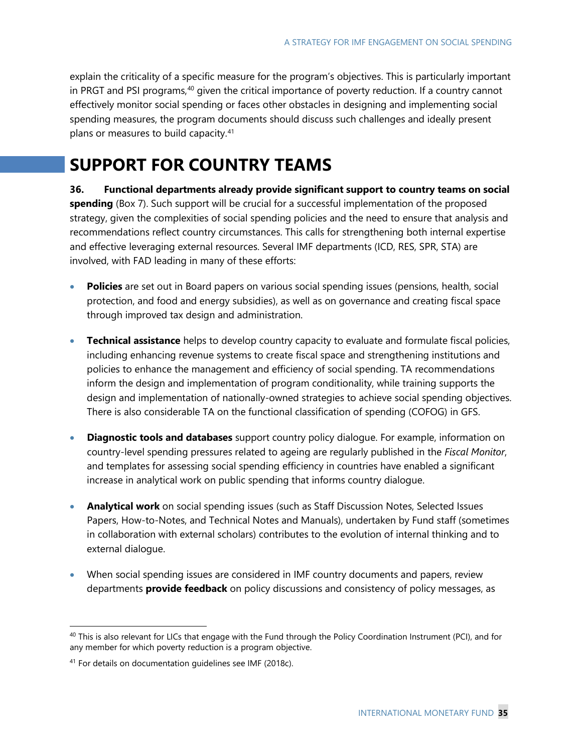explain the criticality of a specific measure for the program's objectives. This is particularly important in PRGT and PSI programs,[40] given the critical importance of poverty reduction. If a country cannot effectively monitor social spending or faces other obstacles in designing and implementing social spending measures, the program documents should discuss such challenges and ideally present plans or measures to build capacity.[41]

# SUPPORT FOR COUNTRY TEAMS

**36. Functional departments already provide significant support to country teams on social spending** (Box 7). Such support will be crucial for a successful implementation of the proposed strategy, given the complexities of social spending policies and the need to ensure that analysis and recommendations reflect country circumstances. This calls for strengthening both internal expertise and effective leveraging external resources. Several IMF departments (ICD, RES, SPR, STA) are involved, with FAD leading in many of these efforts:

- **Policies** are set out in Board papers on various social spending issues (pensions, health, social protection, and food and energy subsidies), as well as on governance and creating fiscal space through improved tax design and administration.

- **Technical assistance** helps to develop country capacity to evaluate and formulate fiscal policies, including enhancing revenue systems to create fiscal space and strengthening institutions and policies to enhance the management and efficiency of social spending. TA recommendations inform the design and implementation of program conditionality, while training supports the design and implementation of nationally-owned strategies to achieve social spending objectives. There is also considerable TA on the functional classification of spending (COFOG) in GFS.

- **Diagnostic tools and databases** support country policy dialogue. For example, information on country-level spending pressures related to ageing are regularly published in the *Fiscal Monitor*, and templates for assessing social spending efficiency in countries have enabled a significant increase in analytical work on public spending that informs country dialogue.

- **Analytical work** on social spending issues (such as Staff Discussion Notes, Selected Issues Papers, How-to-Notes, and Technical Notes and Manuals), undertaken by Fund staff (sometimes in collaboration with external scholars) contributes to the evolution of internal thinking and to external dialogue.

- When social spending issues are considered in IMF country documents and papers, review departments **provide feedback** on policy discussions and consistency of policy messages, as

---

[40] This is also relevant for LICs that engage with the Fund through the Policy Coordination Instrument (PCI), and for any member for which poverty reduction is a program objective.

[41] For details on documentation guidelines see IMF (2018c).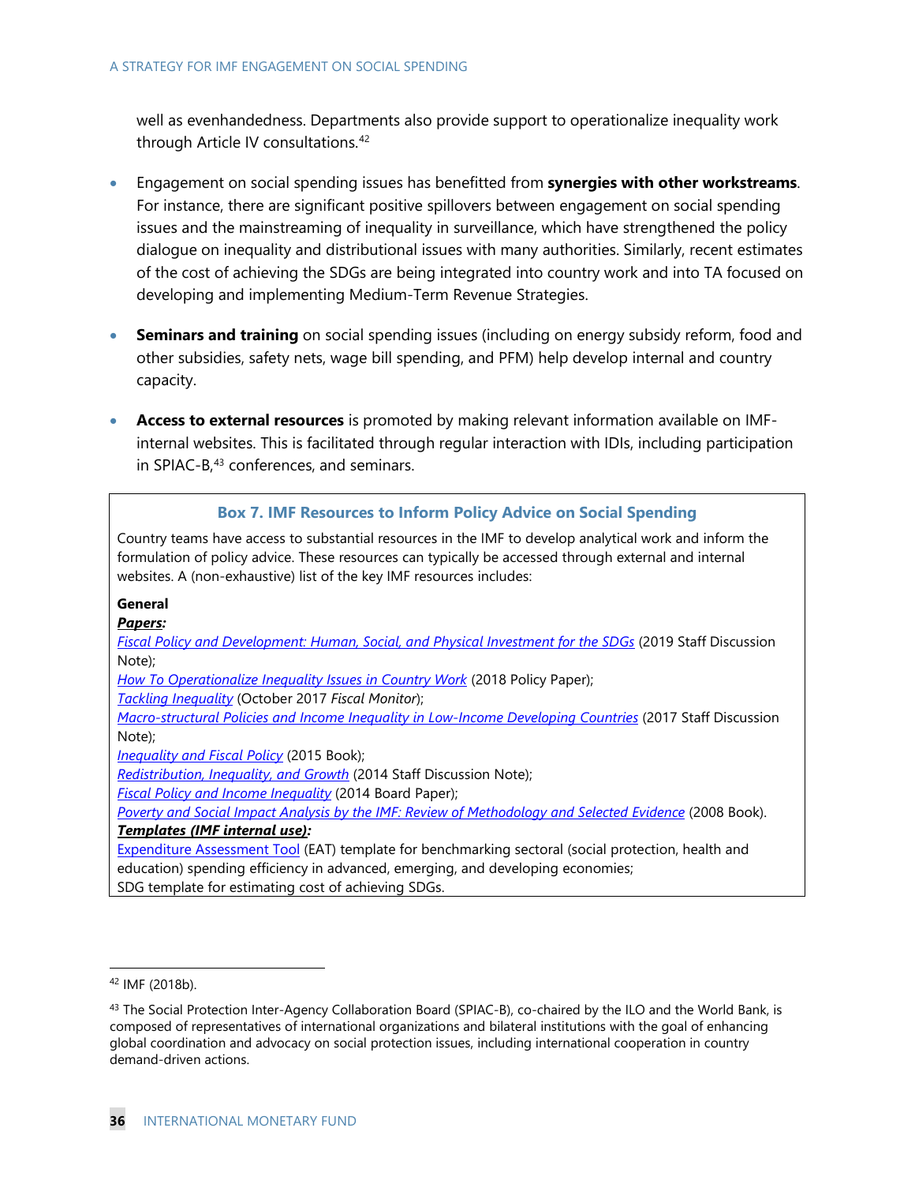well as evenhandedness. Departments also provide support to operationalize inequality work through Article IV consultations.[42]

- Engagement on social spending issues has benefitted from **synergies with other workstreams**. For instance, there are significant positive spillovers between engagement on social spending issues and the mainstreaming of inequality in surveillance, which have strengthened the policy dialogue on inequality and distributional issues with many authorities. Similarly, recent estimates of the cost of achieving the SDGs are being integrated into country work and into TA focused on developing and implementing Medium-Term Revenue Strategies.

- **Seminars and training** on social spending issues (including on energy subsidy reform, food and other subsidies, safety nets, wage bill spending, and PFM) help develop internal and country capacity.

- **Access to external resources** is promoted by making relevant information available on IMF-internal websites. This is facilitated through regular interaction with IDIs, including participation in SPIAC-B,[43] conferences, and seminars.

### Box 7. IMF Resources to Inform Policy Advice on Social Spending

Country teams have access to substantial resources in the IMF to develop analytical work and inform the formulation of policy advice. These resources can typically be accessed through external and internal websites. A (non-exhaustive) list of the key IMF resources includes:

**General**

***Papers:***

*Fiscal Policy and Development: Human, Social, and Physical Investment for the SDGs* (2019 Staff Discussion Note);
*How To Operationalize Inequality Issues in Country Work* (2018 Policy Paper);
*Tackling Inequality* (October 2017 *Fiscal Monitor*);
*Macro-structural Policies and Income Inequality in Low-Income Developing Countries* (2017 Staff Discussion Note);
*Inequality and Fiscal Policy* (2015 Book);
*Redistribution, Inequality, and Growth* (2014 Staff Discussion Note);
*Fiscal Policy and Income Inequality* (2014 Board Paper);
*Poverty and Social Impact Analysis by the IMF: Review of Methodology and Selected Evidence* (2008 Book).

***Templates (IMF internal use):***

Expenditure Assessment Tool (EAT) template for benchmarking sectoral (social protection, health and education) spending efficiency in advanced, emerging, and developing economies;
SDG template for estimating cost of achieving SDGs.

---

[42] IMF (2018b).

[43] The Social Protection Inter-Agency Collaboration Board (SPIAC-B), co-chaired by the ILO and the World Bank, is composed of representatives of international organizations and bilateral institutions with the goal of enhancing global coordination and advocacy on social protection issues, including international cooperation in country demand-driven actions.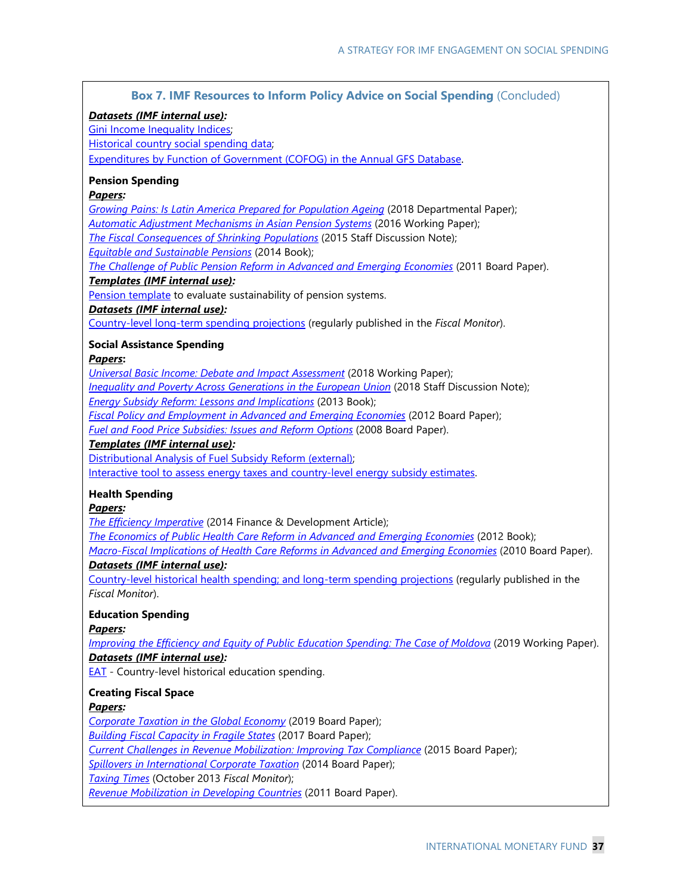### Box 7. IMF Resources to Inform Policy Advice on Social Spending (Concluded)

***Datasets (IMF internal use):***

Gini Income Inequality Indices;
Historical country social spending data;
Expenditures by Function of Government (COFOG) in the Annual GFS Database.

**Pension Spending**

***Papers:***

*Growing Pains: Is Latin America Prepared for Population Ageing* (2018 Departmental Paper);
*Automatic Adjustment Mechanisms in Asian Pension Systems* (2016 Working Paper);
*The Fiscal Consequences of Shrinking Populations* (2015 Staff Discussion Note);
*Equitable and Sustainable Pensions* (2014 Book);
*The Challenge of Public Pension Reform in Advanced and Emerging Economies* (2011 Board Paper).

***Templates (IMF internal use):***

Pension template to evaluate sustainability of pension systems.

***Datasets (IMF internal use):***

Country-level long-term spending projections (regularly published in the *Fiscal Monitor*).

**Social Assistance Spending**

***Papers*:**

*Universal Basic Income: Debate and Impact Assessment* (2018 Working Paper);
*Inequality and Poverty Across Generations in the European Union* (2018 Staff Discussion Note);
*Energy Subsidy Reform: Lessons and Implications* (2013 Book);
*Fiscal Policy and Employment in Advanced and Emerging Economies* (2012 Board Paper);
*Fuel and Food Price Subsidies: Issues and Reform Options* (2008 Board Paper).

***Templates (IMF internal use):***

Distributional Analysis of Fuel Subsidy Reform (external);
Interactive tool to assess energy taxes and country-level energy subsidy estimates.

**Health Spending**

***Papers:***

*The Efficiency Imperative* (2014 Finance & Development Article);
*The Economics of Public Health Care Reform in Advanced and Emerging Economies* (2012 Book);
*Macro-Fiscal Implications of Health Care Reforms in Advanced and Emerging Economies* (2010 Board Paper).

***Datasets (IMF internal use):***

Country-level historical health spending; and long-term spending projections (regularly published in the *Fiscal Monitor*).

**Education Spending**

***Papers:***

*Improving the Efficiency and Equity of Public Education Spending: The Case of Moldova* (2019 Working Paper).

***Datasets (IMF internal use):***

EAT - Country-level historical education spending.

**Creating Fiscal Space**

***Papers:***

*Corporate Taxation in the Global Economy* (2019 Board Paper);
*Building Fiscal Capacity in Fragile States* (2017 Board Paper);
*Current Challenges in Revenue Mobilization: Improving Tax Compliance* (2015 Board Paper);
*Spillovers in International Corporate Taxation* (2014 Board Paper);
*Taxing Times* (October 2013 *Fiscal Monitor*);
*Revenue Mobilization in Developing Countries* (2011 Board Paper).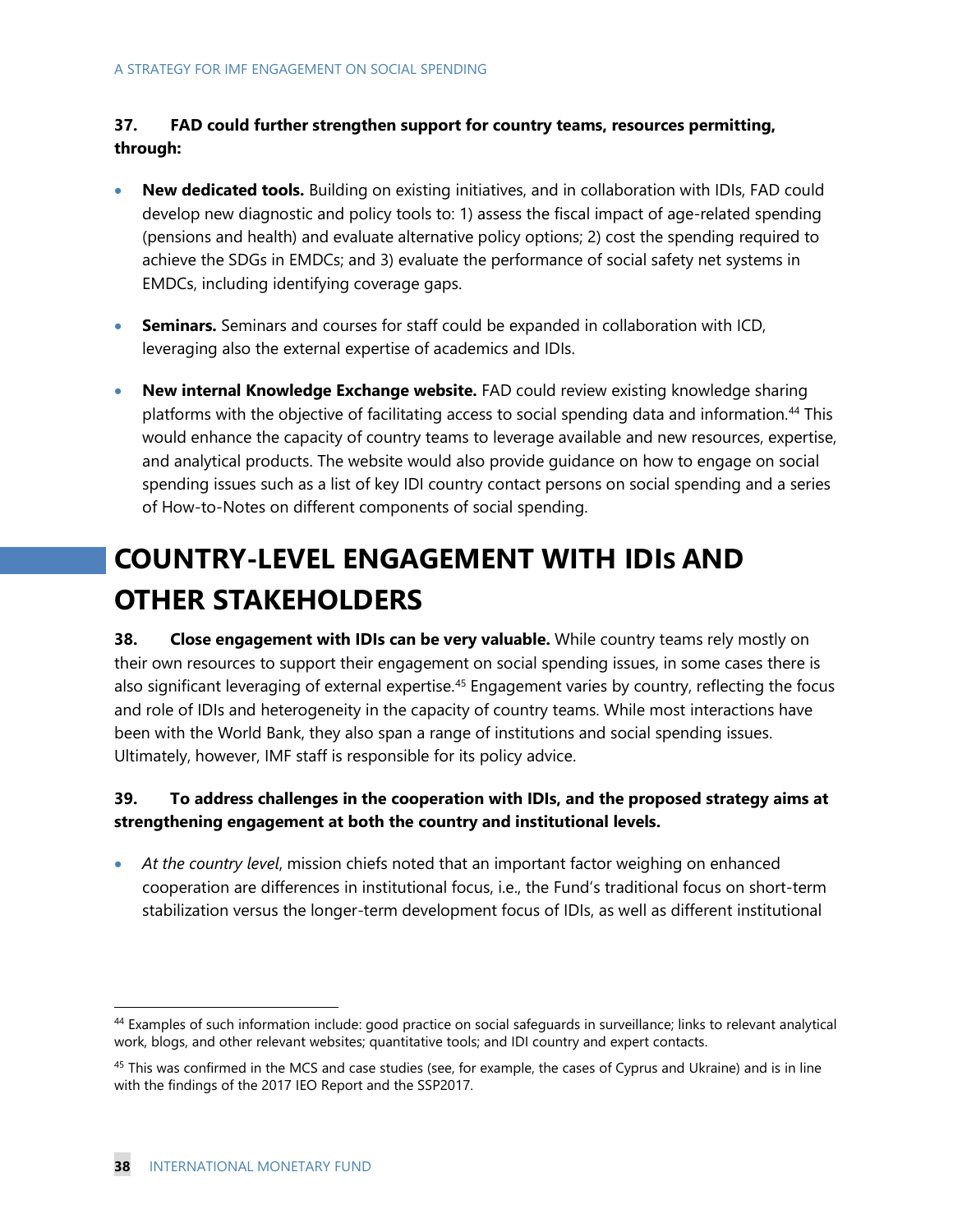**37. FAD could further strengthen support for country teams, resources permitting, through:**

- **New dedicated tools.** Building on existing initiatives, and in collaboration with IDIs, FAD could develop new diagnostic and policy tools to: 1) assess the fiscal impact of age-related spending (pensions and health) and evaluate alternative policy options; 2) cost the spending required to achieve the SDGs in EMDCs; and 3) evaluate the performance of social safety net systems in EMDCs, including identifying coverage gaps.

- **Seminars.** Seminars and courses for staff could be expanded in collaboration with ICD, leveraging also the external expertise of academics and IDIs.

- **New internal Knowledge Exchange website.** FAD could review existing knowledge sharing platforms with the objective of facilitating access to social spending data and information.[44] This would enhance the capacity of country teams to leverage available and new resources, expertise, and analytical products. The website would also provide guidance on how to engage on social spending issues such as a list of key IDI country contact persons on social spending and a series of How-to-Notes on different components of social spending.

# COUNTRY-LEVEL ENGAGEMENT WITH IDIs AND OTHER STAKEHOLDERS

**38. Close engagement with IDIs can be very valuable.** While country teams rely mostly on their own resources to support their engagement on social spending issues, in some cases there is also significant leveraging of external expertise.[45] Engagement varies by country, reflecting the focus and role of IDIs and heterogeneity in the capacity of country teams. While most interactions have been with the World Bank, they also span a range of institutions and social spending issues. Ultimately, however, IMF staff is responsible for its policy advice.

**39. To address challenges in the cooperation with IDIs, and the proposed strategy aims at strengthening engagement at both the country and institutional levels.**

- *At the country level*, mission chiefs noted that an important factor weighing on enhanced cooperation are differences in institutional focus, i.e., the Fund's traditional focus on short-term stabilization versus the longer-term development focus of IDIs, as well as different institutional

---

[44] Examples of such information include: good practice on social safeguards in surveillance; links to relevant analytical work, blogs, and other relevant websites; quantitative tools; and IDI country and expert contacts.

[45] This was confirmed in the MCS and case studies (see, for example, the cases of Cyprus and Ukraine) and is in line with the findings of the 2017 IEO Report and the SSP2017.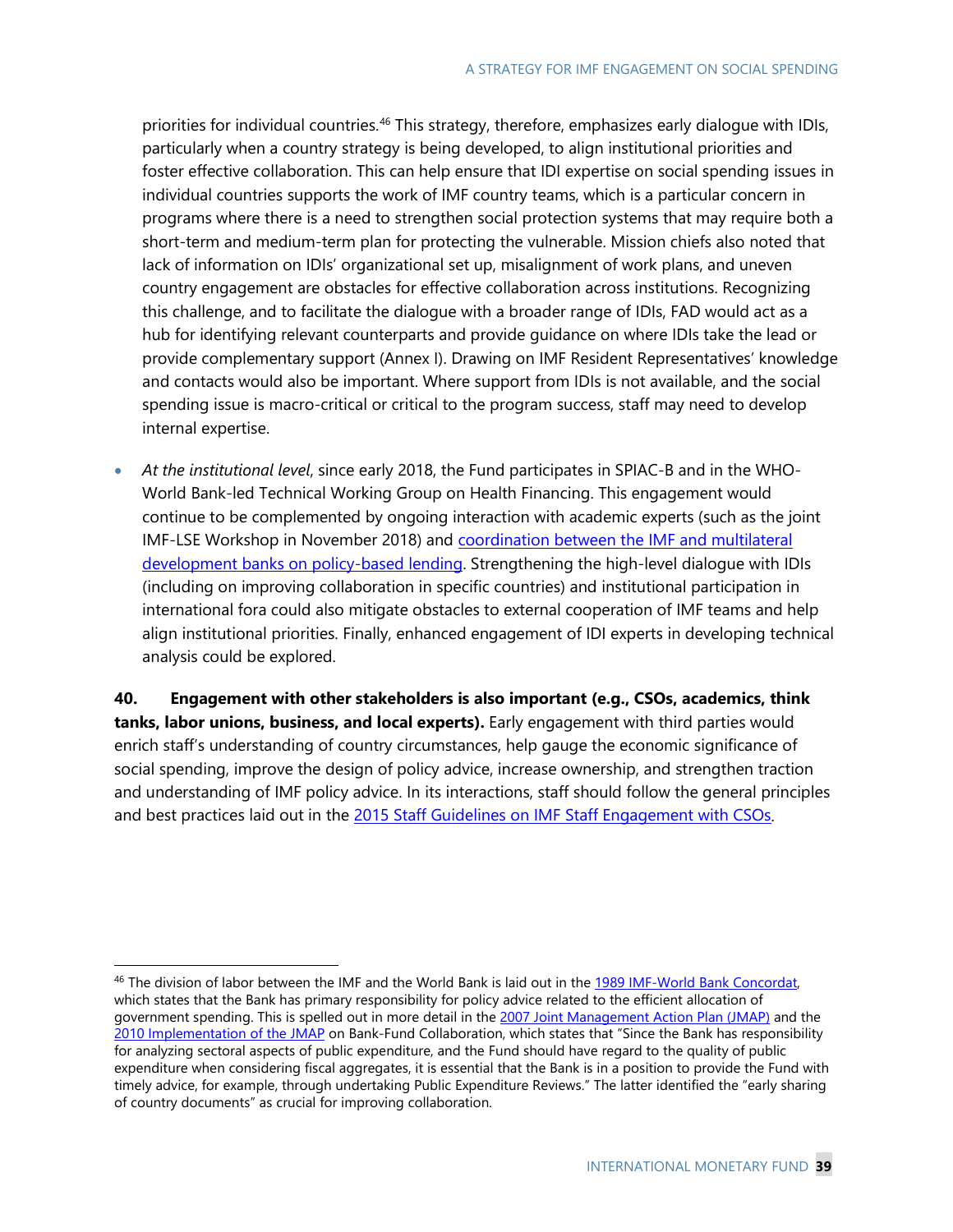priorities for individual countries.[46] This strategy, therefore, emphasizes early dialogue with IDIs, particularly when a country strategy is being developed, to align institutional priorities and foster effective collaboration. This can help ensure that IDI expertise on social spending issues in individual countries supports the work of IMF country teams, which is a particular concern in programs where there is a need to strengthen social protection systems that may require both a short-term and medium-term plan for protecting the vulnerable. Mission chiefs also noted that lack of information on IDIs' organizational set up, misalignment of work plans, and uneven country engagement are obstacles for effective collaboration across institutions. Recognizing this challenge, and to facilitate the dialogue with a broader range of IDIs, FAD would act as a hub for identifying relevant counterparts and provide guidance on where IDIs take the lead or provide complementary support (Annex I). Drawing on IMF Resident Representatives' knowledge and contacts would also be important. Where support from IDIs is not available, and the social spending issue is macro-critical or critical to the program success, staff may need to develop internal expertise.

- *At the institutional level*, since early 2018, the Fund participates in SPIAC-B and in the WHO-World Bank-led Technical Working Group on Health Financing. This engagement would continue to be complemented by ongoing interaction with academic experts (such as the joint IMF-LSE Workshop in November 2018) and coordination between the IMF and multilateral development banks on policy-based lending. Strengthening the high-level dialogue with IDIs (including on improving collaboration in specific countries) and institutional participation in international fora could also mitigate obstacles to external cooperation of IMF teams and help align institutional priorities. Finally, enhanced engagement of IDI experts in developing technical analysis could be explored.

**40. Engagement with other stakeholders is also important (e.g., CSOs, academics, think tanks, labor unions, business, and local experts).** Early engagement with third parties would enrich staff's understanding of country circumstances, help gauge the economic significance of social spending, improve the design of policy advice, increase ownership, and strengthen traction and understanding of IMF policy advice. In its interactions, staff should follow the general principles and best practices laid out in the 2015 Staff Guidelines on IMF Staff Engagement with CSOs.

---

[46] The division of labor between the IMF and the World Bank is laid out in the 1989 IMF-World Bank Concordat, which states that the Bank has primary responsibility for policy advice related to the efficient allocation of government spending. This is spelled out in more detail in the 2007 Joint Management Action Plan (JMAP) and the 2010 Implementation of the JMAP on Bank-Fund Collaboration, which states that "Since the Bank has responsibility for analyzing sectoral aspects of public expenditure, and the Fund should have regard to the quality of public expenditure when considering fiscal aggregates, it is essential that the Bank is in a position to provide the Fund with timely advice, for example, through undertaking Public Expenditure Reviews." The latter identified the "early sharing of country documents" as crucial for improving collaboration.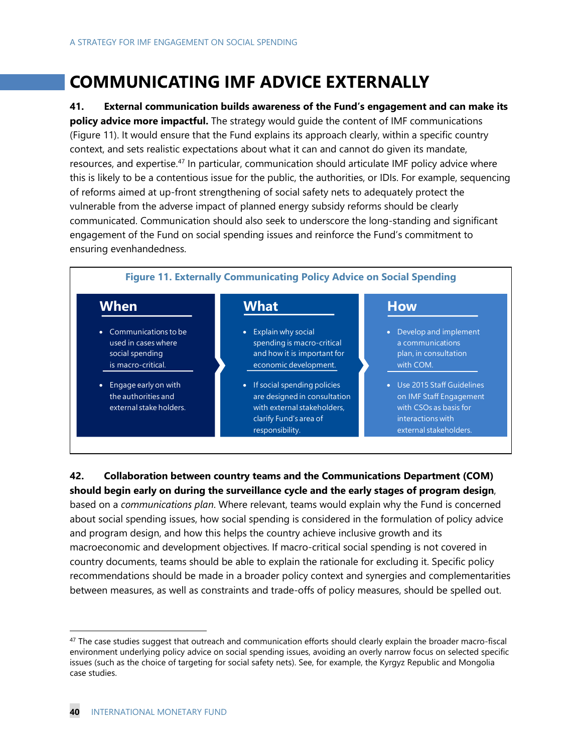# COMMUNICATING IMF ADVICE EXTERNALLY

**41. External communication builds awareness of the Fund's engagement and can make its policy advice more impactful.** The strategy would guide the content of IMF communications (Figure 11). It would ensure that the Fund explains its approach clearly, within a specific country context, and sets realistic expectations about what it can and cannot do given its mandate, resources, and expertise.[47] In particular, communication should articulate IMF policy advice where this is likely to be a contentious issue for the public, the authorities, or IDIs. For example, sequencing of reforms aimed at up-front strengthening of social safety nets to adequately protect the vulnerable from the adverse impact of planned energy subsidy reforms should be clearly communicated. Communication should also seek to underscore the long-standing and significant engagement of the Fund on social spending issues and reinforce the Fund's commitment to ensuring evenhandedness.

**Figure 11. Externally Communicating Policy Advice on Social Spending**

| When | What | How |
| --- | --- | --- |
| • Communications to be used in cases where social spending is macro-critical. | • Explain why social spending is macro-critical and how it is important for economic development. | • Develop and implement a communications plan, in consultation with COM. |
| • Engage early on with the authorities and external stake holders. | • If social spending policies are designed in consultation with external stakeholders, clarify Fund's area of responsibility. | • Use 2015 Staff Guidelines on IMF Staff Engagement with CSOs as basis for interactions with external stakeholders. |

**42. Collaboration between country teams and the Communications Department (COM) should begin early on during the surveillance cycle and the early stages of program design**, based on a *communications plan*. Where relevant, teams would explain why the Fund is concerned about social spending issues, how social spending is considered in the formulation of policy advice and program design, and how this helps the country achieve inclusive growth and its macroeconomic and development objectives. If macro-critical social spending is not covered in country documents, teams should be able to explain the rationale for excluding it. Specific policy recommendations should be made in a broader policy context and synergies and complementarities between measures, as well as constraints and trade-offs of policy measures, should be spelled out.

[47] The case studies suggest that outreach and communication efforts should clearly explain the broader macro-fiscal environment underlying policy advice on social spending issues, avoiding an overly narrow focus on selected specific issues (such as the choice of targeting for social safety nets). See, for example, the Kyrgyz Republic and Mongolia case studies.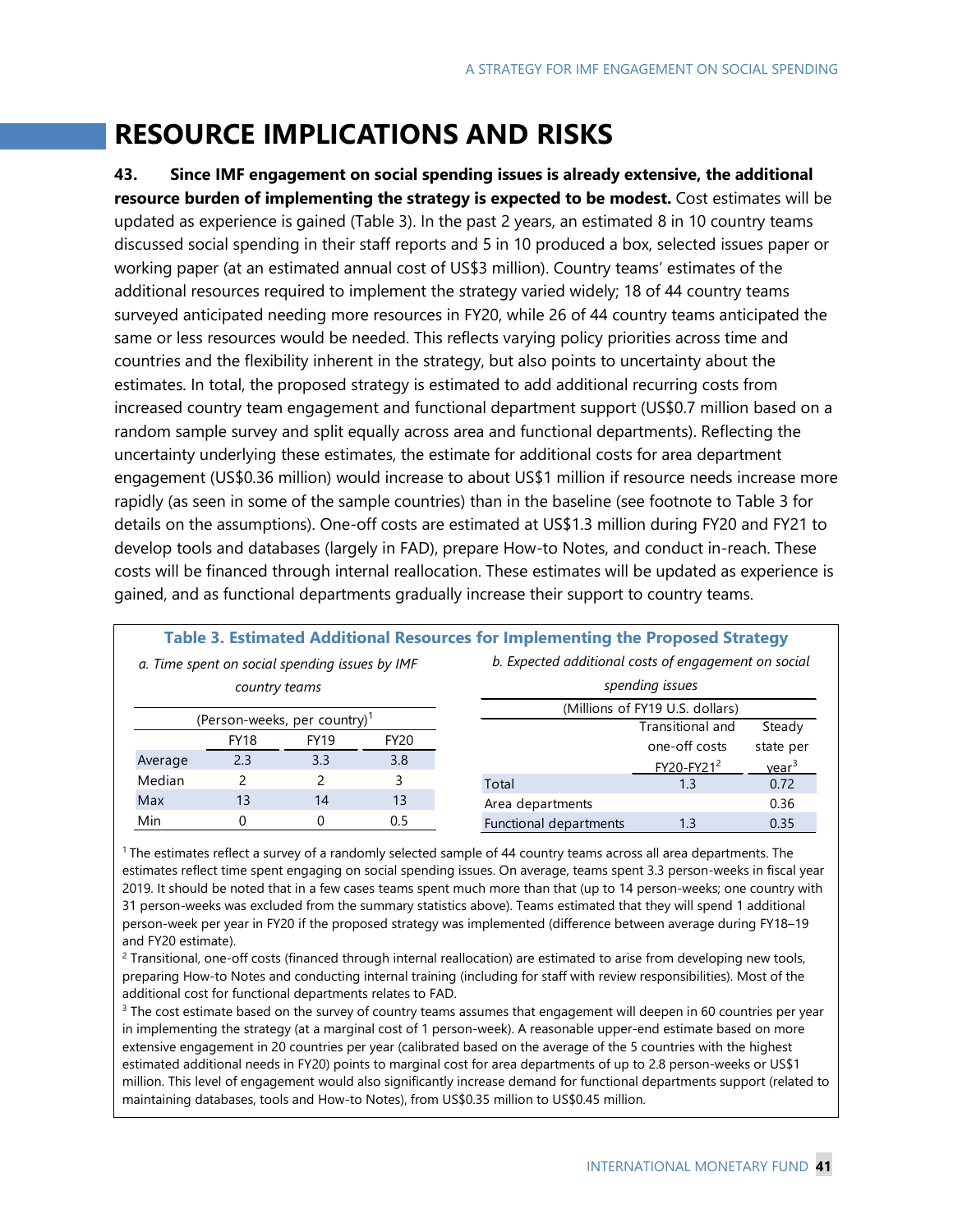# RESOURCE IMPLICATIONS AND RISKS

**43. Since IMF engagement on social spending issues is already extensive, the additional resource burden of implementing the strategy is expected to be modest.** Cost estimates will be updated as experience is gained (Table 3). In the past 2 years, an estimated 8 in 10 country teams discussed social spending in their staff reports and 5 in 10 produced a box, selected issues paper or working paper (at an estimated annual cost of US$3 million). Country teams' estimates of the additional resources required to implement the strategy varied widely; 18 of 44 country teams surveyed anticipated needing more resources in FY20, while 26 of 44 country teams anticipated the same or less resources would be needed. This reflects varying policy priorities across time and countries and the flexibility inherent in the strategy, but also points to uncertainty about the estimates. In total, the proposed strategy is estimated to add additional recurring costs from increased country team engagement and functional department support (US$0.7 million based on a random sample survey and split equally across area and functional departments). Reflecting the uncertainty underlying these estimates, the estimate for additional costs for area department engagement (US$0.36 million) would increase to about US$1 million if resource needs increase more rapidly (as seen in some of the sample countries) than in the baseline (see footnote to Table 3 for details on the assumptions). One-off costs are estimated at US$1.3 million during FY20 and FY21 to develop tools and databases (largely in FAD), prepare How-to Notes, and conduct in-reach. These costs will be financed through internal reallocation. These estimates will be updated as experience is gained, and as functional departments gradually increase their support to country teams.

**Table 3. Estimated Additional Resources for Implementing the Proposed Strategy**

*a. Time spent on social spending issues by IMF country teams*

| (Person-weeks, per country)[1] | | | |
|---|---|---|---|
| | FY18 | FY19 | FY20 |
| Average | 2.3 | 3.3 | 3.8 |
| Median | 2 | 2 | 3 |
| Max | 13 | 14 | 13 |
| Min | 0 | 0 | 0.5 |

*b. Expected additional costs of engagement on social spending issues*

| (Millions of FY19 U.S. dollars) | | |
|---|---|---|
| | Transitional and one-off costs FY20-FY21[2] | Steady state per year[3] |
| Total | 1.3 | 0.72 |
| Area departments | | 0.36 |
| Functional departments | 1.3 | 0.35 |

[1] The estimates reflect a survey of a randomly selected sample of 44 country teams across all area departments. The estimates reflect time spent engaging on social spending issues. On average, teams spent 3.3 person-weeks in fiscal year 2019. It should be noted that in a few cases teams spent much more than that (up to 14 person-weeks; one country with 31 person-weeks was excluded from the summary statistics above). Teams estimated that they will spend 1 additional person-week per year in FY20 if the proposed strategy was implemented (difference between average during FY18–19 and FY20 estimate).

[2] Transitional, one-off costs (financed through internal reallocation) are estimated to arise from developing new tools, preparing How-to Notes and conducting internal training (including for staff with review responsibilities). Most of the additional cost for functional departments relates to FAD.

[3] The cost estimate based on the survey of country teams assumes that engagement will deepen in 60 countries per year in implementing the strategy (at a marginal cost of 1 person-week). A reasonable upper-end estimate based on more extensive engagement in 20 countries per year (calibrated based on the average of the 5 countries with the highest estimated additional needs in FY20) points to marginal cost for area departments of up to 2.8 person-weeks or US$1 million. This level of engagement would also significantly increase demand for functional departments support (related to maintaining databases, tools and How-to Notes), from US$0.35 million to US$0.45 million.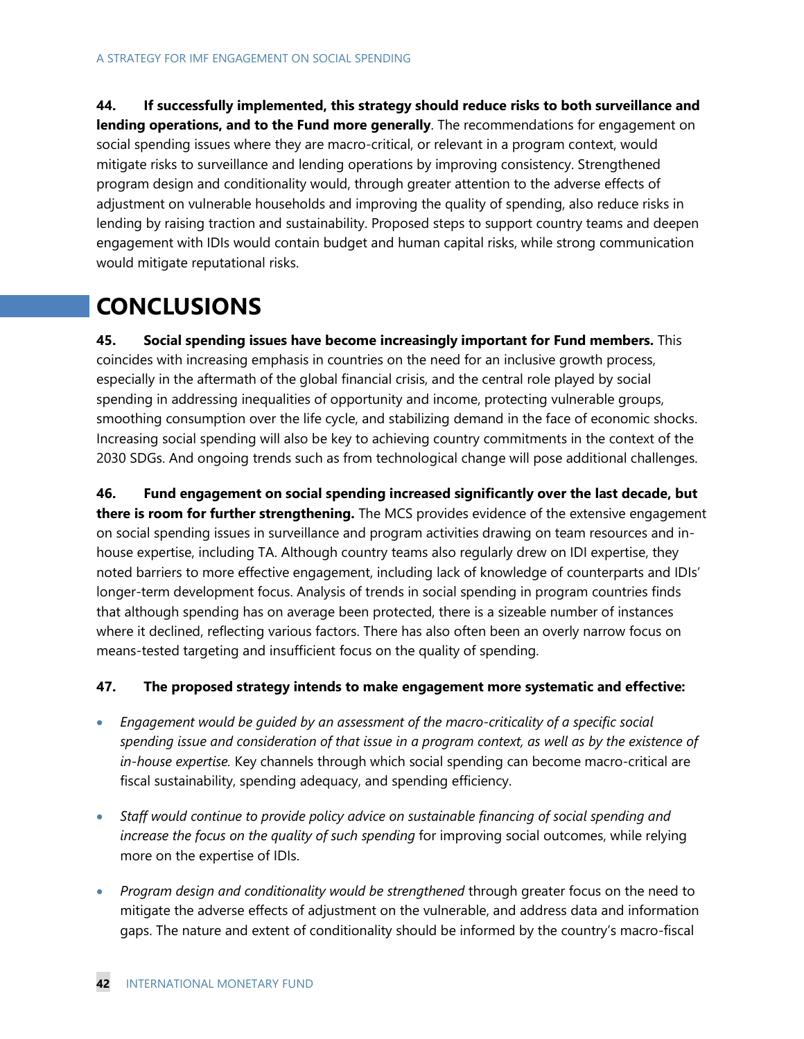**44. If successfully implemented, this strategy should reduce risks to both surveillance and lending operations, and to the Fund more generally**. The recommendations for engagement on social spending issues where they are macro-critical, or relevant in a program context, would mitigate risks to surveillance and lending operations by improving consistency. Strengthened program design and conditionality would, through greater attention to the adverse effects of adjustment on vulnerable households and improving the quality of spending, also reduce risks in lending by raising traction and sustainability. Proposed steps to support country teams and deepen engagement with IDIs would contain budget and human capital risks, while strong communication would mitigate reputational risks.

# CONCLUSIONS

**45. Social spending issues have become increasingly important for Fund members.** This coincides with increasing emphasis in countries on the need for an inclusive growth process, especially in the aftermath of the global financial crisis, and the central role played by social spending in addressing inequalities of opportunity and income, protecting vulnerable groups, smoothing consumption over the life cycle, and stabilizing demand in the face of economic shocks. Increasing social spending will also be key to achieving country commitments in the context of the 2030 SDGs. And ongoing trends such as from technological change will pose additional challenges.

**46. Fund engagement on social spending increased significantly over the last decade, but there is room for further strengthening.** The MCS provides evidence of the extensive engagement on social spending issues in surveillance and program activities drawing on team resources and in-house expertise, including TA. Although country teams also regularly drew on IDI expertise, they noted barriers to more effective engagement, including lack of knowledge of counterparts and IDIs' longer-term development focus. Analysis of trends in social spending in program countries finds that although spending has on average been protected, there is a sizeable number of instances where it declined, reflecting various factors. There has also often been an overly narrow focus on means-tested targeting and insufficient focus on the quality of spending.

**47. The proposed strategy intends to make engagement more systematic and effective:**

- *Engagement would be guided by an assessment of the macro-criticality of a specific social spending issue and consideration of that issue in a program context, as well as by the existence of in-house expertise.* Key channels through which social spending can become macro-critical are fiscal sustainability, spending adequacy, and spending efficiency.

- *Staff would continue to provide policy advice on sustainable financing of social spending and increase the focus on the quality of such spending* for improving social outcomes, while relying more on the expertise of IDIs.

- *Program design and conditionality would be strengthened* through greater focus on the need to mitigate the adverse effects of adjustment on the vulnerable, and address data and information gaps. The nature and extent of conditionality should be informed by the country's macro-fiscal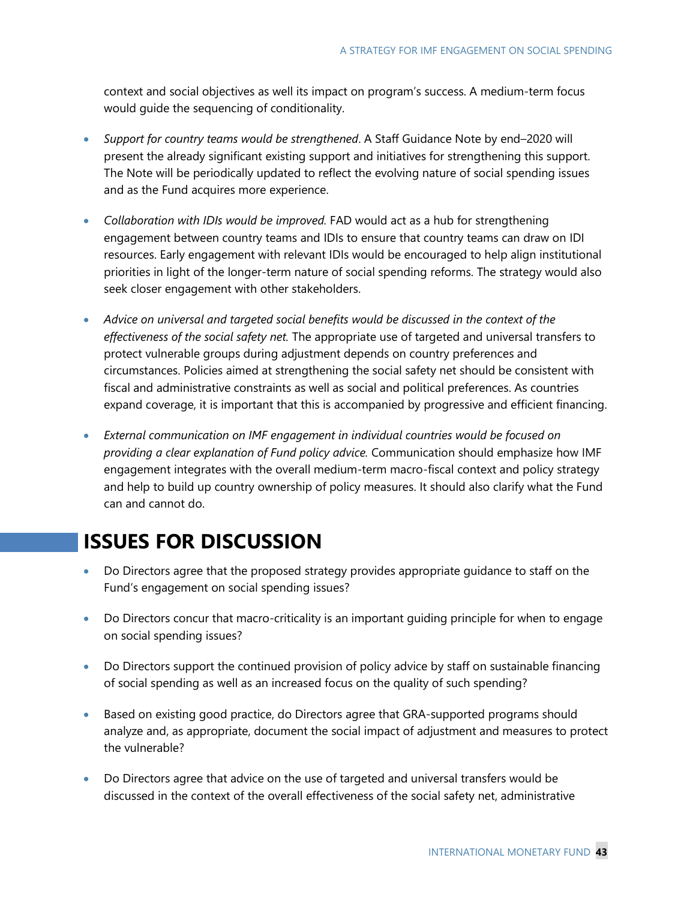context and social objectives as well its impact on program's success. A medium-term focus would guide the sequencing of conditionality.

- *Support for country teams would be strengthened*. A Staff Guidance Note by end–2020 will present the already significant existing support and initiatives for strengthening this support. The Note will be periodically updated to reflect the evolving nature of social spending issues and as the Fund acquires more experience.

- *Collaboration with IDIs would be improved.* FAD would act as a hub for strengthening engagement between country teams and IDIs to ensure that country teams can draw on IDI resources. Early engagement with relevant IDIs would be encouraged to help align institutional priorities in light of the longer-term nature of social spending reforms. The strategy would also seek closer engagement with other stakeholders.

- *Advice on universal and targeted social benefits would be discussed in the context of the effectiveness of the social safety net.* The appropriate use of targeted and universal transfers to protect vulnerable groups during adjustment depends on country preferences and circumstances. Policies aimed at strengthening the social safety net should be consistent with fiscal and administrative constraints as well as social and political preferences. As countries expand coverage, it is important that this is accompanied by progressive and efficient financing.

- *External communication on IMF engagement in individual countries would be focused on providing a clear explanation of Fund policy advice.* Communication should emphasize how IMF engagement integrates with the overall medium-term macro-fiscal context and policy strategy and help to build up country ownership of policy measures. It should also clarify what the Fund can and cannot do.

# ISSUES FOR DISCUSSION

- Do Directors agree that the proposed strategy provides appropriate guidance to staff on the Fund's engagement on social spending issues?

- Do Directors concur that macro-criticality is an important guiding principle for when to engage on social spending issues?

- Do Directors support the continued provision of policy advice by staff on sustainable financing of social spending as well as an increased focus on the quality of such spending?

- Based on existing good practice, do Directors agree that GRA-supported programs should analyze and, as appropriate, document the social impact of adjustment and measures to protect the vulnerable?

- Do Directors agree that advice on the use of targeted and universal transfers would be discussed in the context of the overall effectiveness of the social safety net, administrative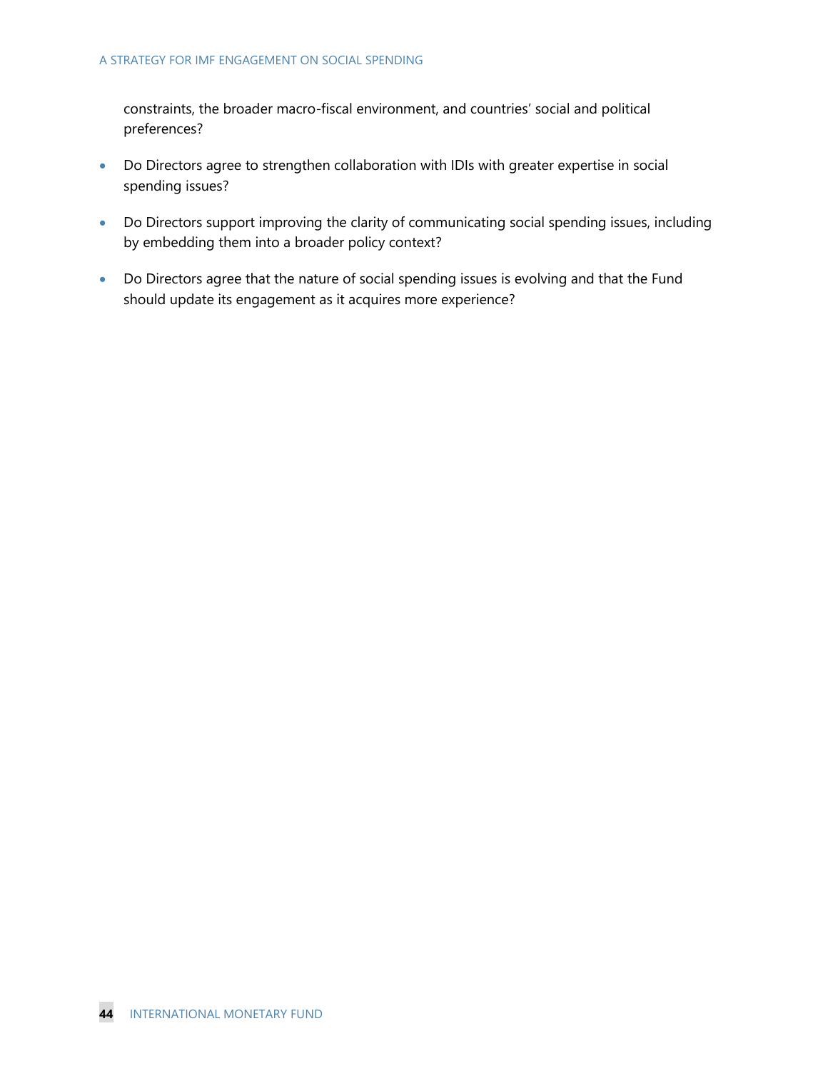constraints, the broader macro-fiscal environment, and countries' social and political preferences?

- Do Directors agree to strengthen collaboration with IDIs with greater expertise in social spending issues?
- Do Directors support improving the clarity of communicating social spending issues, including by embedding them into a broader policy context?
- Do Directors agree that the nature of social spending issues is evolving and that the Fund should update its engagement as it acquires more experience?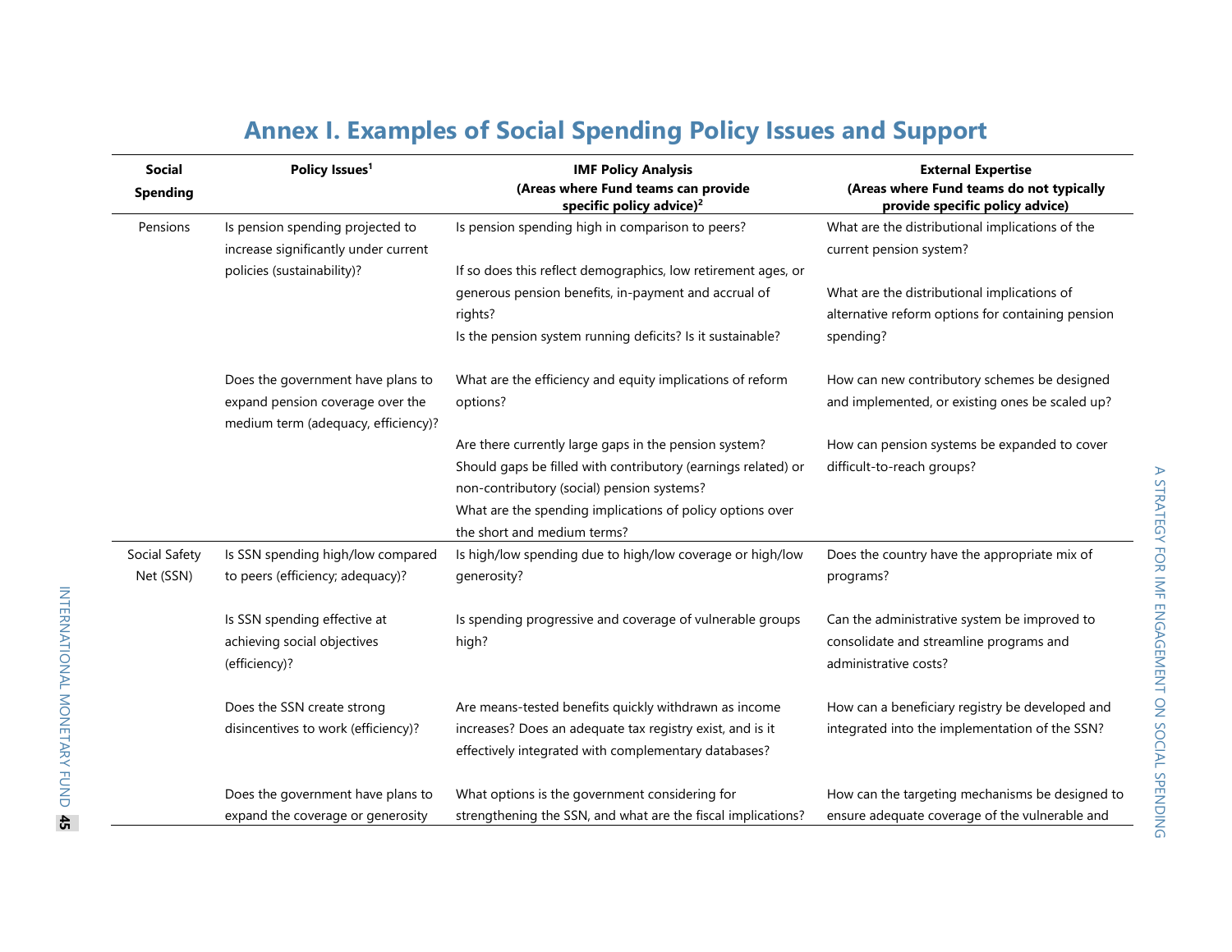# Annex I. Examples of Social Spending Policy Issues and Support

| Social Spending | Policy Issues[1] | IMF Policy Analysis (Areas where Fund teams can provide specific policy advice)[2] | External Expertise (Areas where Fund teams do not typically provide specific policy advice) |
|---|---|---|---|
| Pensions | Is pension spending projected to increase significantly under current policies (sustainability)? | Is pension spending high in comparison to peers?<br><br>If so does this reflect demographics, low retirement ages, or generous pension benefits, in-payment and accrual of rights?<br>Is the pension system running deficits? Is it sustainable? | What are the distributional implications of the current pension system?<br><br>What are the distributional implications of alternative reform options for containing pension spending? |
| | Does the government have plans to expand pension coverage over the medium term (adequacy, efficiency)? | What are the efficiency and equity implications of reform options?<br><br>Are there currently large gaps in the pension system? Should gaps be filled with contributory (earnings related) or non-contributory (social) pension systems?<br>What are the spending implications of policy options over the short and medium terms? | How can new contributory schemes be designed and implemented, or existing ones be scaled up?<br><br>How can pension systems be expanded to cover difficult-to-reach groups? |
| Social Safety Net (SSN) | Is SSN spending high/low compared to peers (efficiency; adequacy)? | Is high/low spending due to high/low coverage or high/low generosity? | Does the country have the appropriate mix of programs? |
| | Is SSN spending effective at achieving social objectives (efficiency)? | Is spending progressive and coverage of vulnerable groups high? | Can the administrative system be improved to consolidate and streamline programs and administrative costs? |
| | Does the SSN create strong disincentives to work (efficiency)? | Are means-tested benefits quickly withdrawn as income increases? Does an adequate tax registry exist, and is it effectively integrated with complementary databases? | How can a beneficiary registry be developed and integrated into the implementation of the SSN? |
| | Does the government have plans to expand the coverage or generosity | What options is the government considering for strengthening the SSN, and what are the fiscal implications? | How can the targeting mechanisms be designed to ensure adequate coverage of the vulnerable and |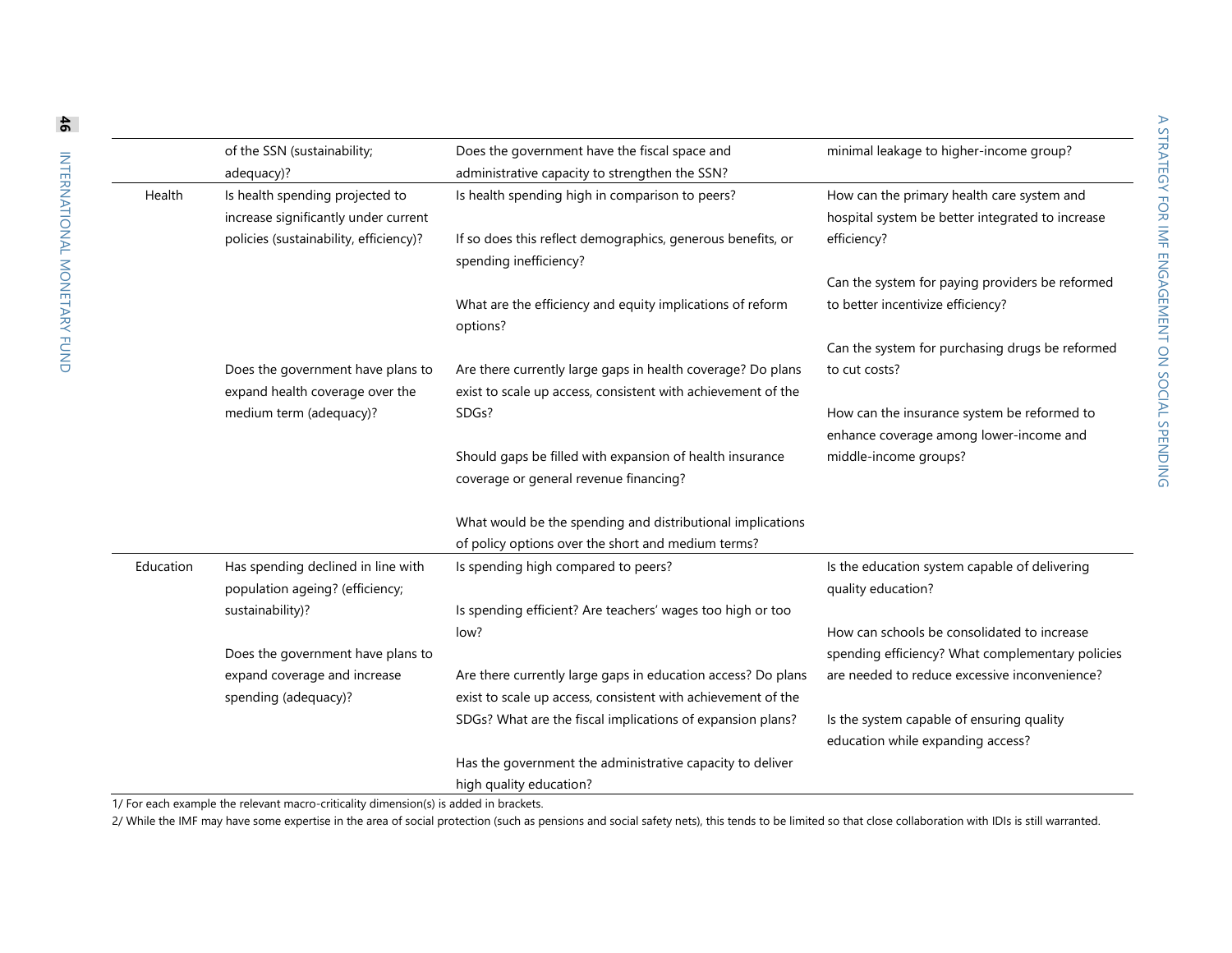| | | | |
|---|---|---|---|
| | of the SSN (sustainability; adequacy)? | Does the government have the fiscal space and administrative capacity to strengthen the SSN? | minimal leakage to higher-income group? |
| Health | Is health spending projected to increase significantly under current policies (sustainability, efficiency)?<br><br>Does the government have plans to expand health coverage over the medium term (adequacy)? | Is health spending high in comparison to peers?<br><br>If so does this reflect demographics, generous benefits, or spending inefficiency?<br><br>What are the efficiency and equity implications of reform options?<br><br>Are there currently large gaps in health coverage? Do plans exist to scale up access, consistent with achievement of the SDGs?<br><br>Should gaps be filled with expansion of health insurance coverage or general revenue financing?<br><br>What would be the spending and distributional implications of policy options over the short and medium terms? | How can the primary health care system and hospital system be better integrated to increase efficiency?<br><br>Can the system for paying providers be reformed to better incentivize efficiency?<br><br>Can the system for purchasing drugs be reformed to cut costs?<br><br>How can the insurance system be reformed to enhance coverage among lower-income and middle-income groups? |
| Education | Has spending declined in line with population ageing? (efficiency; sustainability)?<br><br>Does the government have plans to expand coverage and increase spending (adequacy)? | Is spending high compared to peers?<br><br>Is spending efficient? Are teachers' wages too high or too low?<br><br>Are there currently large gaps in education access? Do plans exist to scale up access, consistent with achievement of the SDGs? What are the fiscal implications of expansion plans?<br><br>Has the government the administrative capacity to deliver high quality education? | Is the education system capable of delivering quality education?<br><br>How can schools be consolidated to increase spending efficiency? What complementary policies are needed to reduce excessive inconvenience?<br><br>Is the system capable of ensuring quality education while expanding access? |

1/ For each example the relevant macro-criticality dimension(s) is added in brackets.

2/ While the IMF may have some expertise in the area of social protection (such as pensions and social safety nets), this tends to be limited so that close collaboration with IDIs is still warranted.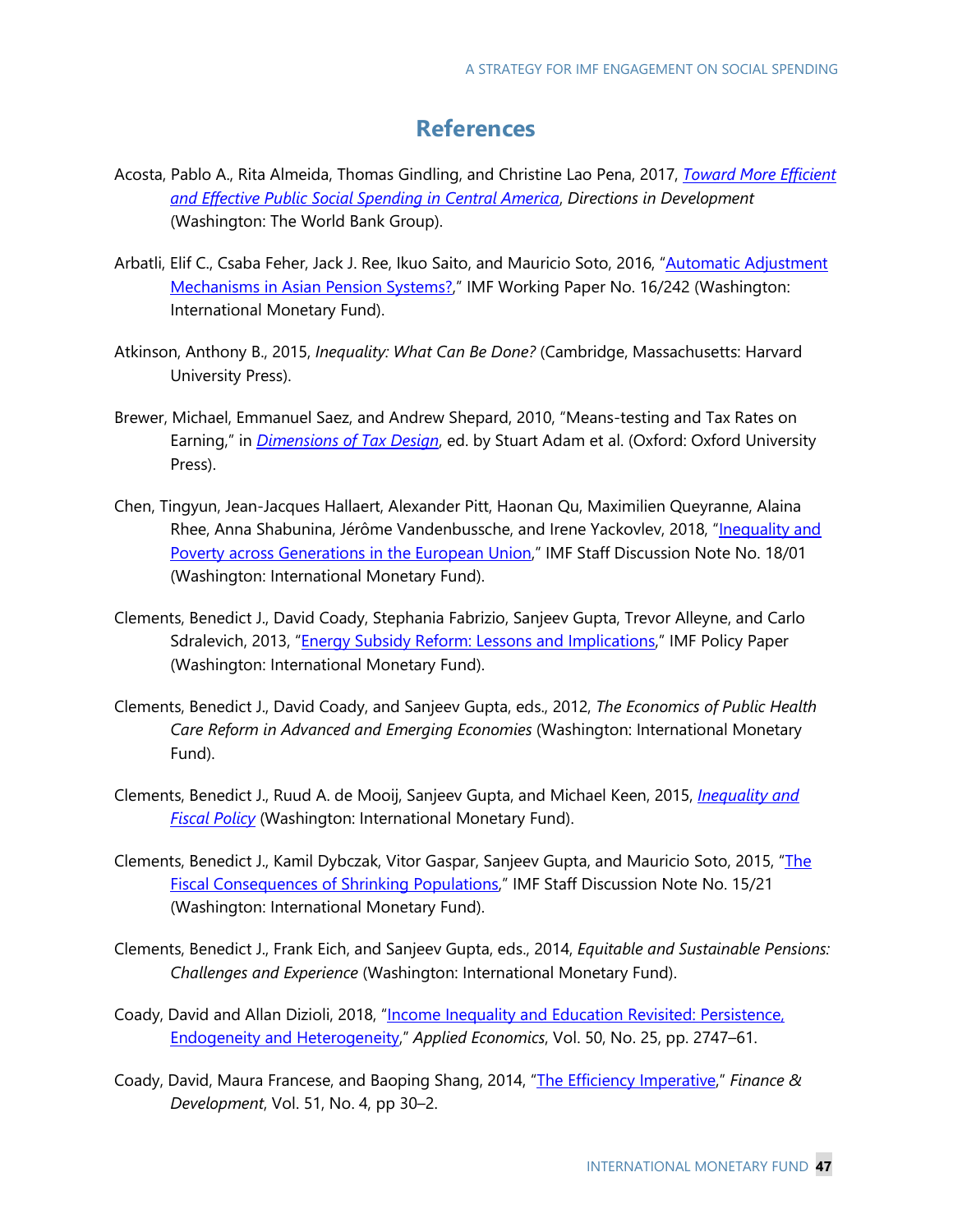# References

Acosta, Pablo A., Rita Almeida, Thomas Gindling, and Christine Lao Pena, 2017, *Toward More Efficient and Effective Public Social Spending in Central America*, *Directions in Development* (Washington: The World Bank Group).

Arbatli, Elif C., Csaba Feher, Jack J. Ree, Ikuo Saito, and Mauricio Soto, 2016, "Automatic Adjustment Mechanisms in Asian Pension Systems?," IMF Working Paper No. 16/242 (Washington: International Monetary Fund).

Atkinson, Anthony B., 2015, *Inequality: What Can Be Done?* (Cambridge, Massachusetts: Harvard University Press).

Brewer, Michael, Emmanuel Saez, and Andrew Shepard, 2010, "Means-testing and Tax Rates on Earning," in *Dimensions of Tax Design*, ed. by Stuart Adam et al. (Oxford: Oxford University Press).

Chen, Tingyun, Jean-Jacques Hallaert, Alexander Pitt, Haonan Qu, Maximilien Queyranne, Alaina Rhee, Anna Shabunina, Jérôme Vandenbussche, and Irene Yackovlev, 2018, "Inequality and Poverty across Generations in the European Union," IMF Staff Discussion Note No. 18/01 (Washington: International Monetary Fund).

Clements, Benedict J., David Coady, Stephania Fabrizio, Sanjeev Gupta, Trevor Alleyne, and Carlo Sdralevich, 2013, "Energy Subsidy Reform: Lessons and Implications," IMF Policy Paper (Washington: International Monetary Fund).

Clements, Benedict J., David Coady, and Sanjeev Gupta, eds., 2012, *The Economics of Public Health Care Reform in Advanced and Emerging Economies* (Washington: International Monetary Fund).

Clements, Benedict J., Ruud A. de Mooij, Sanjeev Gupta, and Michael Keen, 2015, *Inequality and Fiscal Policy* (Washington: International Monetary Fund).

Clements, Benedict J., Kamil Dybczak, Vitor Gaspar, Sanjeev Gupta, and Mauricio Soto, 2015, "The Fiscal Consequences of Shrinking Populations," IMF Staff Discussion Note No. 15/21 (Washington: International Monetary Fund).

Clements, Benedict J., Frank Eich, and Sanjeev Gupta, eds., 2014, *Equitable and Sustainable Pensions: Challenges and Experience* (Washington: International Monetary Fund).

Coady, David and Allan Dizioli, 2018, "Income Inequality and Education Revisited: Persistence, Endogeneity and Heterogeneity," *Applied Economics*, Vol. 50, No. 25, pp. 2747–61.

Coady, David, Maura Francese, and Baoping Shang, 2014, "The Efficiency Imperative," *Finance & Development*, Vol. 51, No. 4, pp 30–2.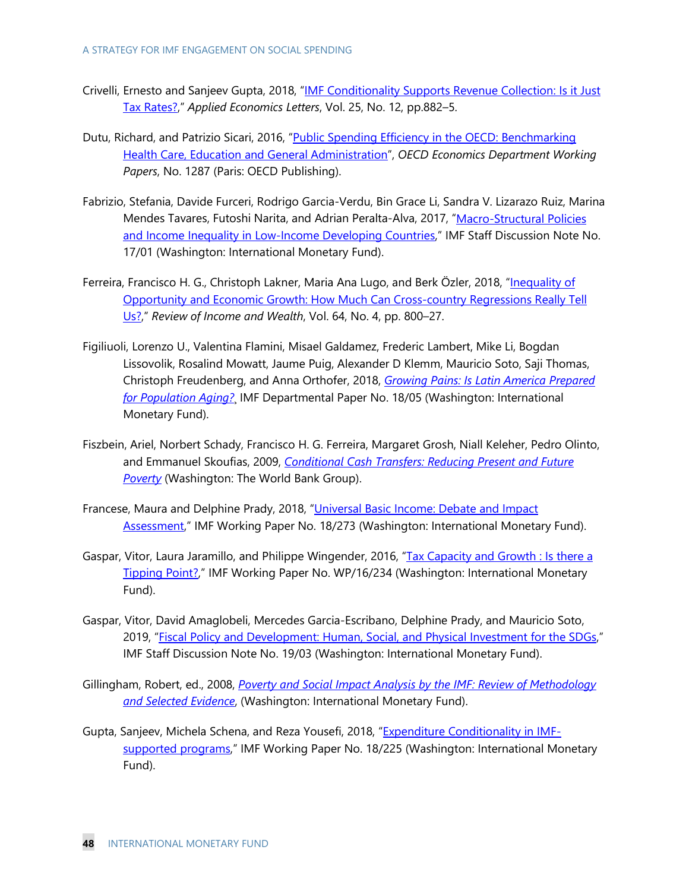Crivelli, Ernesto and Sanjeev Gupta, 2018, "IMF Conditionality Supports Revenue Collection: Is it Just Tax Rates?," *Applied Economics Letters*, Vol. 25, No. 12, pp.882–5.

Dutu, Richard, and Patrizio Sicari, 2016, "Public Spending Efficiency in the OECD: Benchmarking Health Care, Education and General Administration", *OECD Economics Department Working Papers*, No. 1287 (Paris: OECD Publishing).

Fabrizio, Stefania, Davide Furceri, Rodrigo Garcia-Verdu, Bin Grace Li, Sandra V. Lizarazo Ruiz, Marina Mendes Tavares, Futoshi Narita, and Adrian Peralta-Alva, 2017, "Macro-Structural Policies and Income Inequality in Low-Income Developing Countries," IMF Staff Discussion Note No. 17/01 (Washington: International Monetary Fund).

Ferreira, Francisco H. G., Christoph Lakner, Maria Ana Lugo, and Berk Özler, 2018, "Inequality of Opportunity and Economic Growth: How Much Can Cross-country Regressions Really Tell Us?," *Review of Income and Wealth*, Vol. 64, No. 4, pp. 800–27.

Figiliuoli, Lorenzo U., Valentina Flamini, Misael Galdamez, Frederic Lambert, Mike Li, Bogdan Lissovolik, Rosalind Mowatt, Jaume Puig, Alexander D Klemm, Mauricio Soto, Saji Thomas, Christoph Freudenberg, and Anna Orthofer, 2018, *Growing Pains: Is Latin America Prepared for Population Aging?*, IMF Departmental Paper No. 18/05 (Washington: International Monetary Fund).

Fiszbein, Ariel, Norbert Schady, Francisco H. G. Ferreira, Margaret Grosh, Niall Keleher, Pedro Olinto, and Emmanuel Skoufias, 2009, *Conditional Cash Transfers: Reducing Present and Future Poverty* (Washington: The World Bank Group).

Francese, Maura and Delphine Prady, 2018, "Universal Basic Income: Debate and Impact Assessment," IMF Working Paper No. 18/273 (Washington: International Monetary Fund).

Gaspar, Vitor, Laura Jaramillo, and Philippe Wingender, 2016, "Tax Capacity and Growth : Is there a Tipping Point?," IMF Working Paper No. WP/16/234 (Washington: International Monetary Fund).

Gaspar, Vitor, David Amaglobeli, Mercedes Garcia-Escribano, Delphine Prady, and Mauricio Soto, 2019, "Fiscal Policy and Development: Human, Social, and Physical Investment for the SDGs," IMF Staff Discussion Note No. 19/03 (Washington: International Monetary Fund).

Gillingham, Robert, ed., 2008, *Poverty and Social Impact Analysis by the IMF: Review of Methodology and Selected Evidence*, (Washington: International Monetary Fund).

Gupta, Sanjeev, Michela Schena, and Reza Yousefi, 2018, "Expenditure Conditionality in IMF-supported programs," IMF Working Paper No. 18/225 (Washington: International Monetary Fund).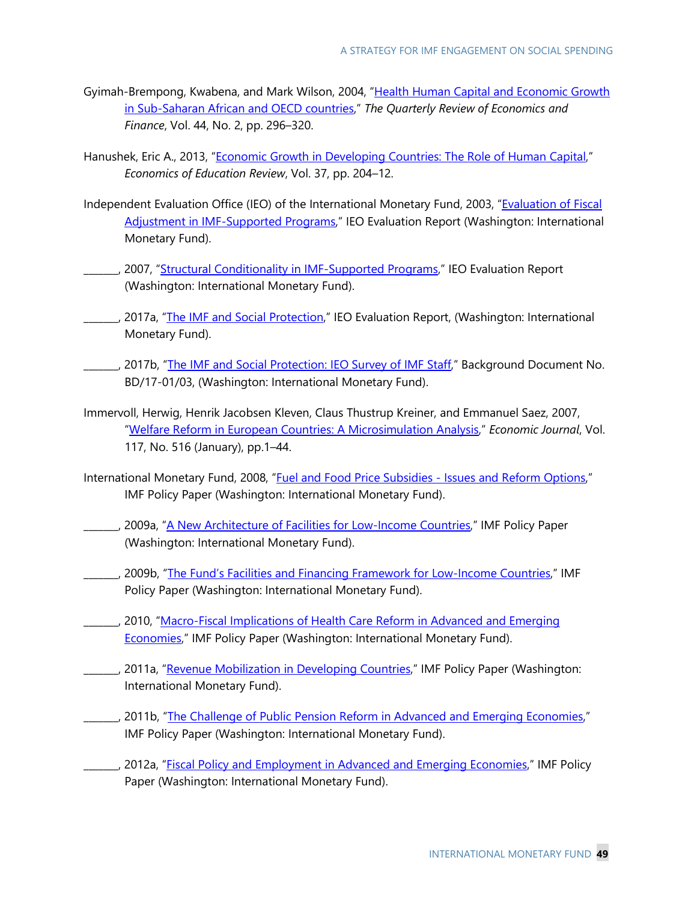Gyimah-Brempong, Kwabena, and Mark Wilson, 2004, "Health Human Capital and Economic Growth in Sub-Saharan African and OECD countries," *The Quarterly Review of Economics and Finance*, Vol. 44, No. 2, pp. 296–320.

Hanushek, Eric A., 2013, "Economic Growth in Developing Countries: The Role of Human Capital," *Economics of Education Review*, Vol. 37, pp. 204–12.

Independent Evaluation Office (IEO) of the International Monetary Fund, 2003, "Evaluation of Fiscal Adjustment in IMF-Supported Programs," IEO Evaluation Report (Washington: International Monetary Fund).

_______, 2007, "Structural Conditionality in IMF-Supported Programs," IEO Evaluation Report (Washington: International Monetary Fund).

_______, 2017a, "The IMF and Social Protection," IEO Evaluation Report, (Washington: International Monetary Fund).

_______, 2017b, "The IMF and Social Protection: IEO Survey of IMF Staff," Background Document No. BD/17-01/03, (Washington: International Monetary Fund).

Immervoll, Herwig, Henrik Jacobsen Kleven, Claus Thustrup Kreiner, and Emmanuel Saez, 2007, "Welfare Reform in European Countries: A Microsimulation Analysis," *Economic Journal*, Vol. 117, No. 516 (January), pp.1–44.

International Monetary Fund, 2008, "Fuel and Food Price Subsidies - Issues and Reform Options," IMF Policy Paper (Washington: International Monetary Fund).

_______, 2009a, "A New Architecture of Facilities for Low-Income Countries," IMF Policy Paper (Washington: International Monetary Fund).

_______, 2009b, "The Fund's Facilities and Financing Framework for Low-Income Countries," IMF Policy Paper (Washington: International Monetary Fund).

_______, 2010, "Macro-Fiscal Implications of Health Care Reform in Advanced and Emerging Economies," IMF Policy Paper (Washington: International Monetary Fund).

_______, 2011a, "Revenue Mobilization in Developing Countries," IMF Policy Paper (Washington: International Monetary Fund).

_______, 2011b, "The Challenge of Public Pension Reform in Advanced and Emerging Economies," IMF Policy Paper (Washington: International Monetary Fund).

_______, 2012a, "Fiscal Policy and Employment in Advanced and Emerging Economies," IMF Policy Paper (Washington: International Monetary Fund).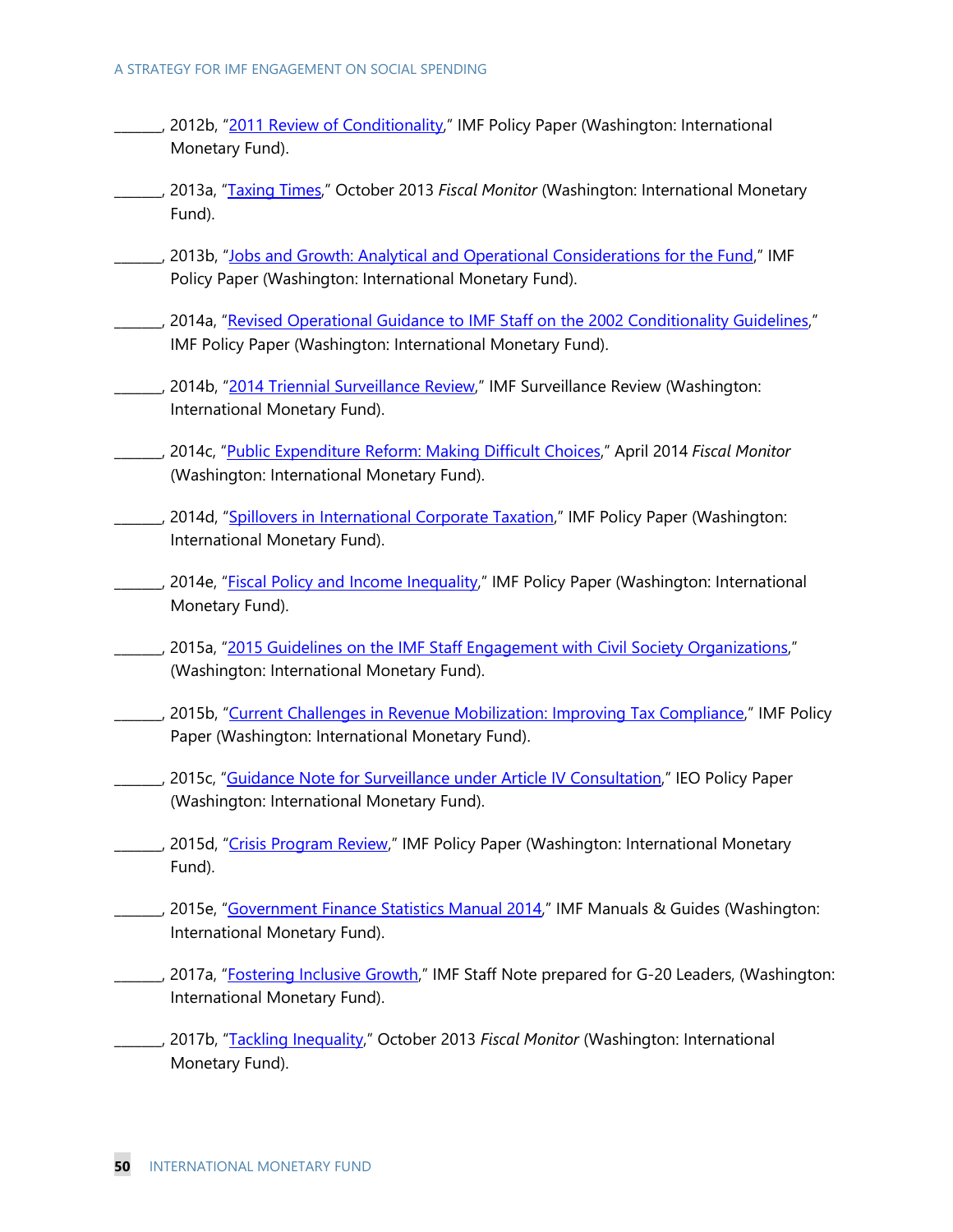______, 2012b, "2011 Review of Conditionality," IMF Policy Paper (Washington: International Monetary Fund).

______, 2013a, "Taxing Times," October 2013 *Fiscal Monitor* (Washington: International Monetary Fund).

______, 2013b, "Jobs and Growth: Analytical and Operational Considerations for the Fund," IMF Policy Paper (Washington: International Monetary Fund).

______, 2014a, "Revised Operational Guidance to IMF Staff on the 2002 Conditionality Guidelines," IMF Policy Paper (Washington: International Monetary Fund).

______, 2014b, "2014 Triennial Surveillance Review," IMF Surveillance Review (Washington: International Monetary Fund).

______, 2014c, "Public Expenditure Reform: Making Difficult Choices," April 2014 *Fiscal Monitor* (Washington: International Monetary Fund).

______, 2014d, "Spillovers in International Corporate Taxation," IMF Policy Paper (Washington: International Monetary Fund).

______, 2014e, "Fiscal Policy and Income Inequality," IMF Policy Paper (Washington: International Monetary Fund).

______, 2015a, "2015 Guidelines on the IMF Staff Engagement with Civil Society Organizations," (Washington: International Monetary Fund).

______, 2015b, "Current Challenges in Revenue Mobilization: Improving Tax Compliance," IMF Policy Paper (Washington: International Monetary Fund).

______, 2015c, "Guidance Note for Surveillance under Article IV Consultation," IEO Policy Paper (Washington: International Monetary Fund).

______, 2015d, "Crisis Program Review," IMF Policy Paper (Washington: International Monetary Fund).

______, 2015e, "Government Finance Statistics Manual 2014," IMF Manuals & Guides (Washington: International Monetary Fund).

______, 2017a, "Fostering Inclusive Growth," IMF Staff Note prepared for G-20 Leaders, (Washington: International Monetary Fund).

______, 2017b, "Tackling Inequality," October 2013 *Fiscal Monitor* (Washington: International Monetary Fund).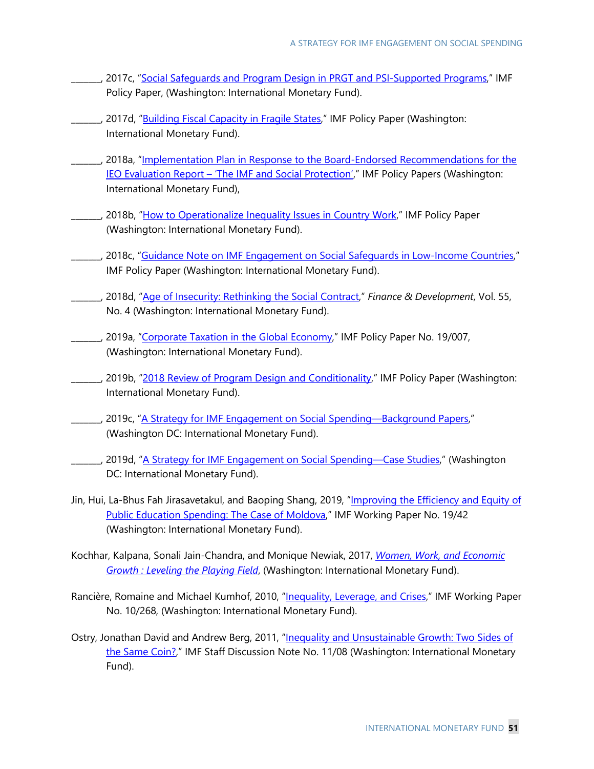______, 2017c, "Social Safeguards and Program Design in PRGT and PSI-Supported Programs," IMF Policy Paper, (Washington: International Monetary Fund).

______, 2017d, "Building Fiscal Capacity in Fragile States," IMF Policy Paper (Washington: International Monetary Fund).

______, 2018a, "Implementation Plan in Response to the Board-Endorsed Recommendations for the IEO Evaluation Report – 'The IMF and Social Protection'," IMF Policy Papers (Washington: International Monetary Fund),

______, 2018b, "How to Operationalize Inequality Issues in Country Work," IMF Policy Paper (Washington: International Monetary Fund).

______, 2018c, "Guidance Note on IMF Engagement on Social Safeguards in Low-Income Countries," IMF Policy Paper (Washington: International Monetary Fund).

______, 2018d, "Age of Insecurity: Rethinking the Social Contract," *Finance & Development*, Vol. 55, No. 4 (Washington: International Monetary Fund).

______, 2019a, "Corporate Taxation in the Global Economy," IMF Policy Paper No. 19/007, (Washington: International Monetary Fund).

______, 2019b, "2018 Review of Program Design and Conditionality," IMF Policy Paper (Washington: International Monetary Fund).

______, 2019c, "A Strategy for IMF Engagement on Social Spending—Background Papers," (Washington DC: International Monetary Fund).

______, 2019d, "A Strategy for IMF Engagement on Social Spending—Case Studies," (Washington DC: International Monetary Fund).

Jin, Hui, La-Bhus Fah Jirasavetakul, and Baoping Shang, 2019, "Improving the Efficiency and Equity of Public Education Spending: The Case of Moldova," IMF Working Paper No. 19/42 (Washington: International Monetary Fund).

Kochhar, Kalpana, Sonali Jain-Chandra, and Monique Newiak, 2017, *Women, Work, and Economic Growth : Leveling the Playing Field*, (Washington: International Monetary Fund).

Rancière, Romaine and Michael Kumhof, 2010, "Inequality, Leverage, and Crises," IMF Working Paper No. 10/268, (Washington: International Monetary Fund).

Ostry, Jonathan David and Andrew Berg, 2011, "Inequality and Unsustainable Growth: Two Sides of the Same Coin?," IMF Staff Discussion Note No. 11/08 (Washington: International Monetary Fund).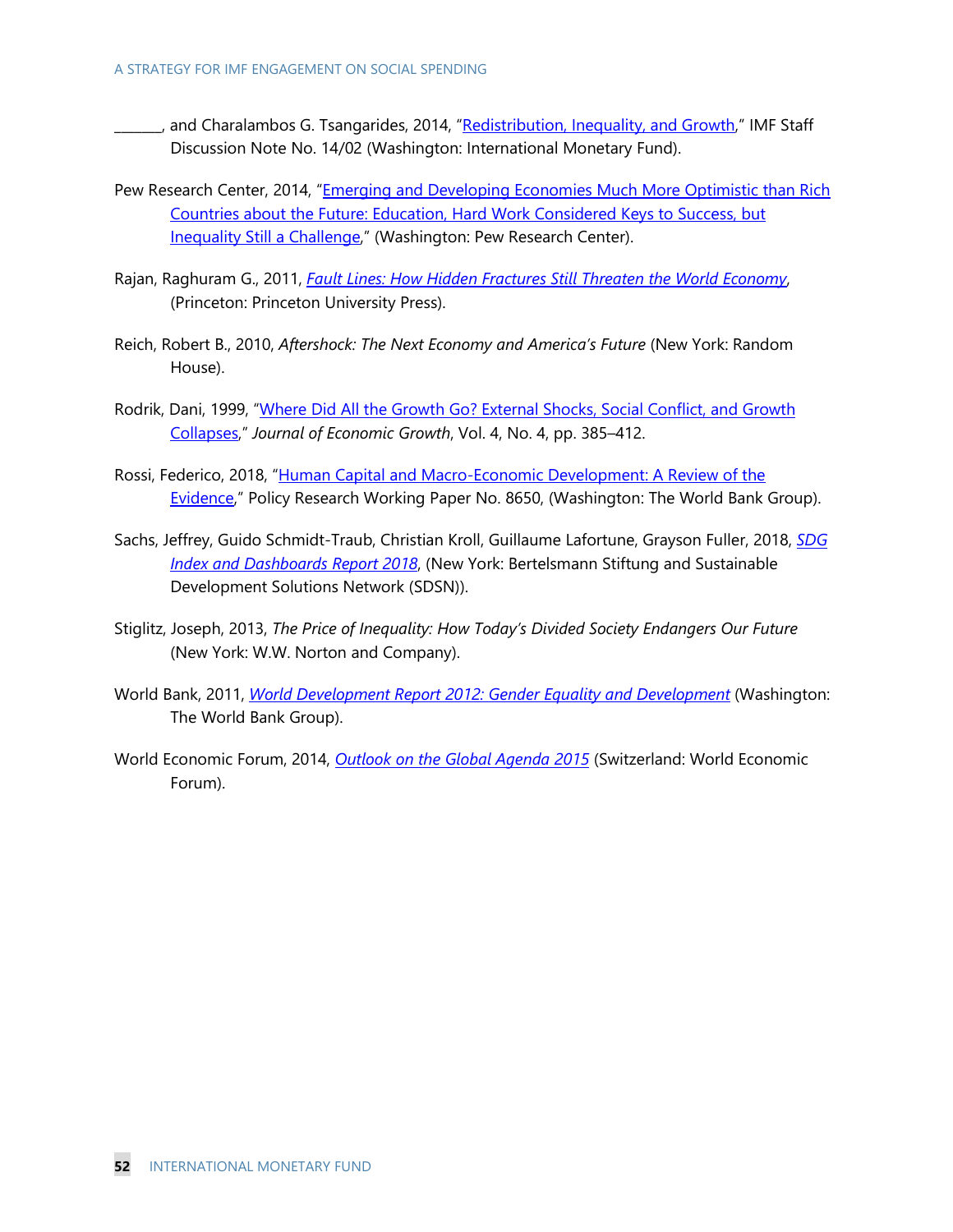_______, and Charalambos G. Tsangarides, 2014, "Redistribution, Inequality, and Growth," IMF Staff Discussion Note No. 14/02 (Washington: International Monetary Fund).

Pew Research Center, 2014, "Emerging and Developing Economies Much More Optimistic than Rich Countries about the Future: Education, Hard Work Considered Keys to Success, but Inequality Still a Challenge," (Washington: Pew Research Center).

Rajan, Raghuram G., 2011, *Fault Lines: How Hidden Fractures Still Threaten the World Economy*, (Princeton: Princeton University Press).

Reich, Robert B., 2010, *Aftershock: The Next Economy and America's Future* (New York: Random House).

Rodrik, Dani, 1999, "Where Did All the Growth Go? External Shocks, Social Conflict, and Growth Collapses," *Journal of Economic Growth*, Vol. 4, No. 4, pp. 385–412.

Rossi, Federico, 2018, "Human Capital and Macro-Economic Development: A Review of the Evidence," Policy Research Working Paper No. 8650, (Washington: The World Bank Group).

Sachs, Jeffrey, Guido Schmidt-Traub, Christian Kroll, Guillaume Lafortune, Grayson Fuller, 2018, *SDG Index and Dashboards Report 2018*, (New York: Bertelsmann Stiftung and Sustainable Development Solutions Network (SDSN)).

Stiglitz, Joseph, 2013, *The Price of Inequality: How Today's Divided Society Endangers Our Future* (New York: W.W. Norton and Company).

World Bank, 2011, *World Development Report 2012: Gender Equality and Development* (Washington: The World Bank Group).

World Economic Forum, 2014, *Outlook on the Global Agenda 2015* (Switzerland: World Economic Forum).